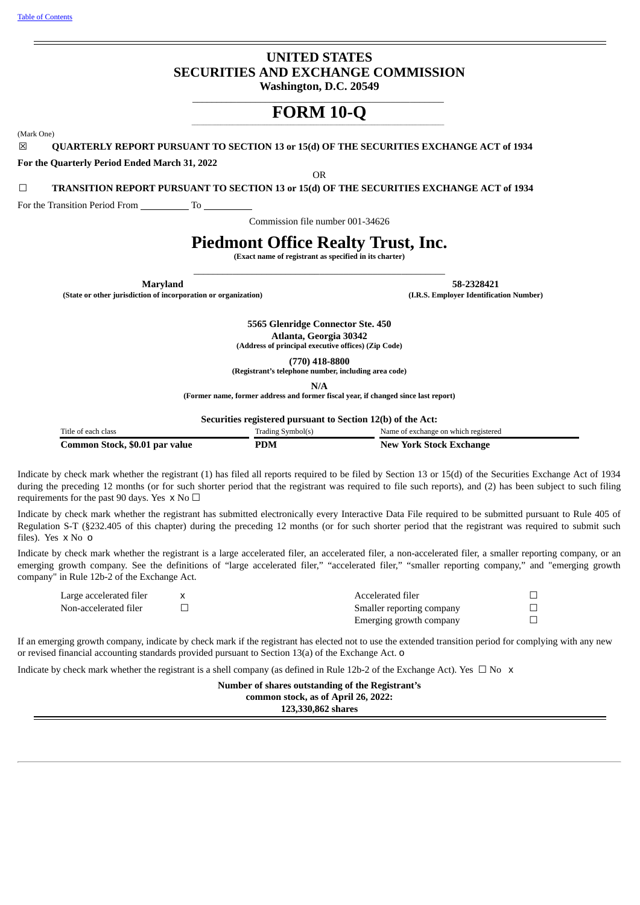# UNITED STATES
# SECURITIES AND EXCHANGE COMMISSION
**Washington, D.C. 20549**

# FORM 10-Q

(Mark One)

☒ **QUARTERLY REPORT PURSUANT TO SECTION 13 or 15(d) OF THE SECURITIES EXCHANGE ACT of 1934**

**For the Quarterly Period Ended March 31, 2022**

OR

☐ **TRANSITION REPORT PURSUANT TO SECTION 13 or 15(d) OF THE SECURITIES EXCHANGE ACT of 1934**

For the Transition Period From __________ To __________

Commission file number 001-34626

# Piedmont Office Realty Trust, Inc.
**(Exact name of registrant as specified in its charter)**

| **Maryland** | **58-2328421** |
|---|---|
| **(State or other jurisdiction of incorporation or organization)** | **(I.R.S. Employer Identification Number)** |

**5565 Glenridge Connector Ste. 450**
**Atlanta, Georgia 30342**
**(Address of principal executive offices) (Zip Code)**

**(770) 418-8800**
**(Registrant's telephone number, including area code)**

**N/A**
**(Former name, former address and former fiscal year, if changed since last report)**

**Securities registered pursuant to Section 12(b) of the Act:**

| Title of each class | Trading Symbol(s) | Name of exchange on which registered |
|---|---|---|
| **Common Stock, $0.01 par value** | **PDM** | **New York Stock Exchange** |

Indicate by check mark whether the registrant (1) has filed all reports required to be filed by Section 13 or 15(d) of the Securities Exchange Act of 1934 during the preceding 12 months (or for such shorter period that the registrant was required to file such reports), and (2) has been subject to such filing requirements for the past 90 days. Yes x No ☐

Indicate by check mark whether the registrant has submitted electronically every Interactive Data File required to be submitted pursuant to Rule 405 of Regulation S-T (§232.405 of this chapter) during the preceding 12 months (or for such shorter period that the registrant was required to submit such files). Yes x No o

Indicate by check mark whether the registrant is a large accelerated filer, an accelerated filer, a non-accelerated filer, a smaller reporting company, or an emerging growth company. See the definitions of "large accelerated filer," "accelerated filer," "smaller reporting company," and "emerging growth company" in Rule 12b-2 of the Exchange Act.

| | | | |
|---|---|---|---|
| Large accelerated filer | x | Accelerated filer | ☐ |
| Non-accelerated filer | ☐ | Smaller reporting company | ☐ |
| | | Emerging growth company | ☐ |

If an emerging growth company, indicate by check mark if the registrant has elected not to use the extended transition period for complying with any new or revised financial accounting standards provided pursuant to Section 13(a) of the Exchange Act. o

Indicate by check mark whether the registrant is a shell company (as defined in Rule 12b-2 of the Exchange Act). Yes ☐ No x

**Number of shares outstanding of the Registrant's**
**common stock, as of April 26, 2022:**
**123,330,862 shares**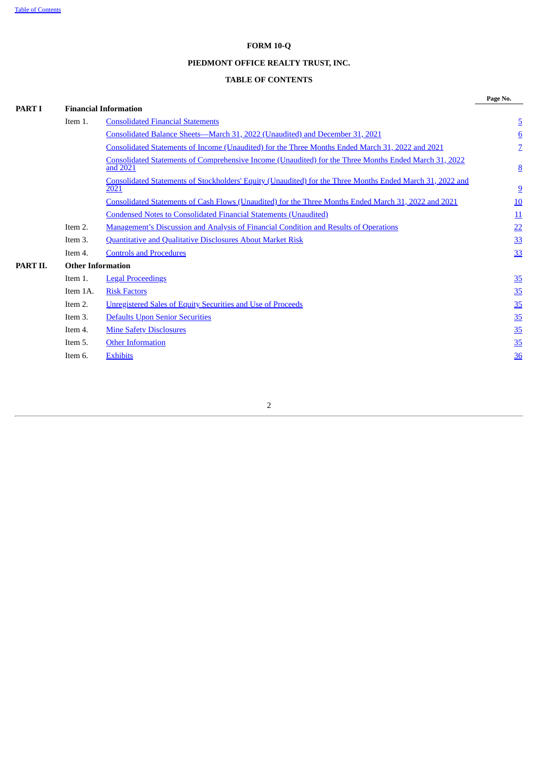**FORM 10-Q**

**PIEDMONT OFFICE REALTY TRUST, INC.**

**TABLE OF CONTENTS**

| | | | Page No. |
|---|---|---|---|
| **PART I** | **Financial Information** | | |
| | Item 1. | Consolidated Financial Statements | 5 |
| | | Consolidated Balance Sheets—March 31, 2022 (Unaudited) and December 31, 2021 | 6 |
| | | Consolidated Statements of Income (Unaudited) for the Three Months Ended March 31, 2022 and 2021 | 7 |
| | | Consolidated Statements of Comprehensive Income (Unaudited) for the Three Months Ended March 31, 2022 and 2021 | 8 |
| | | Consolidated Statements of Stockholders' Equity (Unaudited) for the Three Months Ended March 31, 2022 and 2021 | 9 |
| | | Consolidated Statements of Cash Flows (Unaudited) for the Three Months Ended March 31, 2022 and 2021 | 10 |
| | | Condensed Notes to Consolidated Financial Statements (Unaudited) | 11 |
| | Item 2. | Management's Discussion and Analysis of Financial Condition and Results of Operations | 22 |
| | Item 3. | Quantitative and Qualitative Disclosures About Market Risk | 33 |
| | Item 4. | Controls and Procedures | 33 |
| **PART II.** | **Other Information** | | |
| | Item 1. | Legal Proceedings | 35 |
| | Item 1A. | Risk Factors | 35 |
| | Item 2. | Unregistered Sales of Equity Securities and Use of Proceeds | 35 |
| | Item 3. | Defaults Upon Senior Securities | 35 |
| | Item 4. | Mine Safety Disclosures | 35 |
| | Item 5. | Other Information | 35 |
| | Item 6. | Exhibits | 36 |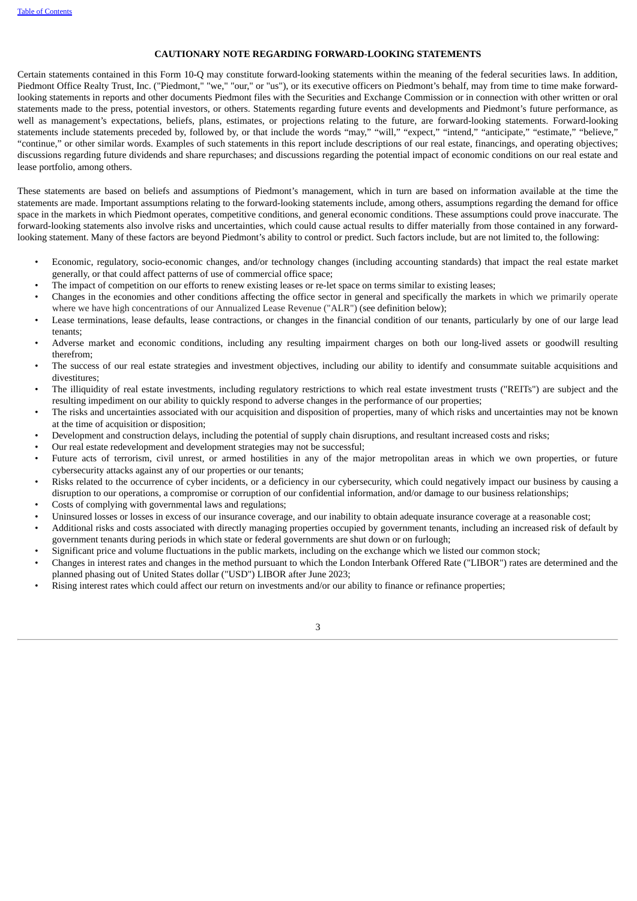**CAUTIONARY NOTE REGARDING FORWARD-LOOKING STATEMENTS**

Certain statements contained in this Form 10-Q may constitute forward-looking statements within the meaning of the federal securities laws. In addition, Piedmont Office Realty Trust, Inc. ("Piedmont," "we," "our," or "us"), or its executive officers on Piedmont's behalf, may from time to time make forward-looking statements in reports and other documents Piedmont files with the Securities and Exchange Commission or in connection with other written or oral statements made to the press, potential investors, or others. Statements regarding future events and developments and Piedmont's future performance, as well as management's expectations, beliefs, plans, estimates, or projections relating to the future, are forward-looking statements. Forward-looking statements include statements preceded by, followed by, or that include the words "may," "will," "expect," "intend," "anticipate," "estimate," "believe," "continue," or other similar words. Examples of such statements in this report include descriptions of our real estate, financings, and operating objectives; discussions regarding future dividends and share repurchases; and discussions regarding the potential impact of economic conditions on our real estate and lease portfolio, among others.

These statements are based on beliefs and assumptions of Piedmont's management, which in turn are based on information available at the time the statements are made. Important assumptions relating to the forward-looking statements include, among others, assumptions regarding the demand for office space in the markets in which Piedmont operates, competitive conditions, and general economic conditions. These assumptions could prove inaccurate. The forward-looking statements also involve risks and uncertainties, which could cause actual results to differ materially from those contained in any forward-looking statement. Many of these factors are beyond Piedmont's ability to control or predict. Such factors include, but are not limited to, the following:

- Economic, regulatory, socio-economic changes, and/or technology changes (including accounting standards) that impact the real estate market generally, or that could affect patterns of use of commercial office space;
- The impact of competition on our efforts to renew existing leases or re-let space on terms similar to existing leases;
- Changes in the economies and other conditions affecting the office sector in general and specifically the markets in which we primarily operate where we have high concentrations of our Annualized Lease Revenue ("ALR") (see definition below);
- Lease terminations, lease defaults, lease contractions, or changes in the financial condition of our tenants, particularly by one of our large lead tenants;
- Adverse market and economic conditions, including any resulting impairment charges on both our long-lived assets or goodwill resulting therefrom;
- The success of our real estate strategies and investment objectives, including our ability to identify and consummate suitable acquisitions and divestitures;
- The illiquidity of real estate investments, including regulatory restrictions to which real estate investment trusts ("REITs") are subject and the resulting impediment on our ability to quickly respond to adverse changes in the performance of our properties;
- The risks and uncertainties associated with our acquisition and disposition of properties, many of which risks and uncertainties may not be known at the time of acquisition or disposition;
- Development and construction delays, including the potential of supply chain disruptions, and resultant increased costs and risks;
- Our real estate redevelopment and development strategies may not be successful;
- Future acts of terrorism, civil unrest, or armed hostilities in any of the major metropolitan areas in which we own properties, or future cybersecurity attacks against any of our properties or our tenants;
- Risks related to the occurrence of cyber incidents, or a deficiency in our cybersecurity, which could negatively impact our business by causing a disruption to our operations, a compromise or corruption of our confidential information, and/or damage to our business relationships;
- Costs of complying with governmental laws and regulations;
- Uninsured losses or losses in excess of our insurance coverage, and our inability to obtain adequate insurance coverage at a reasonable cost;
- Additional risks and costs associated with directly managing properties occupied by government tenants, including an increased risk of default by government tenants during periods in which state or federal governments are shut down or on furlough;
- Significant price and volume fluctuations in the public markets, including on the exchange which we listed our common stock;
- Changes in interest rates and changes in the method pursuant to which the London Interbank Offered Rate ("LIBOR") rates are determined and the planned phasing out of United States dollar ("USD") LIBOR after June 2023;
- Rising interest rates which could affect our return on investments and/or our ability to finance or refinance properties;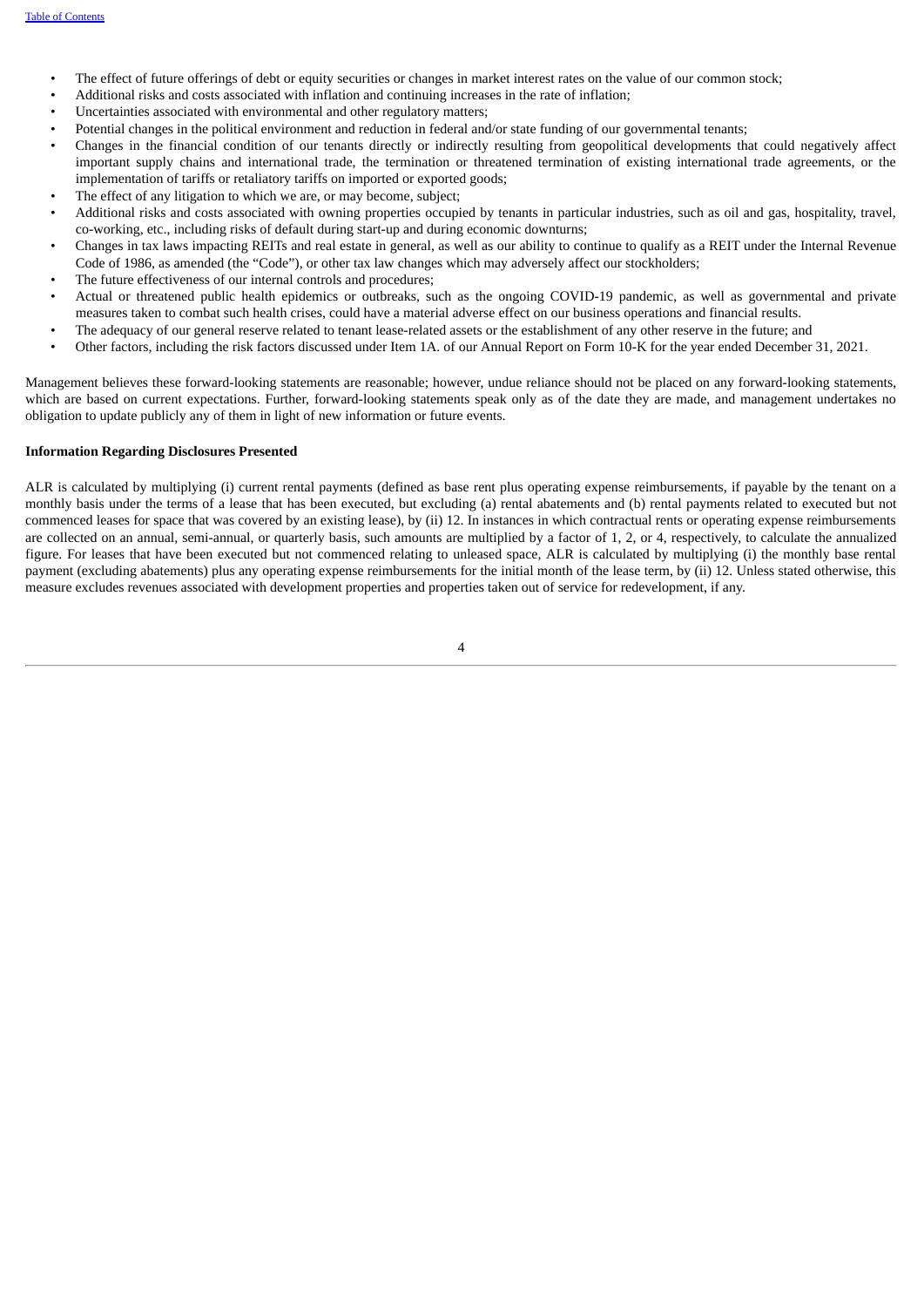- The effect of future offerings of debt or equity securities or changes in market interest rates on the value of our common stock;
- Additional risks and costs associated with inflation and continuing increases in the rate of inflation;
- Uncertainties associated with environmental and other regulatory matters;
- Potential changes in the political environment and reduction in federal and/or state funding of our governmental tenants;
- Changes in the financial condition of our tenants directly or indirectly resulting from geopolitical developments that could negatively affect important supply chains and international trade, the termination or threatened termination of existing international trade agreements, or the implementation of tariffs or retaliatory tariffs on imported or exported goods;
- The effect of any litigation to which we are, or may become, subject;
- Additional risks and costs associated with owning properties occupied by tenants in particular industries, such as oil and gas, hospitality, travel, co-working, etc., including risks of default during start-up and during economic downturns;
- Changes in tax laws impacting REITs and real estate in general, as well as our ability to continue to qualify as a REIT under the Internal Revenue Code of 1986, as amended (the "Code"), or other tax law changes which may adversely affect our stockholders;
- The future effectiveness of our internal controls and procedures;
- Actual or threatened public health epidemics or outbreaks, such as the ongoing COVID-19 pandemic, as well as governmental and private measures taken to combat such health crises, could have a material adverse effect on our business operations and financial results.
- The adequacy of our general reserve related to tenant lease-related assets or the establishment of any other reserve in the future; and
- Other factors, including the risk factors discussed under Item 1A. of our Annual Report on Form 10-K for the year ended December 31, 2021.

Management believes these forward-looking statements are reasonable; however, undue reliance should not be placed on any forward-looking statements, which are based on current expectations. Further, forward-looking statements speak only as of the date they are made, and management undertakes no obligation to update publicly any of them in light of new information or future events.

**Information Regarding Disclosures Presented**

ALR is calculated by multiplying (i) current rental payments (defined as base rent plus operating expense reimbursements, if payable by the tenant on a monthly basis under the terms of a lease that has been executed, but excluding (a) rental abatements and (b) rental payments related to executed but not commenced leases for space that was covered by an existing lease), by (ii) 12. In instances in which contractual rents or operating expense reimbursements are collected on an annual, semi-annual, or quarterly basis, such amounts are multiplied by a factor of 1, 2, or 4, respectively, to calculate the annualized figure. For leases that have been executed but not commenced relating to unleased space, ALR is calculated by multiplying (i) the monthly base rental payment (excluding abatements) plus any operating expense reimbursements for the initial month of the lease term, by (ii) 12. Unless stated otherwise, this measure excludes revenues associated with development properties and properties taken out of service for redevelopment, if any.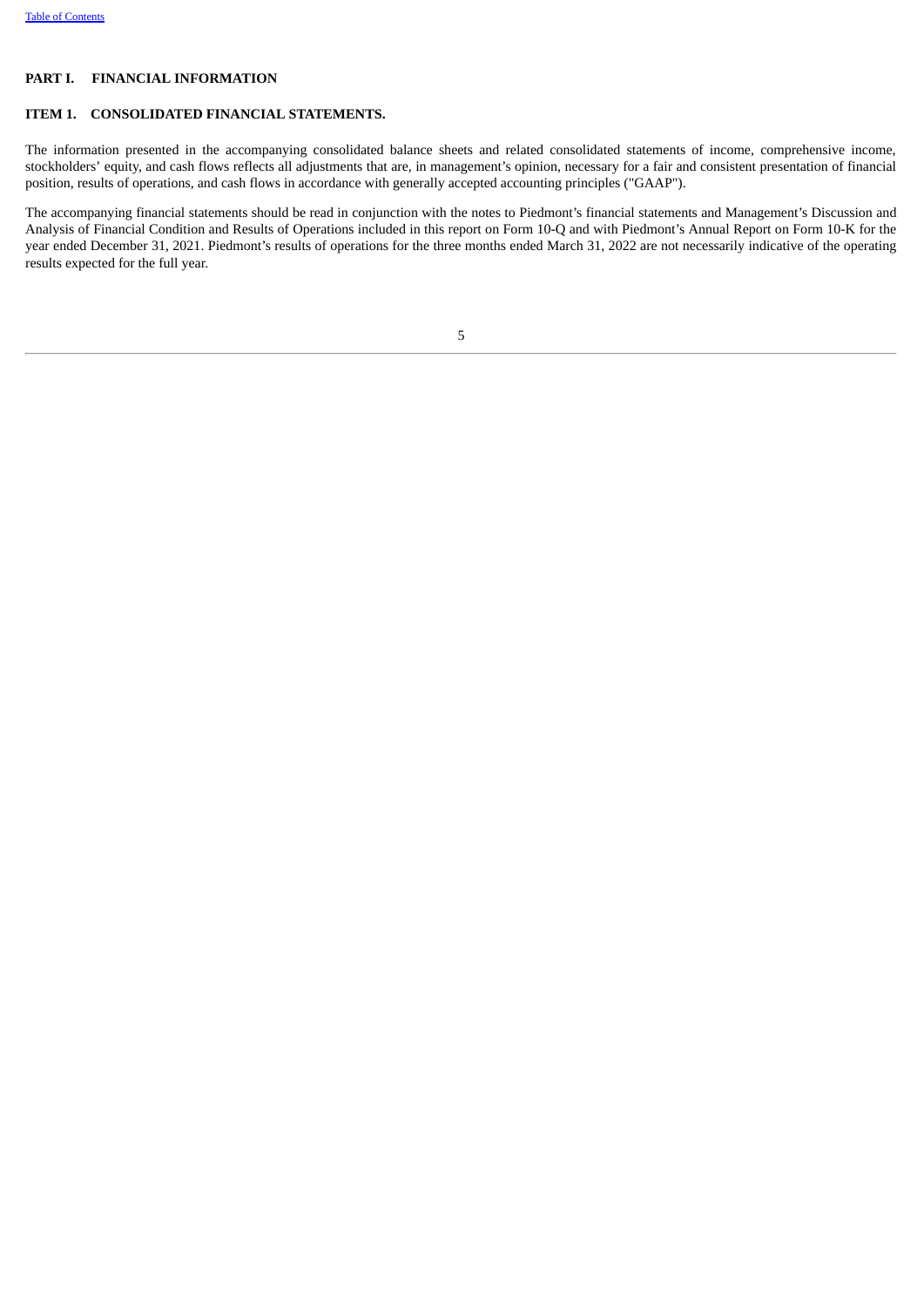## PART I. FINANCIAL INFORMATION

### ITEM 1. CONSOLIDATED FINANCIAL STATEMENTS.

The information presented in the accompanying consolidated balance sheets and related consolidated statements of income, comprehensive income, stockholders' equity, and cash flows reflects all adjustments that are, in management's opinion, necessary for a fair and consistent presentation of financial position, results of operations, and cash flows in accordance with generally accepted accounting principles ("GAAP").

The accompanying financial statements should be read in conjunction with the notes to Piedmont's financial statements and Management's Discussion and Analysis of Financial Condition and Results of Operations included in this report on Form 10-Q and with Piedmont's Annual Report on Form 10-K for the year ended December 31, 2021. Piedmont's results of operations for the three months ended March 31, 2022 are not necessarily indicative of the operating results expected for the full year.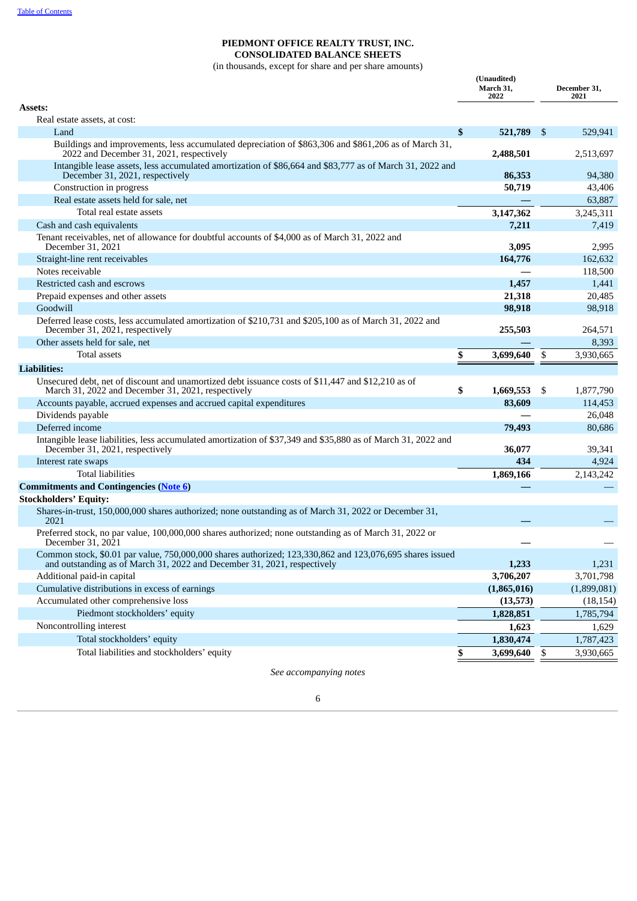# PIEDMONT OFFICE REALTY TRUST, INC.
## CONSOLIDATED BALANCE SHEETS
(in thousands, except for share and per share amounts)

| | (Unaudited) March 31, 2022 | December 31, 2021 |
|---|---|---|
| **Assets:** | | |
| Real estate assets, at cost: | | |
| Land | $ 521,789 | $ 529,941 |
| Buildings and improvements, less accumulated depreciation of $863,306 and $861,206 as of March 31, 2022 and December 31, 2021, respectively | 2,488,501 | 2,513,697 |
| Intangible lease assets, less accumulated amortization of $86,664 and $83,777 as of March 31, 2022 and December 31, 2021, respectively | 86,353 | 94,380 |
| Construction in progress | 50,719 | 43,406 |
| Real estate assets held for sale, net | — | 63,887 |
| Total real estate assets | 3,147,362 | 3,245,311 |
| Cash and cash equivalents | 7,211 | 7,419 |
| Tenant receivables, net of allowance for doubtful accounts of $4,000 as of March 31, 2022 and December 31, 2021 | 3,095 | 2,995 |
| Straight-line rent receivables | 164,776 | 162,632 |
| Notes receivable | — | 118,500 |
| Restricted cash and escrows | 1,457 | 1,441 |
| Prepaid expenses and other assets | 21,318 | 20,485 |
| Goodwill | 98,918 | 98,918 |
| Deferred lease costs, less accumulated amortization of $210,731 and $205,100 as of March 31, 2022 and December 31, 2021, respectively | 255,503 | 264,571 |
| Other assets held for sale, net | — | 8,393 |
| Total assets | $ 3,699,640 | $ 3,930,665 |
| **Liabilities:** | | |
| Unsecured debt, net of discount and unamortized debt issuance costs of $11,447 and $12,210 as of March 31, 2022 and December 31, 2021, respectively | $ 1,669,553 | $ 1,877,790 |
| Accounts payable, accrued expenses and accrued capital expenditures | 83,609 | 114,453 |
| Dividends payable | — | 26,048 |
| Deferred income | 79,493 | 80,686 |
| Intangible lease liabilities, less accumulated amortization of $37,349 and $35,880 as of March 31, 2022 and December 31, 2021, respectively | 36,077 | 39,341 |
| Interest rate swaps | 434 | 4,924 |
| Total liabilities | 1,869,166 | 2,143,242 |
| **Commitments and Contingencies (Note 6)** | — | — |
| **Stockholders' Equity:** | | |
| Shares-in-trust, 150,000,000 shares authorized; none outstanding as of March 31, 2022 or December 31, 2021 | — | — |
| Preferred stock, no par value, 100,000,000 shares authorized; none outstanding as of March 31, 2022 or December 31, 2021 | — | — |
| Common stock, $0.01 par value, 750,000,000 shares authorized; 123,330,862 and 123,076,695 shares issued and outstanding as of March 31, 2022 and December 31, 2021, respectively | 1,233 | 1,231 |
| Additional paid-in capital | 3,706,207 | 3,701,798 |
| Cumulative distributions in excess of earnings | (1,865,016) | (1,899,081) |
| Accumulated other comprehensive loss | (13,573) | (18,154) |
| Piedmont stockholders' equity | 1,828,851 | 1,785,794 |
| Noncontrolling interest | 1,623 | 1,629 |
| Total stockholders' equity | 1,830,474 | 1,787,423 |
| Total liabilities and stockholders' equity | $ 3,699,640 | $ 3,930,665 |

*See accompanying notes*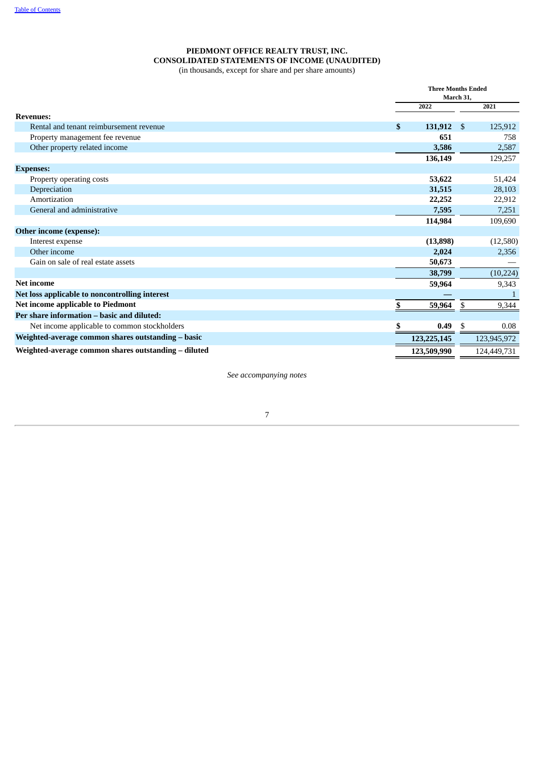# PIEDMONT OFFICE REALTY TRUST, INC.
# CONSOLIDATED STATEMENTS OF INCOME (UNAUDITED)

(in thousands, except for share and per share amounts)

| | Three Months Ended March 31, | |
|---|---|---|
| | **2022** | **2021** |
| **Revenues:** | | |
| Rental and tenant reimbursement revenue | **$ 131,912** | $ 125,912 |
| Property management fee revenue | **651** | 758 |
| Other property related income | **3,586** | 2,587 |
| | **136,149** | 129,257 |
| **Expenses:** | | |
| Property operating costs | **53,622** | 51,424 |
| Depreciation | **31,515** | 28,103 |
| Amortization | **22,252** | 22,912 |
| General and administrative | **7,595** | 7,251 |
| | **114,984** | 109,690 |
| **Other income (expense):** | | |
| Interest expense | **(13,898)** | (12,580) |
| Other income | **2,024** | 2,356 |
| Gain on sale of real estate assets | **50,673** | — |
| | **38,799** | (10,224) |
| **Net income** | **59,964** | 9,343 |
| **Net loss applicable to noncontrolling interest** | **—** | 1 |
| **Net income applicable to Piedmont** | **$ 59,964** | $ 9,344 |
| **Per share information – basic and diluted:** | | |
| Net income applicable to common stockholders | **$ 0.49** | $ 0.08 |
| **Weighted-average common shares outstanding – basic** | **123,225,145** | 123,945,972 |
| **Weighted-average common shares outstanding – diluted** | **123,509,990** | 124,449,731 |

*See accompanying notes*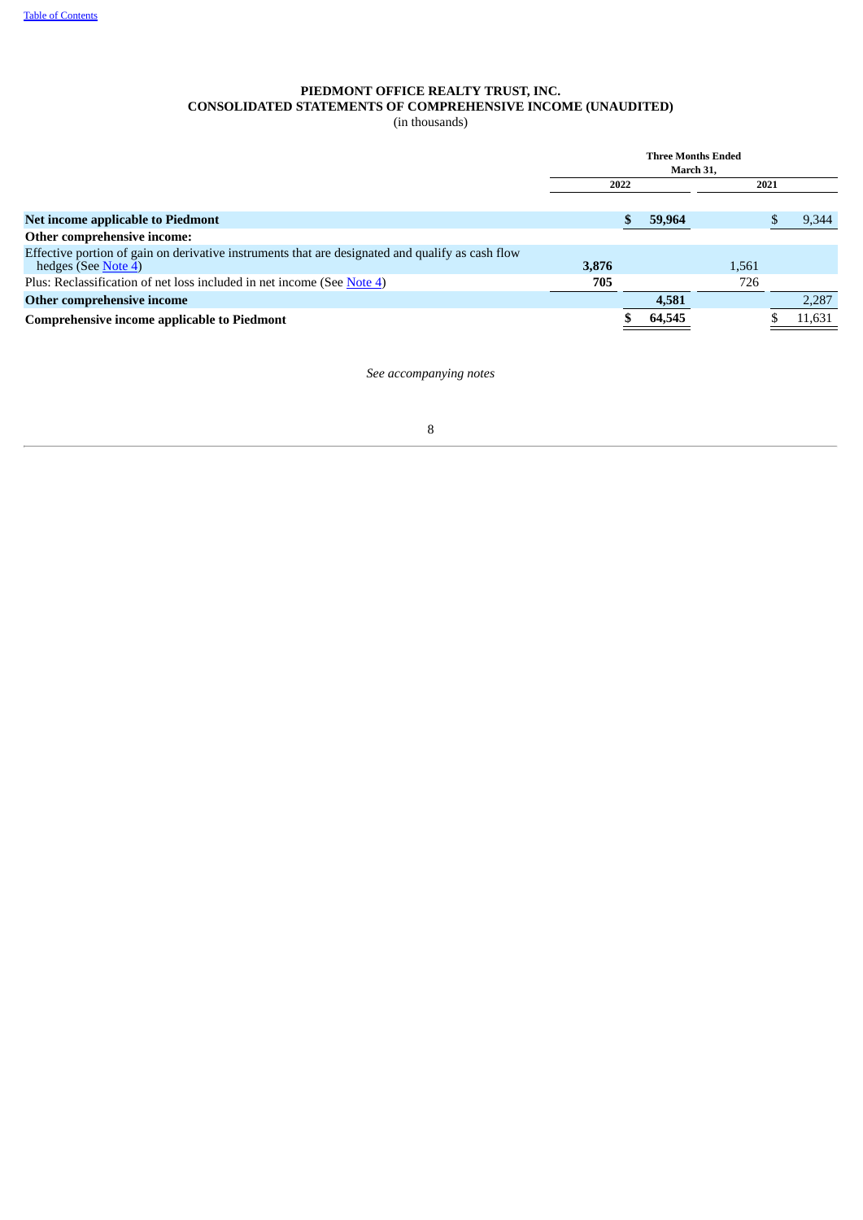**PIEDMONT OFFICE REALTY TRUST, INC.**
**CONSOLIDATED STATEMENTS OF COMPREHENSIVE INCOME (UNAUDITED)**
(in thousands)

| | Three Months Ended March 31, | | | |
|---|---|---|---|---|
| | 2022 | | 2021 | |
| **Net income applicable to Piedmont** | | **$ 59,964** | | $ 9,344 |
| **Other comprehensive income:** | | | | |
| Effective portion of gain on derivative instruments that are designated and qualify as cash flow hedges (See Note 4) | **3,876** | | 1,561 | |
| Plus: Reclassification of net loss included in net income (See Note 4) | **705** | | 726 | |
| **Other comprehensive income** | | **4,581** | | 2,287 |
| **Comprehensive income applicable to Piedmont** | | **$ 64,545** | | $ 11,631 |

*See accompanying notes*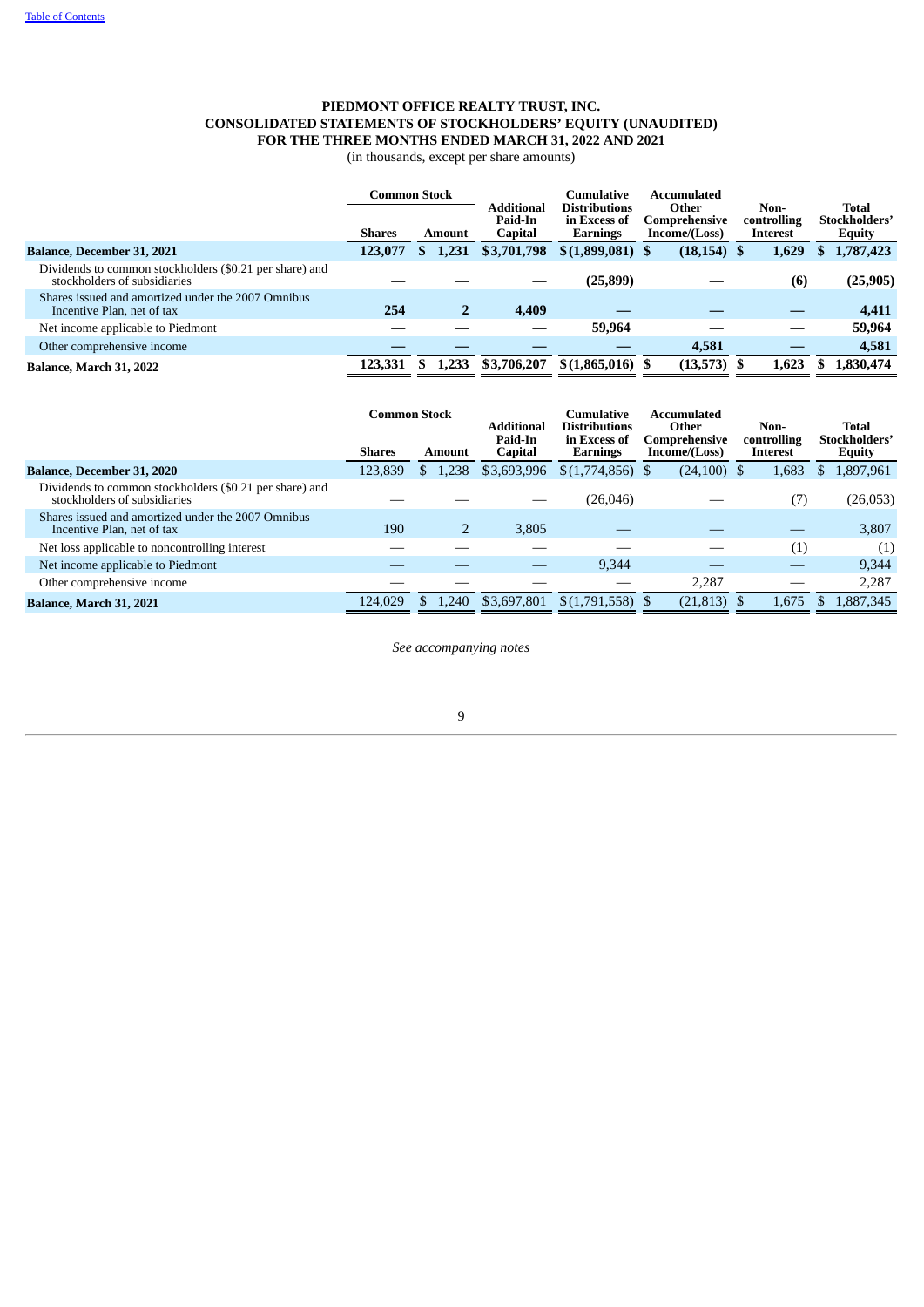**PIEDMONT OFFICE REALTY TRUST, INC.**
**CONSOLIDATED STATEMENTS OF STOCKHOLDERS' EQUITY (UNAUDITED)**
**FOR THE THREE MONTHS ENDED MARCH 31, 2022 AND 2021**
(in thousands, except per share amounts)

| | Common Stock | | Additional Paid-In Capital | Cumulative Distributions in Excess of Earnings | Accumulated Other Comprehensive Income/(Loss) | Non-controlling Interest | Total Stockholders' Equity |
|---|---|---|---|---|---|---|---|
| | Shares | Amount | | | | | |
| **Balance, December 31, 2021** | **123,077** | **$ 1,231** | **$3,701,798** | **$(1,899,081)** | **$ (18,154)** | **$ 1,629** | **$ 1,787,423** |
| Dividends to common stockholders ($0.21 per share) and stockholders of subsidiaries | **—** | **—** | **—** | **(25,899)** | **—** | **(6)** | **(25,905)** |
| Shares issued and amortized under the 2007 Omnibus Incentive Plan, net of tax | **254** | **2** | **4,409** | **—** | **—** | **—** | **4,411** |
| Net income applicable to Piedmont | **—** | **—** | **—** | **59,964** | **—** | **—** | **59,964** |
| Other comprehensive income | **—** | **—** | **—** | **—** | **4,581** | **—** | **4,581** |
| **Balance, March 31, 2022** | **123,331** | **$ 1,233** | **$3,706,207** | **$(1,865,016)** | **$ (13,573)** | **$ 1,623** | **$ 1,830,474** |

| | Common Stock | | Additional Paid-In Capital | Cumulative Distributions in Excess of Earnings | Accumulated Other Comprehensive Income/(Loss) | Non-controlling Interest | Total Stockholders' Equity |
|---|---|---|---|---|---|---|---|
| | Shares | Amount | | | | | |
| **Balance, December 31, 2020** | 123,839 | $ 1,238 | $3,693,996 | $(1,774,856) | $ (24,100) | $ 1,683 | $ 1,897,961 |
| Dividends to common stockholders ($0.21 per share) and stockholders of subsidiaries | — | — | — | (26,046) | — | (7) | (26,053) |
| Shares issued and amortized under the 2007 Omnibus Incentive Plan, net of tax | 190 | 2 | 3,805 | — | — | — | 3,807 |
| Net loss applicable to noncontrolling interest | — | — | — | — | — | (1) | (1) |
| Net income applicable to Piedmont | — | — | — | 9,344 | — | — | 9,344 |
| Other comprehensive income | — | — | — | — | 2,287 | — | 2,287 |
| **Balance, March 31, 2021** | 124,029 | $ 1,240 | $3,697,801 | $(1,791,558) | $ (21,813) | $ 1,675 | $ 1,887,345 |

*See accompanying notes*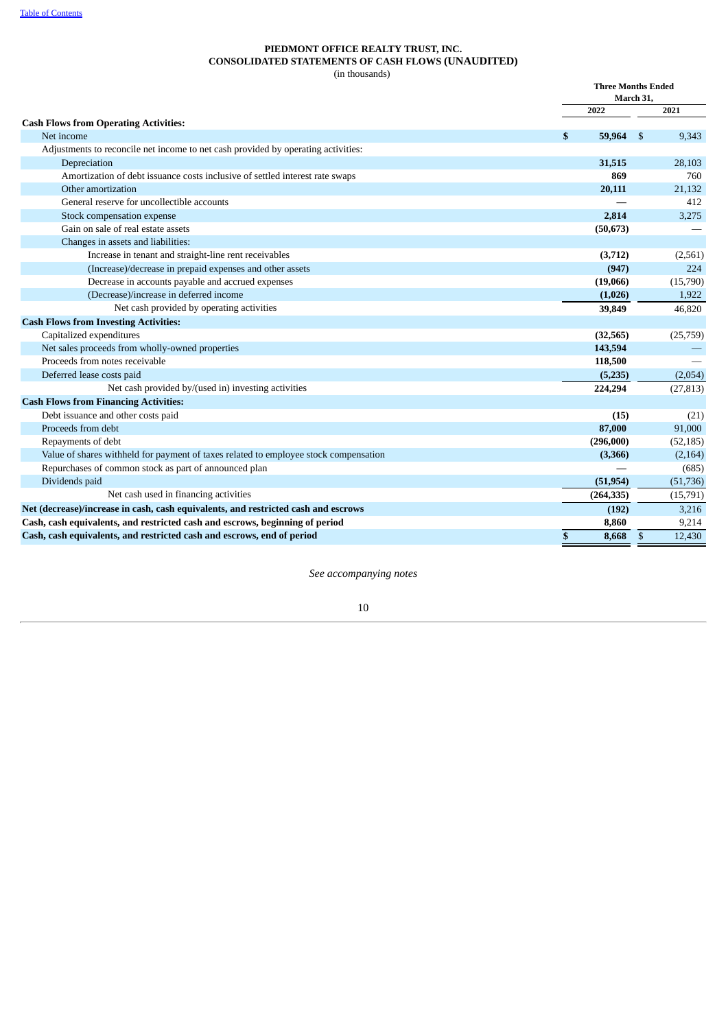[Table of Contents](#)

# PIEDMONT OFFICE REALTY TRUST, INC.
## CONSOLIDATED STATEMENTS OF CASH FLOWS (UNAUDITED)
(in thousands)

| | Three Months Ended March 31, 2022 | Three Months Ended March 31, 2021 |
|---|---|---|
| **Cash Flows from Operating Activities:** | | |
| Net income | **$ 59,964** | $ 9,343 |
| Adjustments to reconcile net income to net cash provided by operating activities: | | |
| Depreciation | **31,515** | 28,103 |
| Amortization of debt issuance costs inclusive of settled interest rate swaps | **869** | 760 |
| Other amortization | **20,111** | 21,132 |
| General reserve for uncollectible accounts | **—** | 412 |
| Stock compensation expense | **2,814** | 3,275 |
| Gain on sale of real estate assets | **(50,673)** | — |
| Changes in assets and liabilities: | | |
| Increase in tenant and straight-line rent receivables | **(3,712)** | (2,561) |
| (Increase)/decrease in prepaid expenses and other assets | **(947)** | 224 |
| Decrease in accounts payable and accrued expenses | **(19,066)** | (15,790) |
| (Decrease)/increase in deferred income | **(1,026)** | 1,922 |
| Net cash provided by operating activities | **39,849** | 46,820 |
| **Cash Flows from Investing Activities:** | | |
| Capitalized expenditures | **(32,565)** | (25,759) |
| Net sales proceeds from wholly-owned properties | **143,594** | — |
| Proceeds from notes receivable | **118,500** | — |
| Deferred lease costs paid | **(5,235)** | (2,054) |
| Net cash provided by/(used in) investing activities | **224,294** | (27,813) |
| **Cash Flows from Financing Activities:** | | |
| Debt issuance and other costs paid | **(15)** | (21) |
| Proceeds from debt | **87,000** | 91,000 |
| Repayments of debt | **(296,000)** | (52,185) |
| Value of shares withheld for payment of taxes related to employee stock compensation | **(3,366)** | (2,164) |
| Repurchases of common stock as part of announced plan | **—** | (685) |
| Dividends paid | **(51,954)** | (51,736) |
| Net cash used in financing activities | **(264,335)** | (15,791) |
| **Net (decrease)/increase in cash, cash equivalents, and restricted cash and escrows** | **(192)** | 3,216 |
| **Cash, cash equivalents, and restricted cash and escrows, beginning of period** | **8,860** | 9,214 |
| **Cash, cash equivalents, and restricted cash and escrows, end of period** | **$ 8,668** | $ 12,430 |

*See accompanying notes*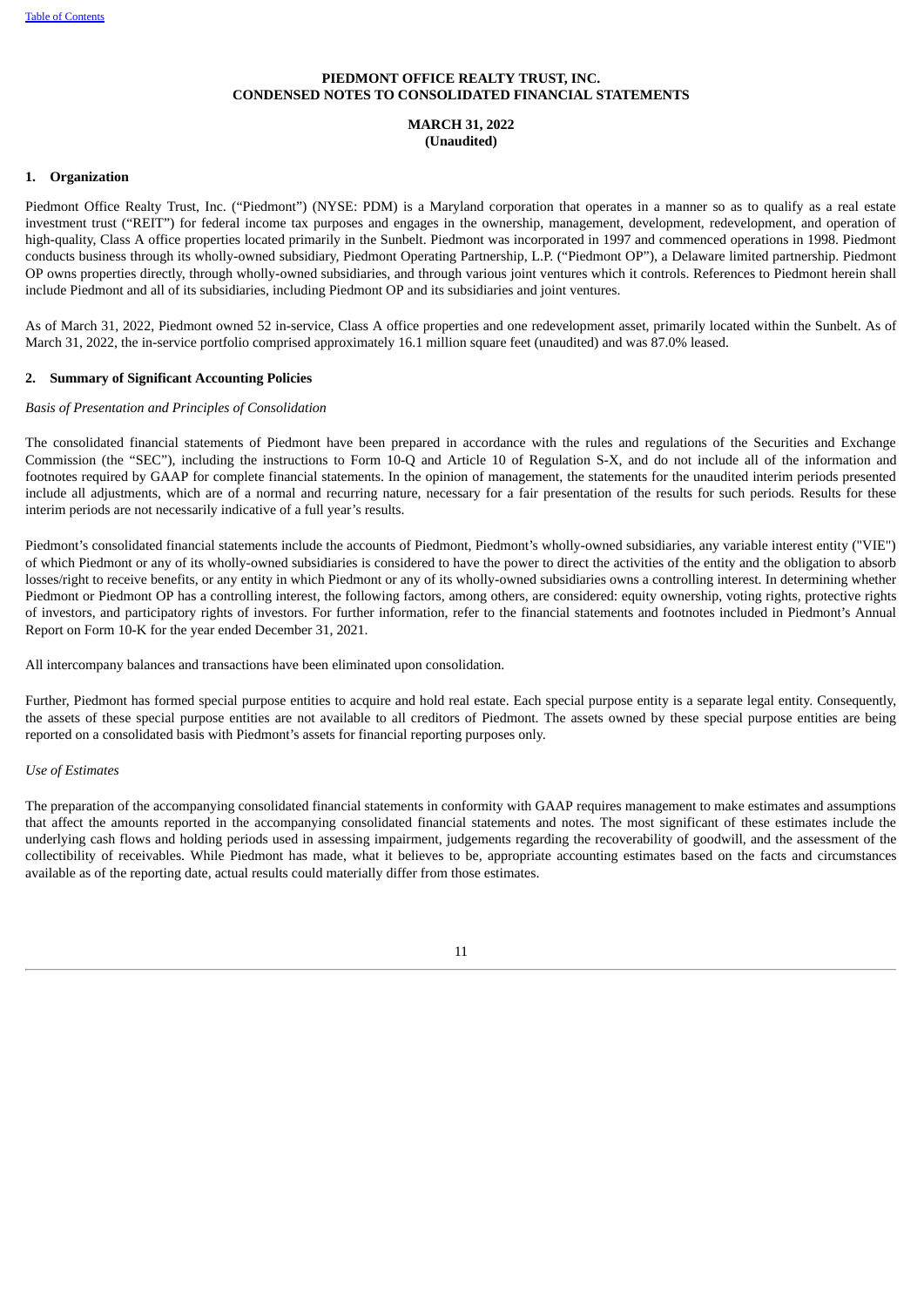**PIEDMONT OFFICE REALTY TRUST, INC.**
**CONDENSED NOTES TO CONSOLIDATED FINANCIAL STATEMENTS**

**MARCH 31, 2022**
**(Unaudited)**

## 1. Organization

Piedmont Office Realty Trust, Inc. ("Piedmont") (NYSE: PDM) is a Maryland corporation that operates in a manner so as to qualify as a real estate investment trust ("REIT") for federal income tax purposes and engages in the ownership, management, development, redevelopment, and operation of high-quality, Class A office properties located primarily in the Sunbelt. Piedmont was incorporated in 1997 and commenced operations in 1998. Piedmont conducts business through its wholly-owned subsidiary, Piedmont Operating Partnership, L.P. ("Piedmont OP"), a Delaware limited partnership. Piedmont OP owns properties directly, through wholly-owned subsidiaries, and through various joint ventures which it controls. References to Piedmont herein shall include Piedmont and all of its subsidiaries, including Piedmont OP and its subsidiaries and joint ventures.

As of March 31, 2022, Piedmont owned 52 in-service, Class A office properties and one redevelopment asset, primarily located within the Sunbelt. As of March 31, 2022, the in-service portfolio comprised approximately 16.1 million square feet (unaudited) and was 87.0% leased.

## 2. Summary of Significant Accounting Policies

*Basis of Presentation and Principles of Consolidation*

The consolidated financial statements of Piedmont have been prepared in accordance with the rules and regulations of the Securities and Exchange Commission (the "SEC"), including the instructions to Form 10-Q and Article 10 of Regulation S-X, and do not include all of the information and footnotes required by GAAP for complete financial statements. In the opinion of management, the statements for the unaudited interim periods presented include all adjustments, which are of a normal and recurring nature, necessary for a fair presentation of the results for such periods. Results for these interim periods are not necessarily indicative of a full year's results.

Piedmont's consolidated financial statements include the accounts of Piedmont, Piedmont's wholly-owned subsidiaries, any variable interest entity ("VIE") of which Piedmont or any of its wholly-owned subsidiaries is considered to have the power to direct the activities of the entity and the obligation to absorb losses/right to receive benefits, or any entity in which Piedmont or any of its wholly-owned subsidiaries owns a controlling interest. In determining whether Piedmont or Piedmont OP has a controlling interest, the following factors, among others, are considered: equity ownership, voting rights, protective rights of investors, and participatory rights of investors. For further information, refer to the financial statements and footnotes included in Piedmont's Annual Report on Form 10-K for the year ended December 31, 2021.

All intercompany balances and transactions have been eliminated upon consolidation.

Further, Piedmont has formed special purpose entities to acquire and hold real estate. Each special purpose entity is a separate legal entity. Consequently, the assets of these special purpose entities are not available to all creditors of Piedmont. The assets owned by these special purpose entities are being reported on a consolidated basis with Piedmont's assets for financial reporting purposes only.

*Use of Estimates*

The preparation of the accompanying consolidated financial statements in conformity with GAAP requires management to make estimates and assumptions that affect the amounts reported in the accompanying consolidated financial statements and notes. The most significant of these estimates include the underlying cash flows and holding periods used in assessing impairment, judgements regarding the recoverability of goodwill, and the assessment of the collectibility of receivables. While Piedmont has made, what it believes to be, appropriate accounting estimates based on the facts and circumstances available as of the reporting date, actual results could materially differ from those estimates.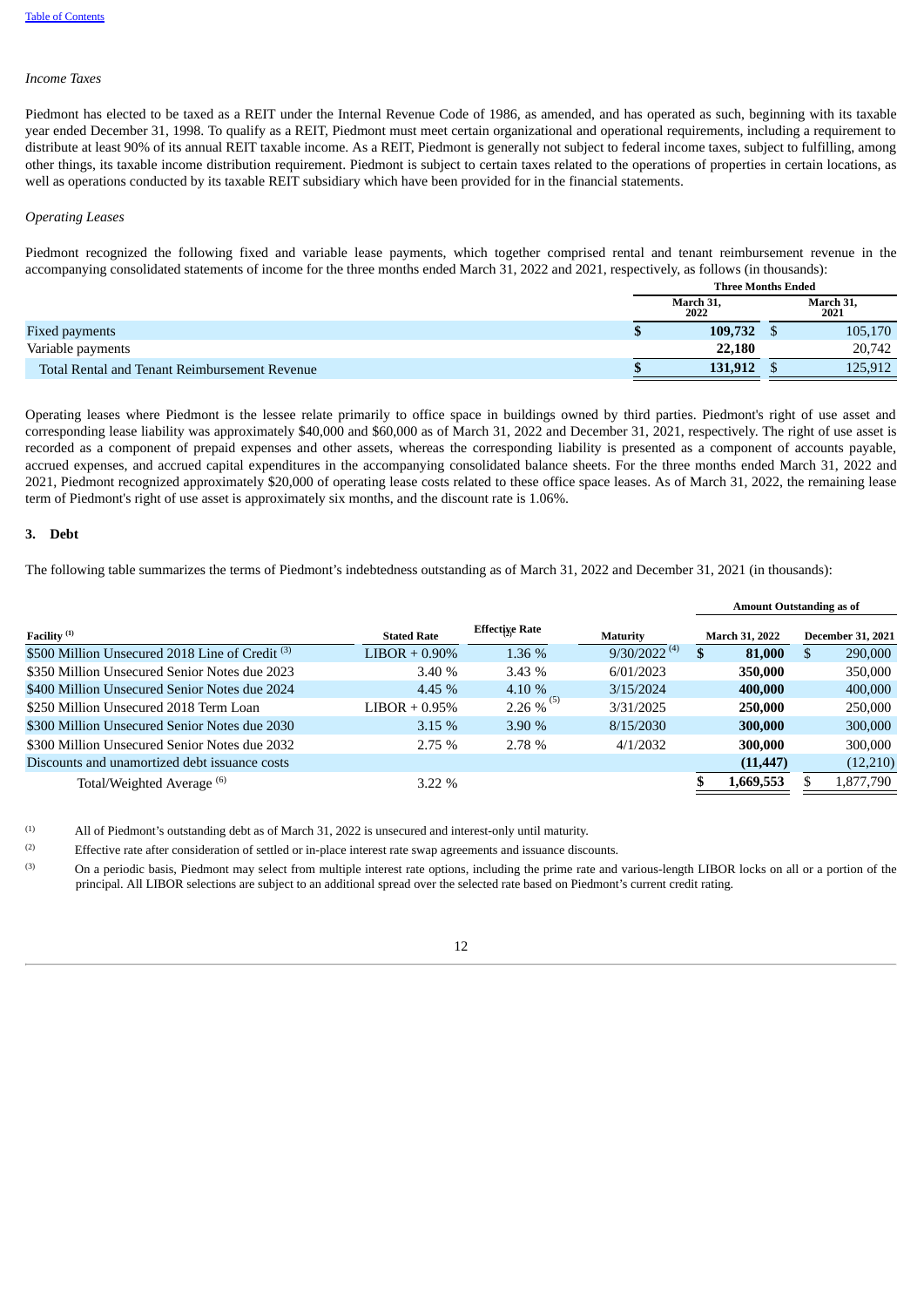[Table of Contents](#)

*Income Taxes*

Piedmont has elected to be taxed as a REIT under the Internal Revenue Code of 1986, as amended, and has operated as such, beginning with its taxable year ended December 31, 1998. To qualify as a REIT, Piedmont must meet certain organizational and operational requirements, including a requirement to distribute at least 90% of its annual REIT taxable income. As a REIT, Piedmont is generally not subject to federal income taxes, subject to fulfilling, among other things, its taxable income distribution requirement. Piedmont is subject to certain taxes related to the operations of properties in certain locations, as well as operations conducted by its taxable REIT subsidiary which have been provided for in the financial statements.

*Operating Leases*

Piedmont recognized the following fixed and variable lease payments, which together comprised rental and tenant reimbursement revenue in the accompanying consolidated statements of income for the three months ended March 31, 2022 and 2021, respectively, as follows (in thousands):

| | Three Months Ended | |
|---|---|---|
| | March 31, 2022 | March 31, 2021 |
| Fixed payments | $ 109,732 | $ 105,170 |
| Variable payments | 22,180 | 20,742 |
| Total Rental and Tenant Reimbursement Revenue | $ 131,912 | $ 125,912 |

Operating leases where Piedmont is the lessee relate primarily to office space in buildings owned by third parties. Piedmont's right of use asset and corresponding lease liability was approximately $40,000 and $60,000 as of March 31, 2022 and December 31, 2021, respectively. The right of use asset is recorded as a component of prepaid expenses and other assets, whereas the corresponding liability is presented as a component of accounts payable, accrued expenses, and accrued capital expenditures in the accompanying consolidated balance sheets. For the three months ended March 31, 2022 and 2021, Piedmont recognized approximately $20,000 of operating lease costs related to these office space leases. As of March 31, 2022, the remaining lease term of Piedmont's right of use asset is approximately six months, and the discount rate is 1.06%.

## 3. Debt

The following table summarizes the terms of Piedmont's indebtedness outstanding as of March 31, 2022 and December 31, 2021 (in thousands):

| | | | | Amount Outstanding as of | |
|---|---|---|---|---|---|
| Facility [1] | Stated Rate | Effective Rate [2] | Maturity | March 31, 2022 | December 31, 2021 |
| $500 Million Unsecured 2018 Line of Credit [3] | LIBOR + 0.90% | 1.36 % | 9/30/2022 [4] | $ 81,000 | $ 290,000 |
| $350 Million Unsecured Senior Notes due 2023 | 3.40 % | 3.43 % | 6/01/2023 | 350,000 | 350,000 |
| $400 Million Unsecured Senior Notes due 2024 | 4.45 % | 4.10 % | 3/15/2024 | 400,000 | 400,000 |
| $250 Million Unsecured 2018 Term Loan | LIBOR + 0.95% | 2.26 % [5] | 3/31/2025 | 250,000 | 250,000 |
| $300 Million Unsecured Senior Notes due 2030 | 3.15 % | 3.90 % | 8/15/2030 | 300,000 | 300,000 |
| $300 Million Unsecured Senior Notes due 2032 | 2.75 % | 2.78 % | 4/1/2032 | 300,000 | 300,000 |
| Discounts and unamortized debt issuance costs | | | | (11,447) | (12,210) |
| Total/Weighted Average [6] | 3.22 % | | | $ 1,669,553 | $ 1,877,790 |

[1] All of Piedmont's outstanding debt as of March 31, 2022 is unsecured and interest-only until maturity.

[2] Effective rate after consideration of settled or in-place interest rate swap agreements and issuance discounts.

[3] On a periodic basis, Piedmont may select from multiple interest rate options, including the prime rate and various-length LIBOR locks on all or a portion of the principal. All LIBOR selections are subject to an additional spread over the selected rate based on Piedmont's current credit rating.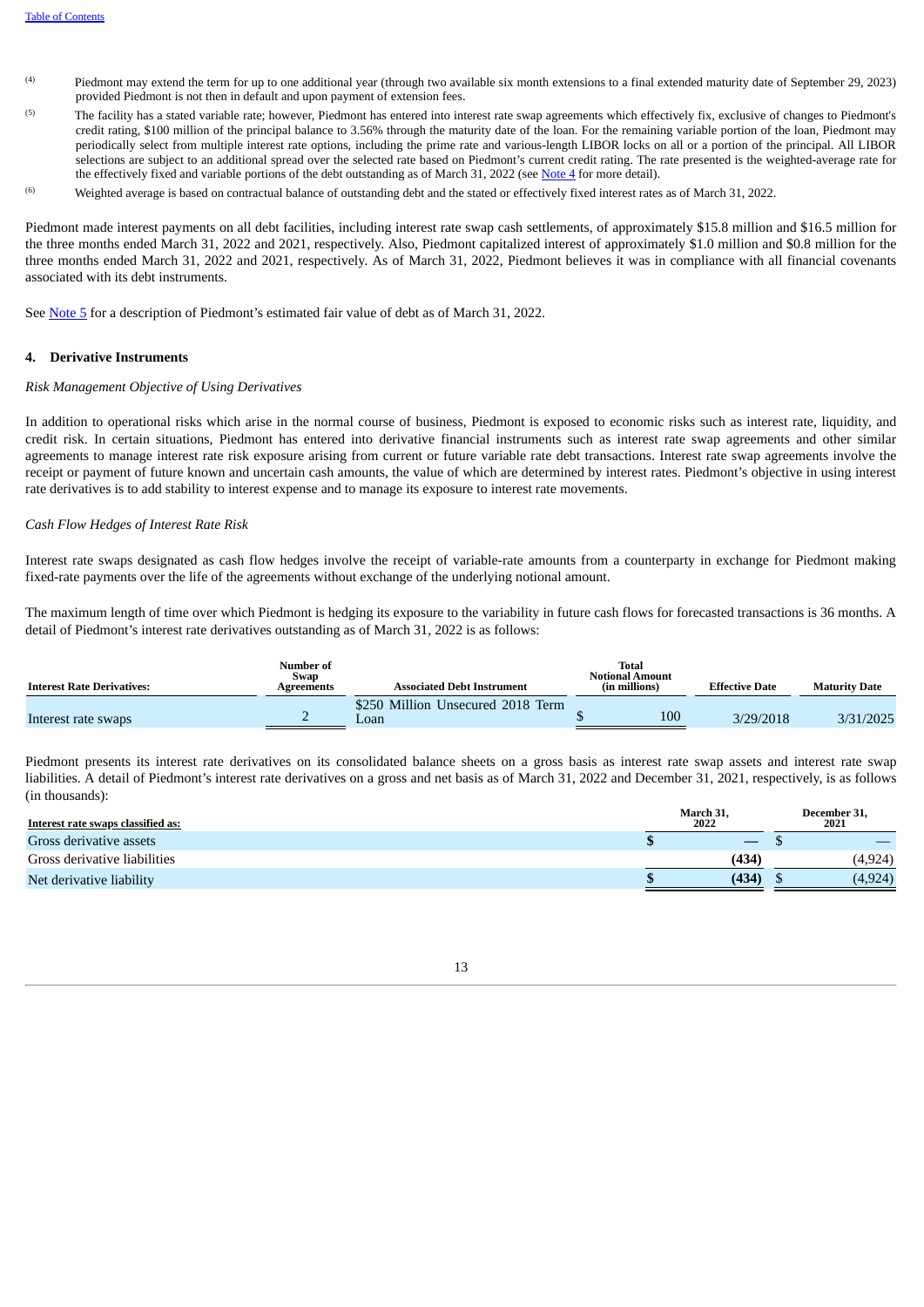(4) Piedmont may extend the term for up to one additional year (through two available six month extensions to a final extended maturity date of September 29, 2023) provided Piedmont is not then in default and upon payment of extension fees.

(5) The facility has a stated variable rate; however, Piedmont has entered into interest rate swap agreements which effectively fix, exclusive of changes to Piedmont's credit rating, $100 million of the principal balance to 3.56% through the maturity date of the loan. For the remaining variable portion of the loan, Piedmont may periodically select from multiple interest rate options, including the prime rate and various-length LIBOR locks on all or a portion of the principal. All LIBOR selections are subject to an additional spread over the selected rate based on Piedmont's current credit rating. The rate presented is the weighted-average rate for the effectively fixed and variable portions of the debt outstanding as of March 31, 2022 (see Note 4 for more detail).

(6) Weighted average is based on contractual balance of outstanding debt and the stated or effectively fixed interest rates as of March 31, 2022.

Piedmont made interest payments on all debt facilities, including interest rate swap cash settlements, of approximately $15.8 million and $16.5 million for the three months ended March 31, 2022 and 2021, respectively. Also, Piedmont capitalized interest of approximately $1.0 million and $0.8 million for the three months ended March 31, 2022 and 2021, respectively. As of March 31, 2022, Piedmont believes it was in compliance with all financial covenants associated with its debt instruments.

See Note 5 for a description of Piedmont's estimated fair value of debt as of March 31, 2022.

## 4. Derivative Instruments

*Risk Management Objective of Using Derivatives*

In addition to operational risks which arise in the normal course of business, Piedmont is exposed to economic risks such as interest rate, liquidity, and credit risk. In certain situations, Piedmont has entered into derivative financial instruments such as interest rate swap agreements and other similar agreements to manage interest rate risk exposure arising from current or future variable rate debt transactions. Interest rate swap agreements involve the receipt or payment of future known and uncertain cash amounts, the value of which are determined by interest rates. Piedmont's objective in using interest rate derivatives is to add stability to interest expense and to manage its exposure to interest rate movements.

*Cash Flow Hedges of Interest Rate Risk*

Interest rate swaps designated as cash flow hedges involve the receipt of variable-rate amounts from a counterparty in exchange for Piedmont making fixed-rate payments over the life of the agreements without exchange of the underlying notional amount.

The maximum length of time over which Piedmont is hedging its exposure to the variability in future cash flows for forecasted transactions is 36 months. A detail of Piedmont's interest rate derivatives outstanding as of March 31, 2022 is as follows:

| Interest Rate Derivatives: | Number of Swap Agreements | Associated Debt Instrument | Total Notional Amount (in millions) | Effective Date | Maturity Date |
|---|---|---|---|---|---|
| Interest rate swaps | 2 | $250 Million Unsecured 2018 Term Loan | $ 100 | 3/29/2018 | 3/31/2025 |

Piedmont presents its interest rate derivatives on its consolidated balance sheets on a gross basis as interest rate swap assets and interest rate swap liabilities. A detail of Piedmont's interest rate derivatives on a gross and net basis as of March 31, 2022 and December 31, 2021, respectively, is as follows (in thousands):

| Interest rate swaps classified as: | March 31, 2022 | December 31, 2021 |
|---|---|---|
| Gross derivative assets | **$ —** | $ — |
| Gross derivative liabilities | **(434)** | (4,924) |
| Net derivative liability | **$ (434)** | $ (4,924) |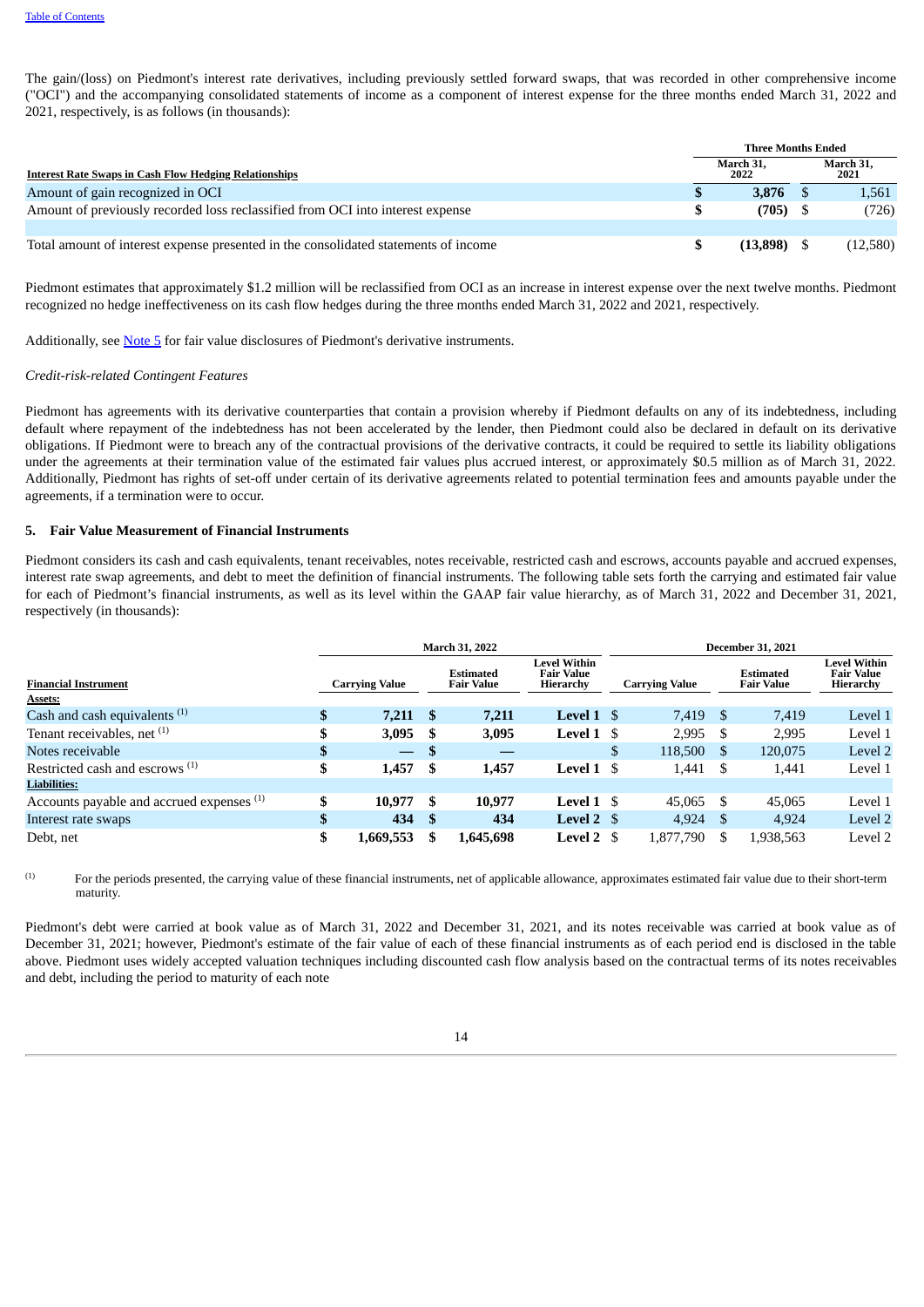The gain/(loss) on Piedmont's interest rate derivatives, including previously settled forward swaps, that was recorded in other comprehensive income ("OCI") and the accompanying consolidated statements of income as a component of interest expense for the three months ended March 31, 2022 and 2021, respectively, is as follows (in thousands):

| Interest Rate Swaps in Cash Flow Hedging Relationships | Three Months Ended March 31, 2022 | Three Months Ended March 31, 2021 |
|---|---|---|
| Amount of gain recognized in OCI | **$ 3,876** | $ 1,561 |
| Amount of previously recorded loss reclassified from OCI into interest expense | **$ (705)** | $ (726) |
| | | |
| Total amount of interest expense presented in the consolidated statements of income | **$ (13,898)** | $ (12,580) |

Piedmont estimates that approximately $1.2 million will be reclassified from OCI as an increase in interest expense over the next twelve months. Piedmont recognized no hedge ineffectiveness on its cash flow hedges during the three months ended March 31, 2022 and 2021, respectively.

Additionally, see Note 5 for fair value disclosures of Piedmont's derivative instruments.

*Credit-risk-related Contingent Features*

Piedmont has agreements with its derivative counterparties that contain a provision whereby if Piedmont defaults on any of its indebtedness, including default where repayment of the indebtedness has not been accelerated by the lender, then Piedmont could also be declared in default on its derivative obligations. If Piedmont were to breach any of the contractual provisions of the derivative contracts, it could be required to settle its liability obligations under the agreements at their termination value of the estimated fair values plus accrued interest, or approximately $0.5 million as of March 31, 2022. Additionally, Piedmont has rights of set-off under certain of its derivative agreements related to potential termination fees and amounts payable under the agreements, if a termination were to occur.

## 5. Fair Value Measurement of Financial Instruments

Piedmont considers its cash and cash equivalents, tenant receivables, notes receivable, restricted cash and escrows, accounts payable and accrued expenses, interest rate swap agreements, and debt to meet the definition of financial instruments. The following table sets forth the carrying and estimated fair value for each of Piedmont's financial instruments, as well as its level within the GAAP fair value hierarchy, as of March 31, 2022 and December 31, 2021, respectively (in thousands):

| | March 31, 2022 | | | December 31, 2021 | | |
|---|---|---|---|---|---|---|
| **Financial Instrument** | **Carrying Value** | **Estimated Fair Value** | **Level Within Fair Value Hierarchy** | **Carrying Value** | **Estimated Fair Value** | **Level Within Fair Value Hierarchy** |
| **Assets:** | | | | | | |
| Cash and cash equivalents [(1)] | **$ 7,211** | **$ 7,211** | **Level 1** | $ 7,419 | $ 7,419 | Level 1 |
| Tenant receivables, net [(1)] | **$ 3,095** | **$ 3,095** | **Level 1** | $ 2,995 | $ 2,995 | Level 1 |
| Notes receivable | **$ —** | **$ —** | | $ 118,500 | $ 120,075 | Level 2 |
| Restricted cash and escrows [(1)] | **$ 1,457** | **$ 1,457** | **Level 1** | $ 1,441 | $ 1,441 | Level 1 |
| **Liabilities:** | | | | | | |
| Accounts payable and accrued expenses [(1)] | **$ 10,977** | **$ 10,977** | **Level 1** | $ 45,065 | $ 45,065 | Level 1 |
| Interest rate swaps | **$ 434** | **$ 434** | **Level 2** | $ 4,924 | $ 4,924 | Level 2 |
| Debt, net | **$ 1,669,553** | **$ 1,645,698** | **Level 2** | $ 1,877,790 | $ 1,938,563 | Level 2 |

(1) For the periods presented, the carrying value of these financial instruments, net of applicable allowance, approximates estimated fair value due to their short-term maturity.

Piedmont's debt were carried at book value as of March 31, 2022 and December 31, 2021, and its notes receivable was carried at book value as of December 31, 2021; however, Piedmont's estimate of the fair value of each of these financial instruments as of each period end is disclosed in the table above. Piedmont uses widely accepted valuation techniques including discounted cash flow analysis based on the contractual terms of its notes receivables and debt, including the period to maturity of each note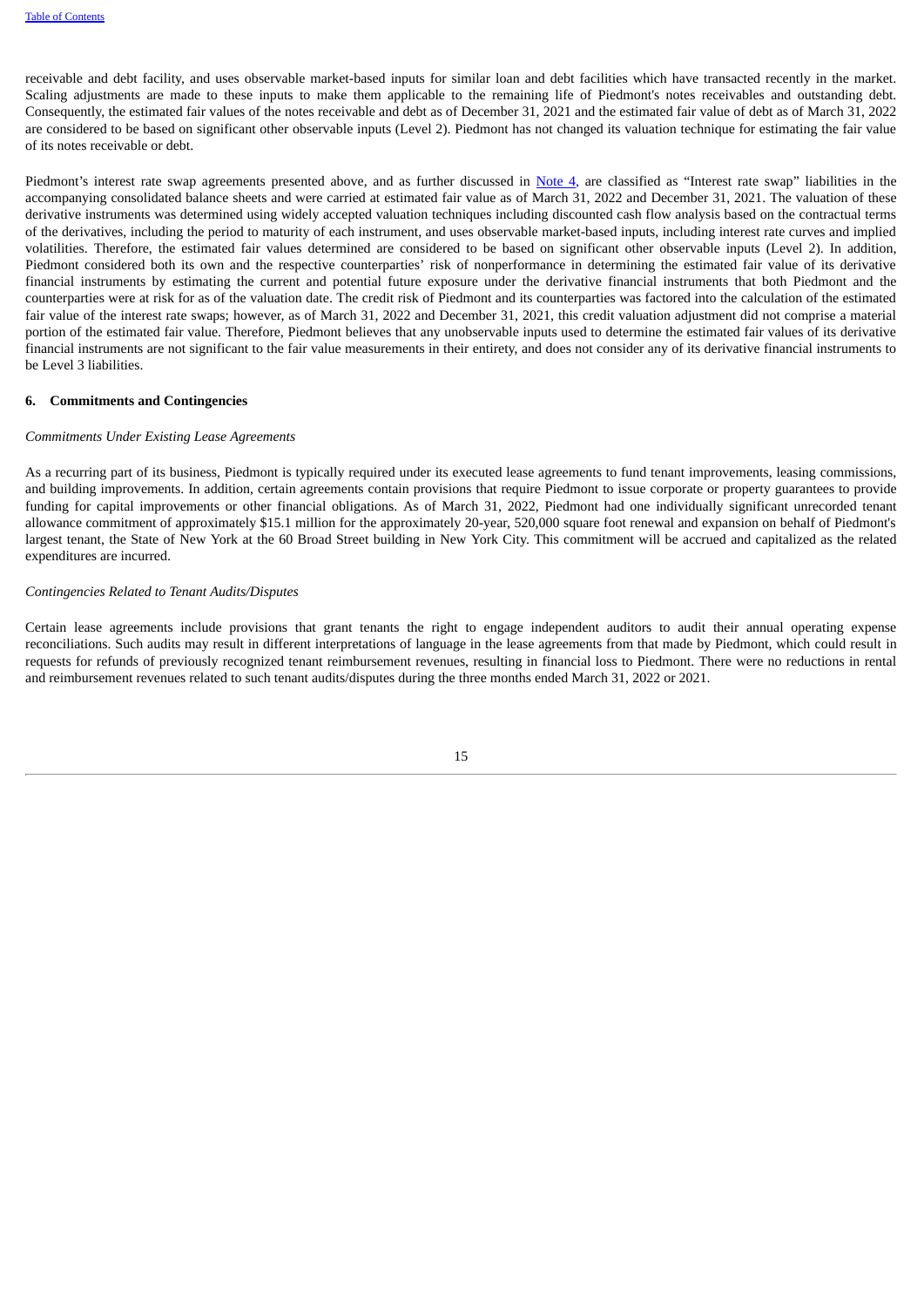receivable and debt facility, and uses observable market-based inputs for similar loan and debt facilities which have transacted recently in the market. Scaling adjustments are made to these inputs to make them applicable to the remaining life of Piedmont's notes receivables and outstanding debt. Consequently, the estimated fair values of the notes receivable and debt as of December 31, 2021 and the estimated fair value of debt as of March 31, 2022 are considered to be based on significant other observable inputs (Level 2). Piedmont has not changed its valuation technique for estimating the fair value of its notes receivable or debt.

Piedmont's interest rate swap agreements presented above, and as further discussed in Note 4, are classified as "Interest rate swap" liabilities in the accompanying consolidated balance sheets and were carried at estimated fair value as of March 31, 2022 and December 31, 2021. The valuation of these derivative instruments was determined using widely accepted valuation techniques including discounted cash flow analysis based on the contractual terms of the derivatives, including the period to maturity of each instrument, and uses observable market-based inputs, including interest rate curves and implied volatilities. Therefore, the estimated fair values determined are considered to be based on significant other observable inputs (Level 2). In addition, Piedmont considered both its own and the respective counterparties' risk of nonperformance in determining the estimated fair value of its derivative financial instruments by estimating the current and potential future exposure under the derivative financial instruments that both Piedmont and the counterparties were at risk for as of the valuation date. The credit risk of Piedmont and its counterparties was factored into the calculation of the estimated fair value of the interest rate swaps; however, as of March 31, 2022 and December 31, 2021, this credit valuation adjustment did not comprise a material portion of the estimated fair value. Therefore, Piedmont believes that any unobservable inputs used to determine the estimated fair values of its derivative financial instruments are not significant to the fair value measurements in their entirety, and does not consider any of its derivative financial instruments to be Level 3 liabilities.

## 6. Commitments and Contingencies

*Commitments Under Existing Lease Agreements*

As a recurring part of its business, Piedmont is typically required under its executed lease agreements to fund tenant improvements, leasing commissions, and building improvements. In addition, certain agreements contain provisions that require Piedmont to issue corporate or property guarantees to provide funding for capital improvements or other financial obligations. As of March 31, 2022, Piedmont had one individually significant unrecorded tenant allowance commitment of approximately $15.1 million for the approximately 20-year, 520,000 square foot renewal and expansion on behalf of Piedmont's largest tenant, the State of New York at the 60 Broad Street building in New York City. This commitment will be accrued and capitalized as the related expenditures are incurred.

*Contingencies Related to Tenant Audits/Disputes*

Certain lease agreements include provisions that grant tenants the right to engage independent auditors to audit their annual operating expense reconciliations. Such audits may result in different interpretations of language in the lease agreements from that made by Piedmont, which could result in requests for refunds of previously recognized tenant reimbursement revenues, resulting in financial loss to Piedmont. There were no reductions in rental and reimbursement revenues related to such tenant audits/disputes during the three months ended March 31, 2022 or 2021.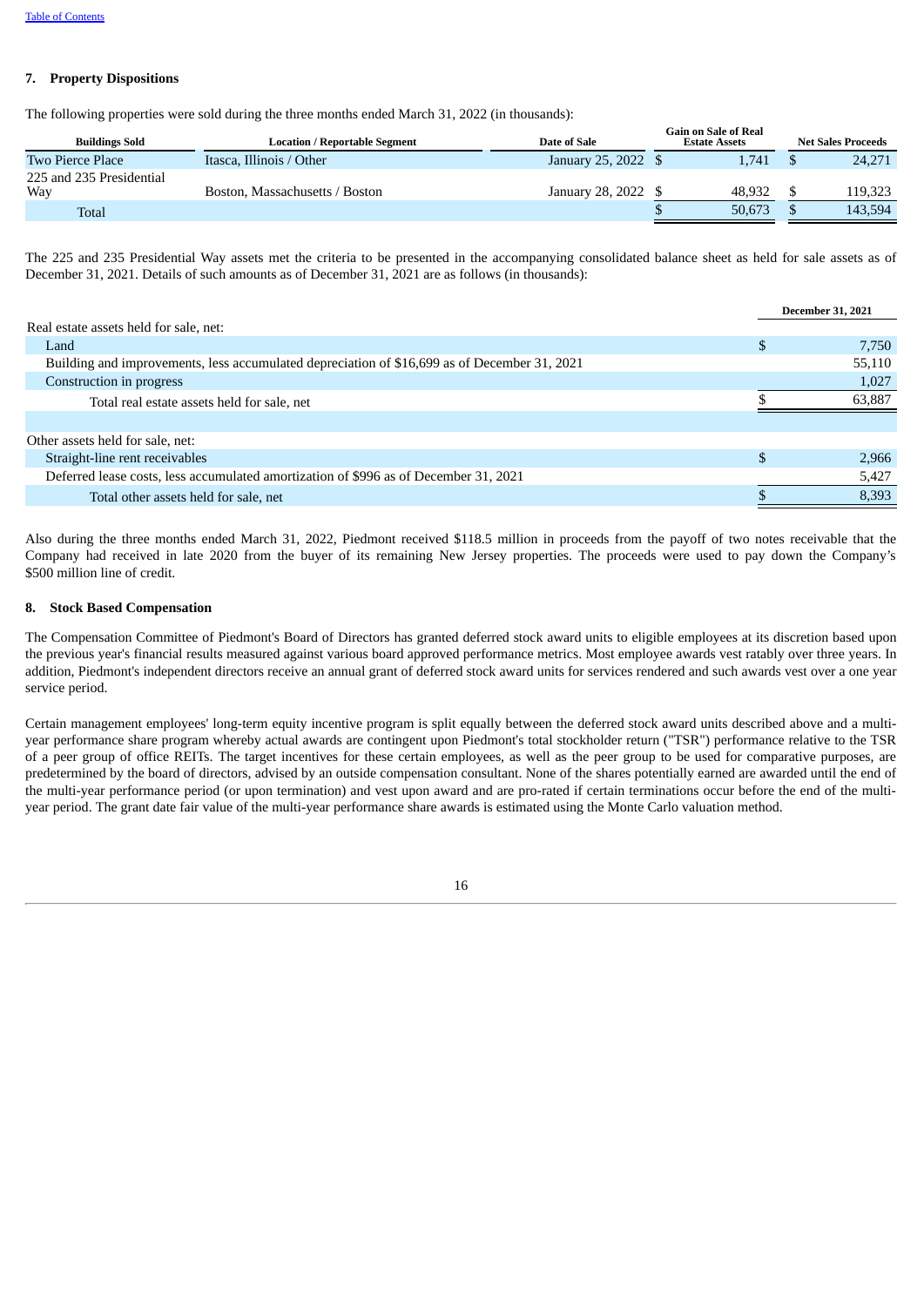## 7. Property Dispositions

The following properties were sold during the three months ended March 31, 2022 (in thousands):

| Buildings Sold | Location / Reportable Segment | Date of Sale | Gain on Sale of Real Estate Assets | Net Sales Proceeds |
|---|---|---|---|---|
| Two Pierce Place | Itasca, Illinois / Other | January 25, 2022 | $ 1,741 | $ 24,271 |
| 225 and 235 Presidential Way | Boston, Massachusetts / Boston | January 28, 2022 | $ 48,932 | $ 119,323 |
| Total | | | $ 50,673 | $ 143,594 |

The 225 and 235 Presidential Way assets met the criteria to be presented in the accompanying consolidated balance sheet as held for sale assets as of December 31, 2021. Details of such amounts as of December 31, 2021 are as follows (in thousands):

| | December 31, 2021 |
|---|---|
| Real estate assets held for sale, net: | |
| Land | $ 7,750 |
| Building and improvements, less accumulated depreciation of $16,699 as of December 31, 2021 | 55,110 |
| Construction in progress | 1,027 |
| Total real estate assets held for sale, net | $ 63,887 |
| | |
| Other assets held for sale, net: | |
| Straight-line rent receivables | $ 2,966 |
| Deferred lease costs, less accumulated amortization of $996 as of December 31, 2021 | 5,427 |
| Total other assets held for sale, net | $ 8,393 |

Also during the three months ended March 31, 2022, Piedmont received $118.5 million in proceeds from the payoff of two notes receivable that the Company had received in late 2020 from the buyer of its remaining New Jersey properties. The proceeds were used to pay down the Company's $500 million line of credit.

## 8. Stock Based Compensation

The Compensation Committee of Piedmont's Board of Directors has granted deferred stock award units to eligible employees at its discretion based upon the previous year's financial results measured against various board approved performance metrics. Most employee awards vest ratably over three years. In addition, Piedmont's independent directors receive an annual grant of deferred stock award units for services rendered and such awards vest over a one year service period.

Certain management employees' long-term equity incentive program is split equally between the deferred stock award units described above and a multi-year performance share program whereby actual awards are contingent upon Piedmont's total stockholder return ("TSR") performance relative to the TSR of a peer group of office REITs. The target incentives for these certain employees, as well as the peer group to be used for comparative purposes, are predetermined by the board of directors, advised by an outside compensation consultant. None of the shares potentially earned are awarded until the end of the multi-year performance period (or upon termination) and vest upon award and are pro-rated if certain terminations occur before the end of the multi-year period. The grant date fair value of the multi-year performance share awards is estimated using the Monte Carlo valuation method.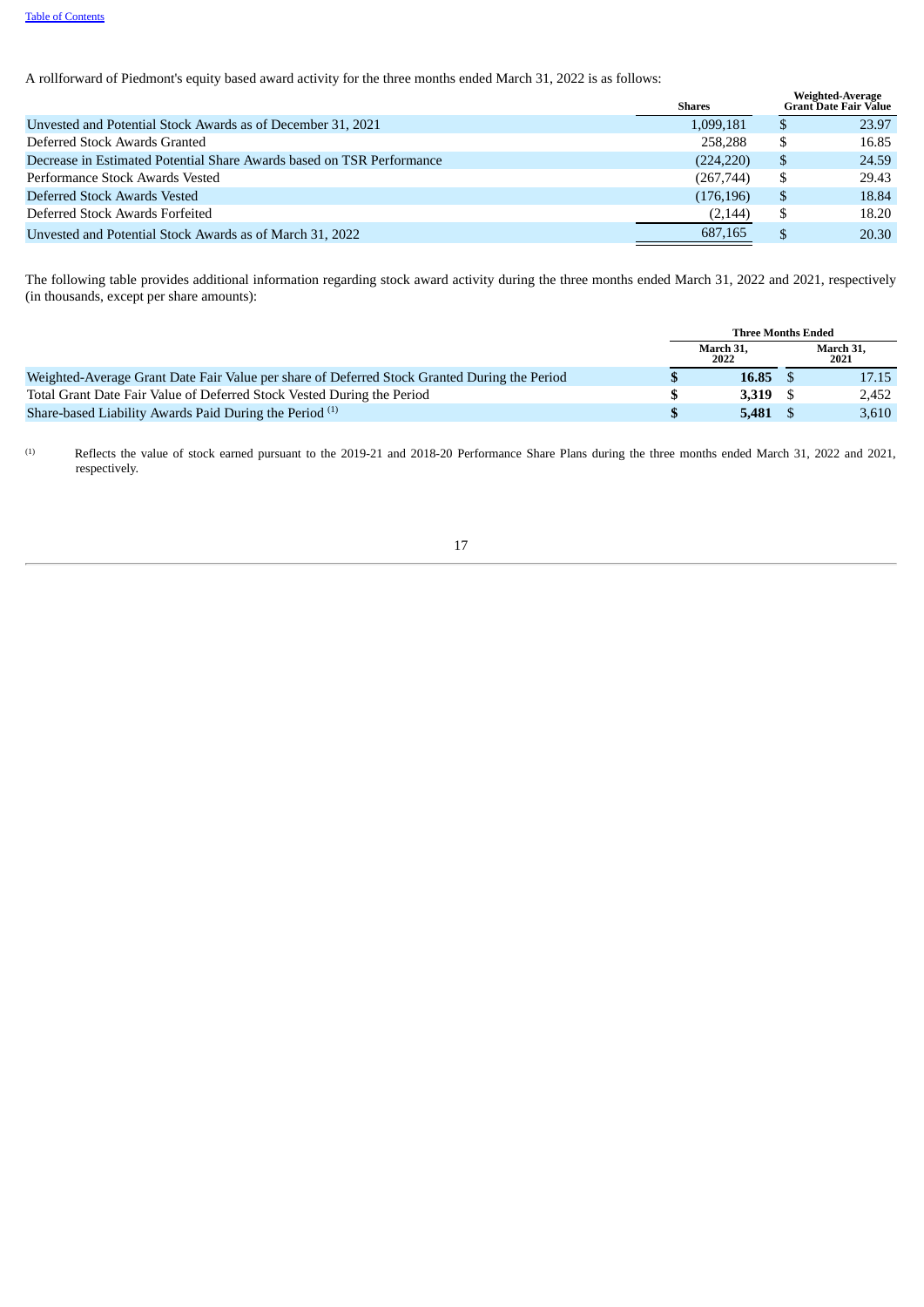A rollforward of Piedmont's equity based award activity for the three months ended March 31, 2022 is as follows:

| | Shares | Weighted-Average Grant Date Fair Value |
|---|---|---|
| Unvested and Potential Stock Awards as of December 31, 2021 | 1,099,181 | $ 23.97 |
| Deferred Stock Awards Granted | 258,288 | $ 16.85 |
| Decrease in Estimated Potential Share Awards based on TSR Performance | (224,220) | $ 24.59 |
| Performance Stock Awards Vested | (267,744) | $ 29.43 |
| Deferred Stock Awards Vested | (176,196) | $ 18.84 |
| Deferred Stock Awards Forfeited | (2,144) | $ 18.20 |
| Unvested and Potential Stock Awards as of March 31, 2022 | 687,165 | $ 20.30 |

The following table provides additional information regarding stock award activity during the three months ended March 31, 2022 and 2021, respectively (in thousands, except per share amounts):

| | Three Months Ended | |
|---|---|---|
| | **March 31, 2022** | **March 31, 2021** |
| Weighted-Average Grant Date Fair Value per share of Deferred Stock Granted During the Period | **$ 16.85** | $ 17.15 |
| Total Grant Date Fair Value of Deferred Stock Vested During the Period | **$ 3,319** | $ 2,452 |
| Share-based Liability Awards Paid During the Period [1] | **$ 5,481** | $ 3,610 |

[1] Reflects the value of stock earned pursuant to the 2019-21 and 2018-20 Performance Share Plans during the three months ended March 31, 2022 and 2021, respectively.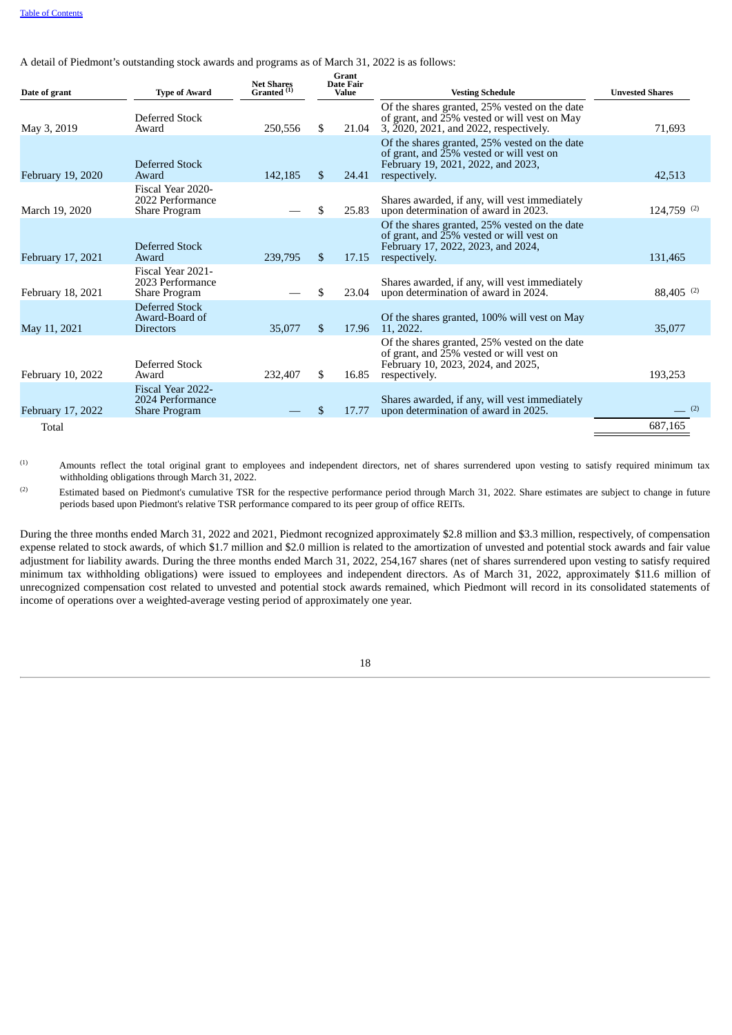A detail of Piedmont's outstanding stock awards and programs as of March 31, 2022 is as follows:

| Date of grant | Type of Award | Net Shares Granted [(1)] | Grant Date Fair Value | Vesting Schedule | Unvested Shares |
|---|---|---|---|---|---|
| May 3, 2019 | Deferred Stock Award | 250,556 | $ 21.04 | Of the shares granted, 25% vested on the date of grant, and 25% vested or will vest on May 3, 2020, 2021, and 2022, respectively. | 71,693 |
| February 19, 2020 | Deferred Stock Award | 142,185 | $ 24.41 | Of the shares granted, 25% vested on the date of grant, and 25% vested or will vest on February 19, 2021, 2022, and 2023, respectively. | 42,513 |
| March 19, 2020 | Fiscal Year 2020-2022 Performance Share Program | — | $ 25.83 | Shares awarded, if any, will vest immediately upon determination of award in 2023. | 124,759 [(2)] |
| February 17, 2021 | Deferred Stock Award | 239,795 | $ 17.15 | Of the shares granted, 25% vested on the date of grant, and 25% vested or will vest on February 17, 2022, 2023, and 2024, respectively. | 131,465 |
| February 18, 2021 | Fiscal Year 2021-2023 Performance Share Program | — | $ 23.04 | Shares awarded, if any, will vest immediately upon determination of award in 2024. | 88,405 [(2)] |
| May 11, 2021 | Deferred Stock Award-Board of Directors | 35,077 | $ 17.96 | Of the shares granted, 100% will vest on May 11, 2022. | 35,077 |
| February 10, 2022 | Deferred Stock Award | 232,407 | $ 16.85 | Of the shares granted, 25% vested on the date of grant, and 25% vested or will vest on February 10, 2023, 2024, and 2025, respectively. | 193,253 |
| February 17, 2022 | Fiscal Year 2022-2024 Performance Share Program | — | $ 17.77 | Shares awarded, if any, will vest immediately upon determination of award in 2025. | — [(2)] |
| Total | | | | | 687,165 |

(1) Amounts reflect the total original grant to employees and independent directors, net of shares surrendered upon vesting to satisfy required minimum tax withholding obligations through March 31, 2022.

(2) Estimated based on Piedmont's cumulative TSR for the respective performance period through March 31, 2022. Share estimates are subject to change in future periods based upon Piedmont's relative TSR performance compared to its peer group of office REITs.

During the three months ended March 31, 2022 and 2021, Piedmont recognized approximately $2.8 million and $3.3 million, respectively, of compensation expense related to stock awards, of which $1.7 million and $2.0 million is related to the amortization of unvested and potential stock awards and fair value adjustment for liability awards. During the three months ended March 31, 2022, 254,167 shares (net of shares surrendered upon vesting to satisfy required minimum tax withholding obligations) were issued to employees and independent directors. As of March 31, 2022, approximately $11.6 million of unrecognized compensation cost related to unvested and potential stock awards remained, which Piedmont will record in its consolidated statements of income of operations over a weighted-average vesting period of approximately one year.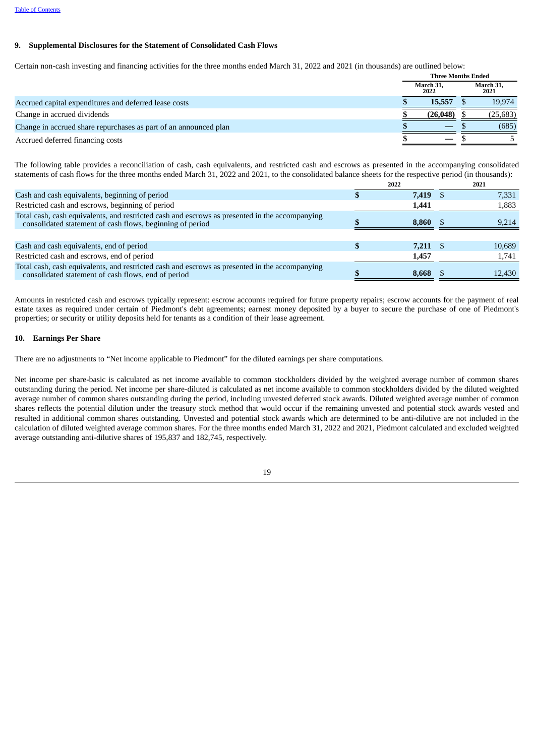## 9. Supplemental Disclosures for the Statement of Consolidated Cash Flows

Certain non-cash investing and financing activities for the three months ended March 31, 2022 and 2021 (in thousands) are outlined below:

| | Three Months Ended | |
|---|---|---|
| | March 31, 2022 | March 31, 2021 |
| Accrued capital expenditures and deferred lease costs | $ 15,557 | $ 19,974 |
| Change in accrued dividends | $ (26,048) | $ (25,683) |
| Change in accrued share repurchases as part of an announced plan | $ — | $ (685) |
| Accrued deferred financing costs | $ — | $ 5 |

The following table provides a reconciliation of cash, cash equivalents, and restricted cash and escrows as presented in the accompanying consolidated statements of cash flows for the three months ended March 31, 2022 and 2021, to the consolidated balance sheets for the respective period (in thousands):

| | 2022 | 2021 |
|---|---|---|
| Cash and cash equivalents, beginning of period | $ 7,419 | $ 7,331 |
| Restricted cash and escrows, beginning of period | 1,441 | 1,883 |
| Total cash, cash equivalents, and restricted cash and escrows as presented in the accompanying consolidated statement of cash flows, beginning of period | $ 8,860 | $ 9,214 |
| | | |
| Cash and cash equivalents, end of period | $ 7,211 | $ 10,689 |
| Restricted cash and escrows, end of period | 1,457 | 1,741 |
| Total cash, cash equivalents, and restricted cash and escrows as presented in the accompanying consolidated statement of cash flows, end of period | $ 8,668 | $ 12,430 |

Amounts in restricted cash and escrows typically represent: escrow accounts required for future property repairs; escrow accounts for the payment of real estate taxes as required under certain of Piedmont's debt agreements; earnest money deposited by a buyer to secure the purchase of one of Piedmont's properties; or security or utility deposits held for tenants as a condition of their lease agreement.

## 10. Earnings Per Share

There are no adjustments to "Net income applicable to Piedmont" for the diluted earnings per share computations.

Net income per share-basic is calculated as net income available to common stockholders divided by the weighted average number of common shares outstanding during the period. Net income per share-diluted is calculated as net income available to common stockholders divided by the diluted weighted average number of common shares outstanding during the period, including unvested deferred stock awards. Diluted weighted average number of common shares reflects the potential dilution under the treasury stock method that would occur if the remaining unvested and potential stock awards vested and resulted in additional common shares outstanding. Unvested and potential stock awards which are determined to be anti-dilutive are not included in the calculation of diluted weighted average common shares. For the three months ended March 31, 2022 and 2021, Piedmont calculated and excluded weighted average outstanding anti-dilutive shares of 195,837 and 182,745, respectively.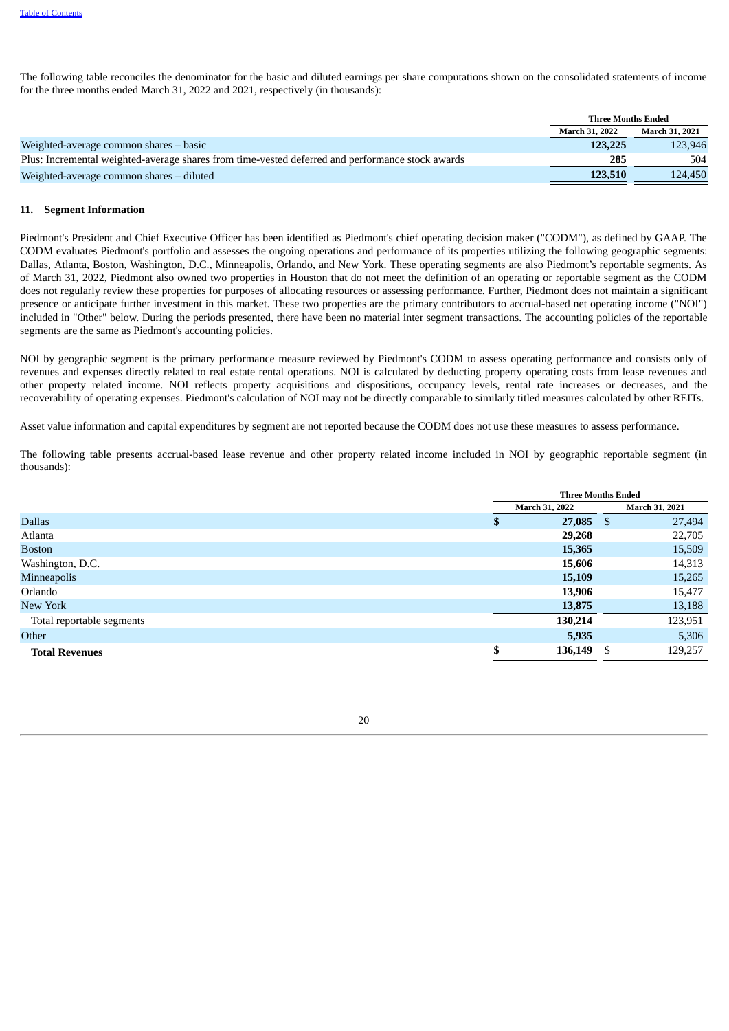The following table reconciles the denominator for the basic and diluted earnings per share computations shown on the consolidated statements of income for the three months ended March 31, 2022 and 2021, respectively (in thousands):

| | Three Months Ended | |
|---|---|---|
| | March 31, 2022 | March 31, 2021 |
| Weighted-average common shares – basic | **123,225** | 123,946 |
| Plus: Incremental weighted-average shares from time-vested deferred and performance stock awards | **285** | 504 |
| Weighted-average common shares – diluted | **123,510** | 124,450 |

## 11. Segment Information

Piedmont's President and Chief Executive Officer has been identified as Piedmont's chief operating decision maker ("CODM"), as defined by GAAP. The CODM evaluates Piedmont's portfolio and assesses the ongoing operations and performance of its properties utilizing the following geographic segments: Dallas, Atlanta, Boston, Washington, D.C., Minneapolis, Orlando, and New York. These operating segments are also Piedmont's reportable segments. As of March 31, 2022, Piedmont also owned two properties in Houston that do not meet the definition of an operating or reportable segment as the CODM does not regularly review these properties for purposes of allocating resources or assessing performance. Further, Piedmont does not maintain a significant presence or anticipate further investment in this market. These two properties are the primary contributors to accrual-based net operating income ("NOI") included in "Other" below. During the periods presented, there have been no material inter segment transactions. The accounting policies of the reportable segments are the same as Piedmont's accounting policies.

NOI by geographic segment is the primary performance measure reviewed by Piedmont's CODM to assess operating performance and consists only of revenues and expenses directly related to real estate rental operations. NOI is calculated by deducting property operating costs from lease revenues and other property related income. NOI reflects property acquisitions and dispositions, occupancy levels, rental rate increases or decreases, and the recoverability of operating expenses. Piedmont's calculation of NOI may not be directly comparable to similarly titled measures calculated by other REITs.

Asset value information and capital expenditures by segment are not reported because the CODM does not use these measures to assess performance.

The following table presents accrual-based lease revenue and other property related income included in NOI by geographic reportable segment (in thousands):

| | Three Months Ended | |
|---|---|---|
| | March 31, 2022 | March 31, 2021 |
| Dallas | **$ 27,085** | $ 27,494 |
| Atlanta | **29,268** | 22,705 |
| Boston | **15,365** | 15,509 |
| Washington, D.C. | **15,606** | 14,313 |
| Minneapolis | **15,109** | 15,265 |
| Orlando | **13,906** | 15,477 |
| New York | **13,875** | 13,188 |
| Total reportable segments | **130,214** | 123,951 |
| Other | **5,935** | 5,306 |
| **Total Revenues** | **$ 136,149** | $ 129,257 |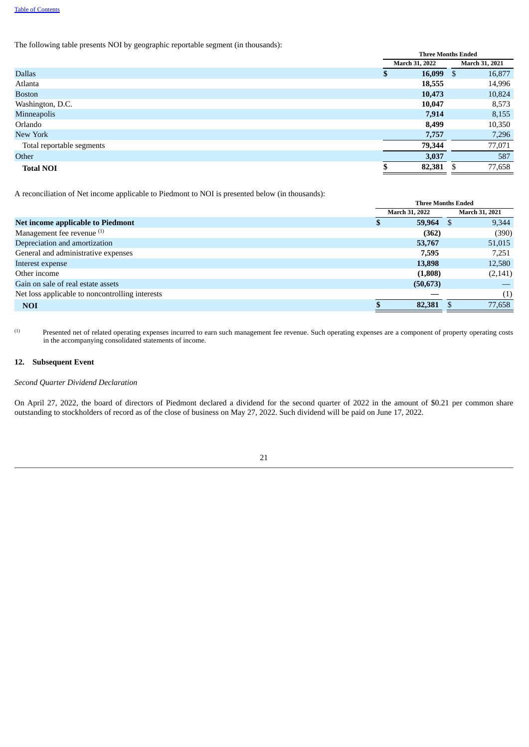The following table presents NOI by geographic reportable segment (in thousands):

| | Three Months Ended | |
|---|---|---|
| | March 31, 2022 | March 31, 2021 |
| Dallas | $ 16,099 | $ 16,877 |
| Atlanta | 18,555 | 14,996 |
| Boston | 10,473 | 10,824 |
| Washington, D.C. | 10,047 | 8,573 |
| Minneapolis | 7,914 | 8,155 |
| Orlando | 8,499 | 10,350 |
| New York | 7,757 | 7,296 |
| Total reportable segments | 79,344 | 77,071 |
| Other | 3,037 | 587 |
| **Total NOI** | $ 82,381 | $ 77,658 |

A reconciliation of Net income applicable to Piedmont to NOI is presented below (in thousands):

| | Three Months Ended | |
|---|---|---|
| | March 31, 2022 | March 31, 2021 |
| **Net income applicable to Piedmont** | $ 59,964 | $ 9,344 |
| Management fee revenue [(1)] | (362) | (390) |
| Depreciation and amortization | 53,767 | 51,015 |
| General and administrative expenses | 7,595 | 7,251 |
| Interest expense | 13,898 | 12,580 |
| Other income | (1,808) | (2,141) |
| Gain on sale of real estate assets | (50,673) | — |
| Net loss applicable to noncontrolling interests | — | (1) |
| **NOI** | $ 82,381 | $ 77,658 |

(1) Presented net of related operating expenses incurred to earn such management fee revenue. Such operating expenses are a component of property operating costs in the accompanying consolidated statements of income.

## 12. Subsequent Event

*Second Quarter Dividend Declaration*

On April 27, 2022, the board of directors of Piedmont declared a dividend for the second quarter of 2022 in the amount of $0.21 per common share outstanding to stockholders of record as of the close of business on May 27, 2022. Such dividend will be paid on June 17, 2022.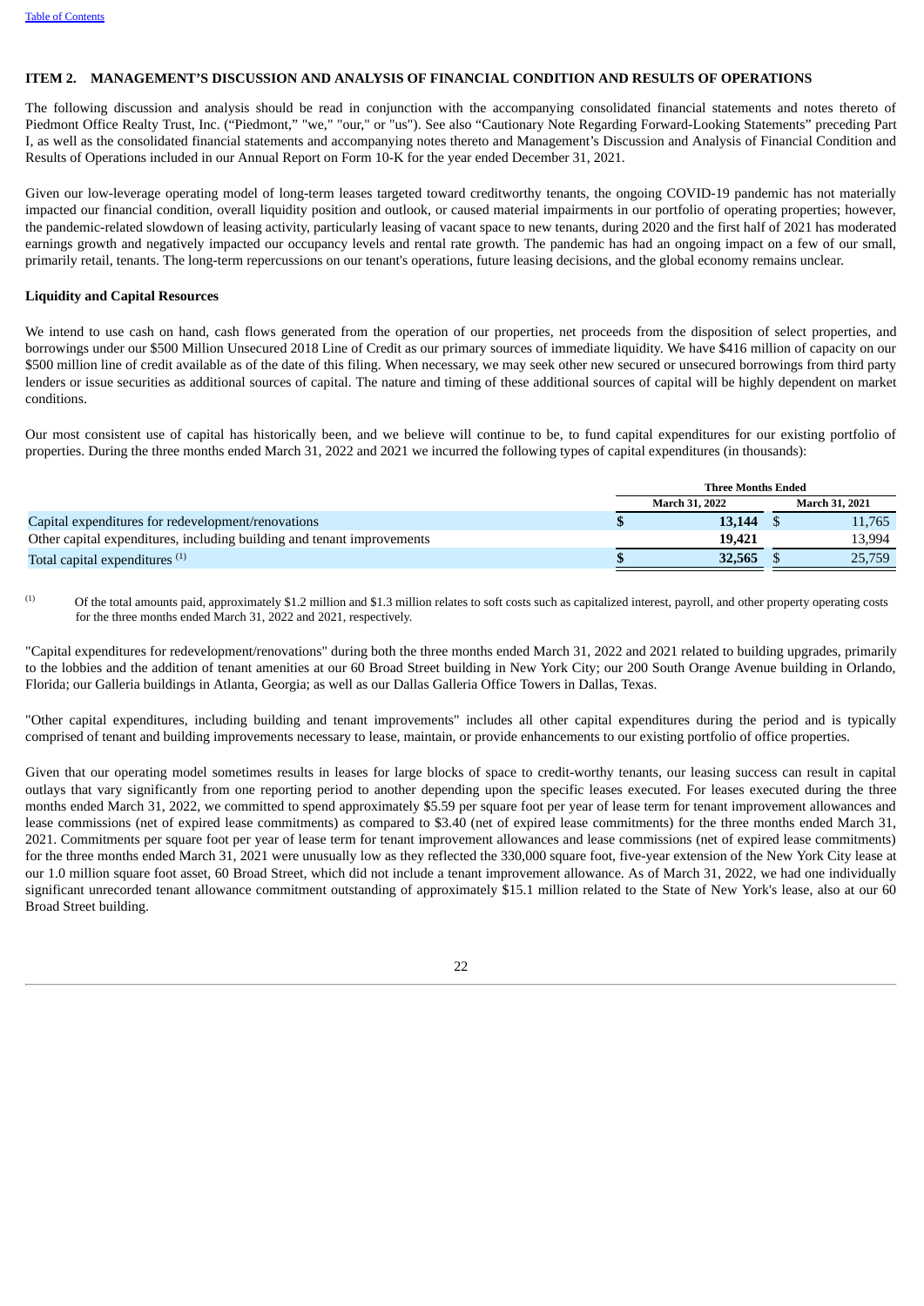## ITEM 2. MANAGEMENT'S DISCUSSION AND ANALYSIS OF FINANCIAL CONDITION AND RESULTS OF OPERATIONS

The following discussion and analysis should be read in conjunction with the accompanying consolidated financial statements and notes thereto of Piedmont Office Realty Trust, Inc. ("Piedmont," "we," "our," or "us"). See also "Cautionary Note Regarding Forward-Looking Statements" preceding Part I, as well as the consolidated financial statements and accompanying notes thereto and Management's Discussion and Analysis of Financial Condition and Results of Operations included in our Annual Report on Form 10-K for the year ended December 31, 2021.

Given our low-leverage operating model of long-term leases targeted toward creditworthy tenants, the ongoing COVID-19 pandemic has not materially impacted our financial condition, overall liquidity position and outlook, or caused material impairments in our portfolio of operating properties; however, the pandemic-related slowdown of leasing activity, particularly leasing of vacant space to new tenants, during 2020 and the first half of 2021 has moderated earnings growth and negatively impacted our occupancy levels and rental rate growth. The pandemic has had an ongoing impact on a few of our small, primarily retail, tenants. The long-term repercussions on our tenant's operations, future leasing decisions, and the global economy remains unclear.

### Liquidity and Capital Resources

We intend to use cash on hand, cash flows generated from the operation of our properties, net proceeds from the disposition of select properties, and borrowings under our $500 Million Unsecured 2018 Line of Credit as our primary sources of immediate liquidity. We have $416 million of capacity on our $500 million line of credit available as of the date of this filing. When necessary, we may seek other new secured or unsecured borrowings from third party lenders or issue securities as additional sources of capital. The nature and timing of these additional sources of capital will be highly dependent on market conditions.

Our most consistent use of capital has historically been, and we believe will continue to be, to fund capital expenditures for our existing portfolio of properties. During the three months ended March 31, 2022 and 2021 we incurred the following types of capital expenditures (in thousands):

| | Three Months Ended | |
|---|---|---|
| | **March 31, 2022** | **March 31, 2021** |
| Capital expenditures for redevelopment/renovations | **$ 13,144** | $ 11,765 |
| Other capital expenditures, including building and tenant improvements | **19,421** | 13,994 |
| Total capital expenditures [(1)] | **$ 32,565** | $ 25,759 |

(1) Of the total amounts paid, approximately $1.2 million and $1.3 million relates to soft costs such as capitalized interest, payroll, and other property operating costs for the three months ended March 31, 2022 and 2021, respectively.

"Capital expenditures for redevelopment/renovations" during both the three months ended March 31, 2022 and 2021 related to building upgrades, primarily to the lobbies and the addition of tenant amenities at our 60 Broad Street building in New York City; our 200 South Orange Avenue building in Orlando, Florida; our Galleria buildings in Atlanta, Georgia; as well as our Dallas Galleria Office Towers in Dallas, Texas.

"Other capital expenditures, including building and tenant improvements" includes all other capital expenditures during the period and is typically comprised of tenant and building improvements necessary to lease, maintain, or provide enhancements to our existing portfolio of office properties.

Given that our operating model sometimes results in leases for large blocks of space to credit-worthy tenants, our leasing success can result in capital outlays that vary significantly from one reporting period to another depending upon the specific leases executed. For leases executed during the three months ended March 31, 2022, we committed to spend approximately $5.59 per square foot per year of lease term for tenant improvement allowances and lease commissions (net of expired lease commitments) as compared to $3.40 (net of expired lease commitments) for the three months ended March 31, 2021. Commitments per square foot per year of lease term for tenant improvement allowances and lease commissions (net of expired lease commitments) for the three months ended March 31, 2021 were unusually low as they reflected the 330,000 square foot, five-year extension of the New York City lease at our 1.0 million square foot asset, 60 Broad Street, which did not include a tenant improvement allowance. As of March 31, 2022, we had one individually significant unrecorded tenant allowance commitment outstanding of approximately $15.1 million related to the State of New York's lease, also at our 60 Broad Street building.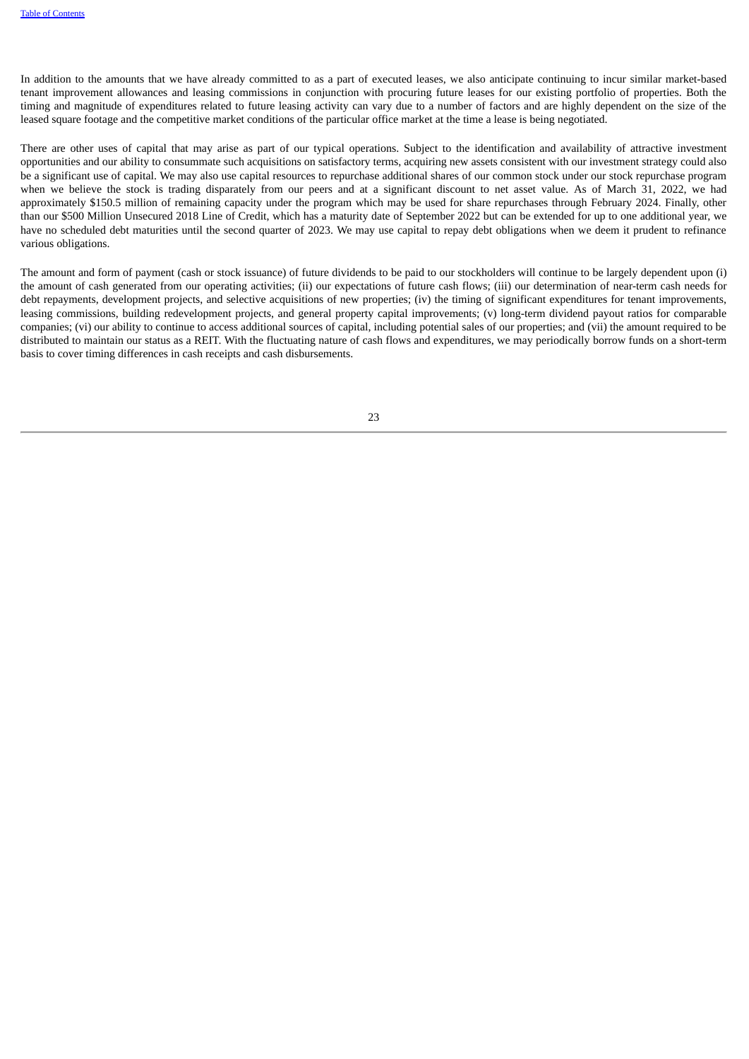In addition to the amounts that we have already committed to as a part of executed leases, we also anticipate continuing to incur similar market-based tenant improvement allowances and leasing commissions in conjunction with procuring future leases for our existing portfolio of properties. Both the timing and magnitude of expenditures related to future leasing activity can vary due to a number of factors and are highly dependent on the size of the leased square footage and the competitive market conditions of the particular office market at the time a lease is being negotiated.

There are other uses of capital that may arise as part of our typical operations. Subject to the identification and availability of attractive investment opportunities and our ability to consummate such acquisitions on satisfactory terms, acquiring new assets consistent with our investment strategy could also be a significant use of capital. We may also use capital resources to repurchase additional shares of our common stock under our stock repurchase program when we believe the stock is trading disparately from our peers and at a significant discount to net asset value. As of March 31, 2022, we had approximately $150.5 million of remaining capacity under the program which may be used for share repurchases through February 2024. Finally, other than our $500 Million Unsecured 2018 Line of Credit, which has a maturity date of September 2022 but can be extended for up to one additional year, we have no scheduled debt maturities until the second quarter of 2023. We may use capital to repay debt obligations when we deem it prudent to refinance various obligations.

The amount and form of payment (cash or stock issuance) of future dividends to be paid to our stockholders will continue to be largely dependent upon (i) the amount of cash generated from our operating activities; (ii) our expectations of future cash flows; (iii) our determination of near-term cash needs for debt repayments, development projects, and selective acquisitions of new properties; (iv) the timing of significant expenditures for tenant improvements, leasing commissions, building redevelopment projects, and general property capital improvements; (v) long-term dividend payout ratios for comparable companies; (vi) our ability to continue to access additional sources of capital, including potential sales of our properties; and (vii) the amount required to be distributed to maintain our status as a REIT. With the fluctuating nature of cash flows and expenditures, we may periodically borrow funds on a short-term basis to cover timing differences in cash receipts and cash disbursements.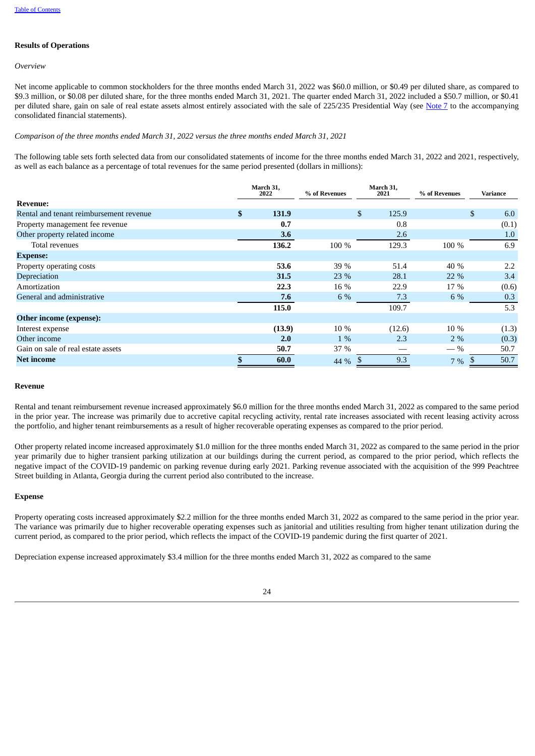[Table of Contents](#)

**Results of Operations**

*Overview*

Net income applicable to common stockholders for the three months ended March 31, 2022 was $60.0 million, or $0.49 per diluted share, as compared to $9.3 million, or $0.08 per diluted share, for the three months ended March 31, 2021. The quarter ended March 31, 2022 included a $50.7 million, or $0.41 per diluted share, gain on sale of real estate assets almost entirely associated with the sale of 225/235 Presidential Way (see Note 7 to the accompanying consolidated financial statements).

*Comparison of the three months ended March 31, 2022 versus the three months ended March 31, 2021*

The following table sets forth selected data from our consolidated statements of income for the three months ended March 31, 2022 and 2021, respectively, as well as each balance as a percentage of total revenues for the same period presented (dollars in millions):

| | March 31, 2022 | % of Revenues | March 31, 2021 | % of Revenues | Variance |
|---|---|---|---|---|---|
| **Revenue:** | | | | | |
| Rental and tenant reimbursement revenue | **$ 131.9** | | $ 125.9 | | $ 6.0 |
| Property management fee revenue | **0.7** | | 0.8 | | (0.1) |
| Other property related income | **3.6** | | 2.6 | | 1.0 |
| Total revenues | **136.2** | 100 % | 129.3 | 100 % | 6.9 |
| **Expense:** | | | | | |
| Property operating costs | **53.6** | 39 % | 51.4 | 40 % | 2.2 |
| Depreciation | **31.5** | 23 % | 28.1 | 22 % | 3.4 |
| Amortization | **22.3** | 16 % | 22.9 | 17 % | (0.6) |
| General and administrative | **7.6** | 6 % | 7.3 | 6 % | 0.3 |
| | **115.0** | | 109.7 | | 5.3 |
| **Other income (expense):** | | | | | |
| Interest expense | **(13.9)** | 10 % | (12.6) | 10 % | (1.3) |
| Other income | **2.0** | 1 % | 2.3 | 2 % | (0.3) |
| Gain on sale of real estate assets | **50.7** | 37 % | — | — % | 50.7 |
| **Net income** | **$ 60.0** | 44 % | $ 9.3 | 7 % | $ 50.7 |

**Revenue**

Rental and tenant reimbursement revenue increased approximately $6.0 million for the three months ended March 31, 2022 as compared to the same period in the prior year. The increase was primarily due to accretive capital recycling activity, rental rate increases associated with recent leasing activity across the portfolio, and higher tenant reimbursements as a result of higher recoverable operating expenses as compared to the prior period.

Other property related income increased approximately $1.0 million for the three months ended March 31, 2022 as compared to the same period in the prior year primarily due to higher transient parking utilization at our buildings during the current period, as compared to the prior period, which reflects the negative impact of the COVID-19 pandemic on parking revenue during early 2021. Parking revenue associated with the acquisition of the 999 Peachtree Street building in Atlanta, Georgia during the current period also contributed to the increase.

**Expense**

Property operating costs increased approximately $2.2 million for the three months ended March 31, 2022 as compared to the same period in the prior year. The variance was primarily due to higher recoverable operating expenses such as janitorial and utilities resulting from higher tenant utilization during the current period, as compared to the prior period, which reflects the impact of the COVID-19 pandemic during the first quarter of 2021.

Depreciation expense increased approximately $3.4 million for the three months ended March 31, 2022 as compared to the same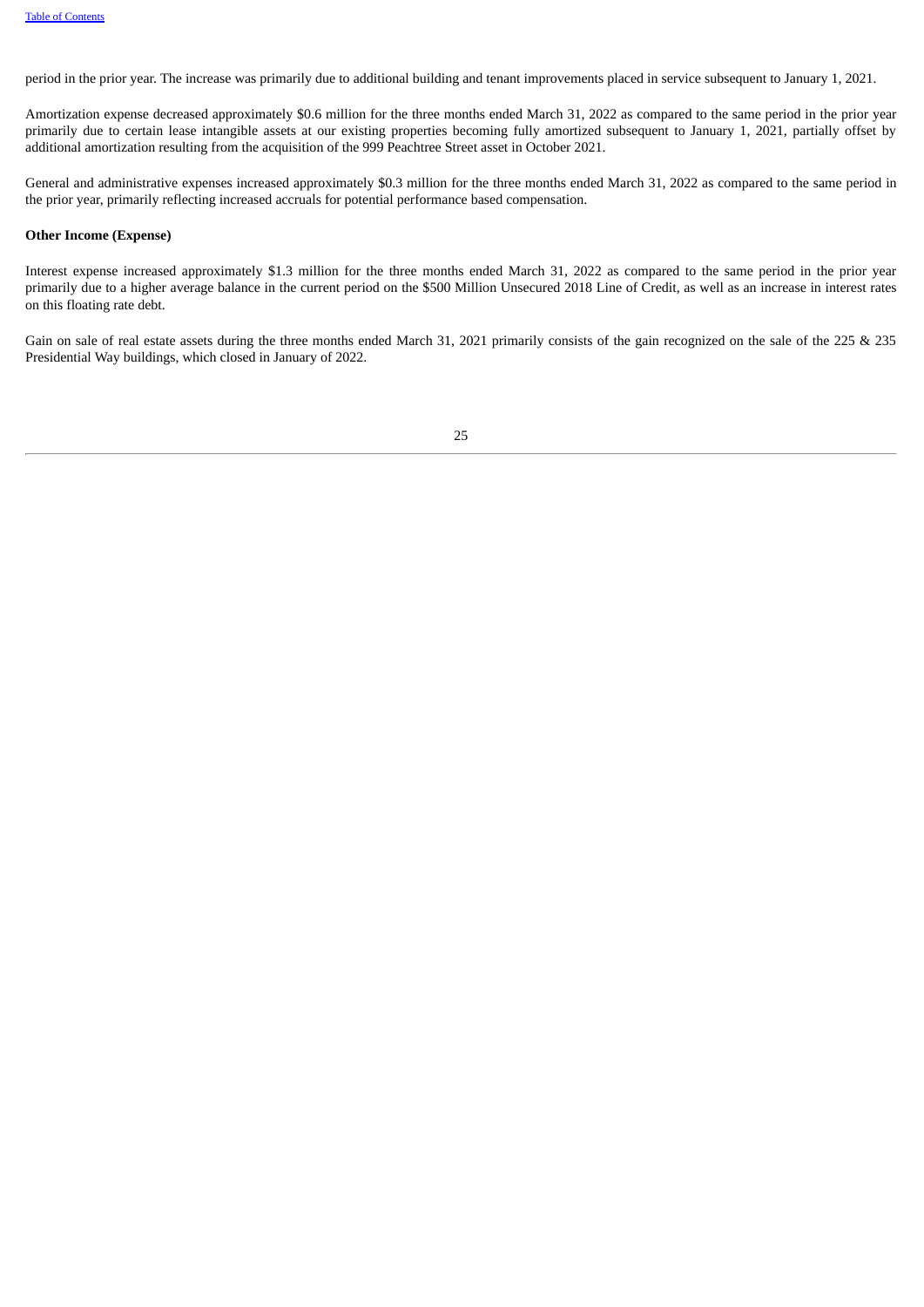period in the prior year. The increase was primarily due to additional building and tenant improvements placed in service subsequent to January 1, 2021.

Amortization expense decreased approximately $0.6 million for the three months ended March 31, 2022 as compared to the same period in the prior year primarily due to certain lease intangible assets at our existing properties becoming fully amortized subsequent to January 1, 2021, partially offset by additional amortization resulting from the acquisition of the 999 Peachtree Street asset in October 2021.

General and administrative expenses increased approximately $0.3 million for the three months ended March 31, 2022 as compared to the same period in the prior year, primarily reflecting increased accruals for potential performance based compensation.

**Other Income (Expense)**

Interest expense increased approximately $1.3 million for the three months ended March 31, 2022 as compared to the same period in the prior year primarily due to a higher average balance in the current period on the $500 Million Unsecured 2018 Line of Credit, as well as an increase in interest rates on this floating rate debt.

Gain on sale of real estate assets during the three months ended March 31, 2021 primarily consists of the gain recognized on the sale of the 225 & 235 Presidential Way buildings, which closed in January of 2022.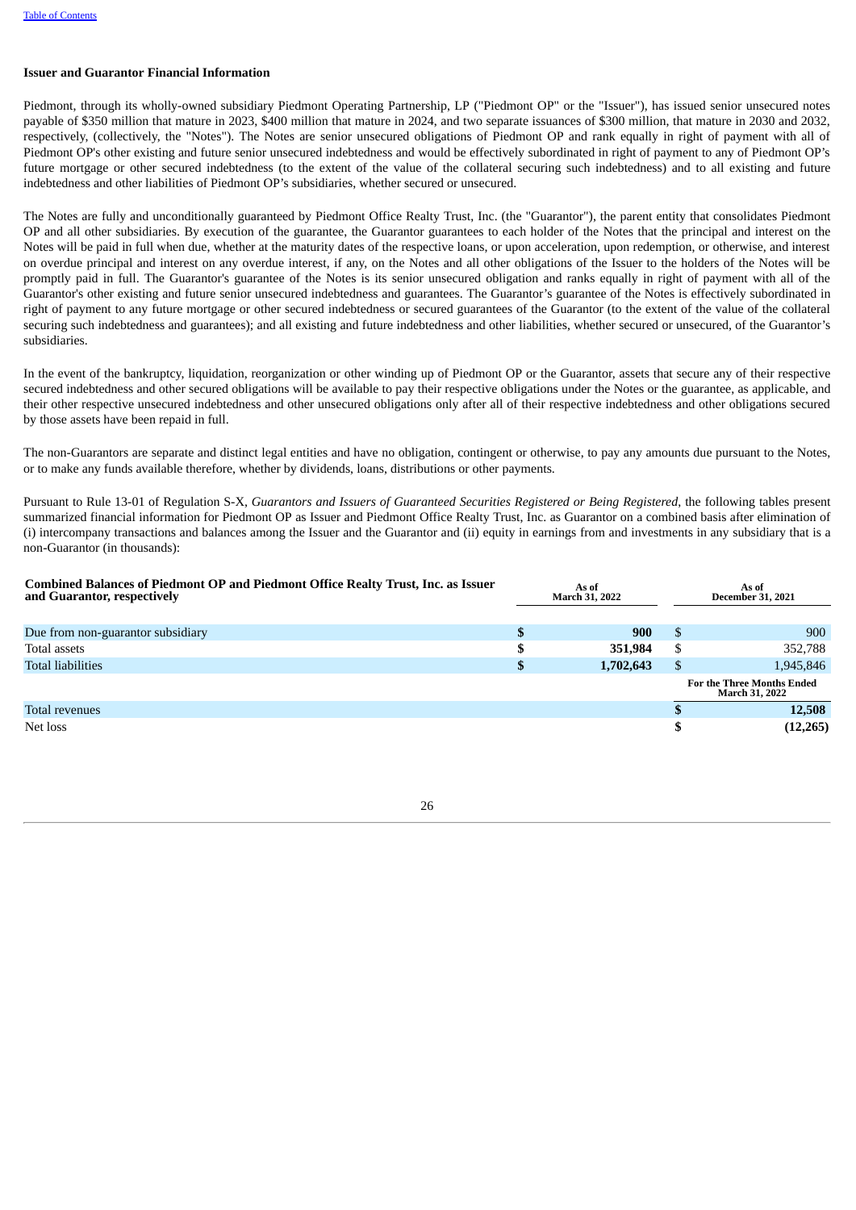### Issuer and Guarantor Financial Information

Piedmont, through its wholly-owned subsidiary Piedmont Operating Partnership, LP ("Piedmont OP" or the "Issuer"), has issued senior unsecured notes payable of $350 million that mature in 2023, $400 million that mature in 2024, and two separate issuances of $300 million, that mature in 2030 and 2032, respectively, (collectively, the "Notes"). The Notes are senior unsecured obligations of Piedmont OP and rank equally in right of payment with all of Piedmont OP's other existing and future senior unsecured indebtedness and would be effectively subordinated in right of payment to any of Piedmont OP's future mortgage or other secured indebtedness (to the extent of the value of the collateral securing such indebtedness) and to all existing and future indebtedness and other liabilities of Piedmont OP's subsidiaries, whether secured or unsecured.

The Notes are fully and unconditionally guaranteed by Piedmont Office Realty Trust, Inc. (the "Guarantor"), the parent entity that consolidates Piedmont OP and all other subsidiaries. By execution of the guarantee, the Guarantor guarantees to each holder of the Notes that the principal and interest on the Notes will be paid in full when due, whether at the maturity dates of the respective loans, or upon acceleration, upon redemption, or otherwise, and interest on overdue principal and interest on any overdue interest, if any, on the Notes and all other obligations of the Issuer to the holders of the Notes will be promptly paid in full. The Guarantor's guarantee of the Notes is its senior unsecured obligation and ranks equally in right of payment with all of the Guarantor's other existing and future senior unsecured indebtedness and guarantees. The Guarantor's guarantee of the Notes is effectively subordinated in right of payment to any future mortgage or other secured indebtedness or secured guarantees of the Guarantor (to the extent of the value of the collateral securing such indebtedness and guarantees); and all existing and future indebtedness and other liabilities, whether secured or unsecured, of the Guarantor's subsidiaries.

In the event of the bankruptcy, liquidation, reorganization or other winding up of Piedmont OP or the Guarantor, assets that secure any of their respective secured indebtedness and other secured obligations will be available to pay their respective obligations under the Notes or the guarantee, as applicable, and their other respective unsecured indebtedness and other unsecured obligations only after all of their respective indebtedness and other obligations secured by those assets have been repaid in full.

The non-Guarantors are separate and distinct legal entities and have no obligation, contingent or otherwise, to pay any amounts due pursuant to the Notes, or to make any funds available therefore, whether by dividends, loans, distributions or other payments.

Pursuant to Rule 13-01 of Regulation S-X, *Guarantors and Issuers of Guaranteed Securities Registered or Being Registered*, the following tables present summarized financial information for Piedmont OP as Issuer and Piedmont Office Realty Trust, Inc. as Guarantor on a combined basis after elimination of (i) intercompany transactions and balances among the Issuer and the Guarantor and (ii) equity in earnings from and investments in any subsidiary that is a non-Guarantor (in thousands):

| **Combined Balances of Piedmont OP and Piedmont Office Realty Trust, Inc. as Issuer and Guarantor, respectively** | **As of March 31, 2022** | **As of December 31, 2021** |
|---|---|---|
| Due from non-guarantor subsidiary | **$ 900** | $ 900 |
| Total assets | **$ 351,984** | $ 352,788 |
| Total liabilities | **$ 1,702,643** | $ 1,945,846 |
| | | **For the Three Months Ended March 31, 2022** |
| Total revenues | | **$ 12,508** |
| Net loss | | **$ (12,265)** |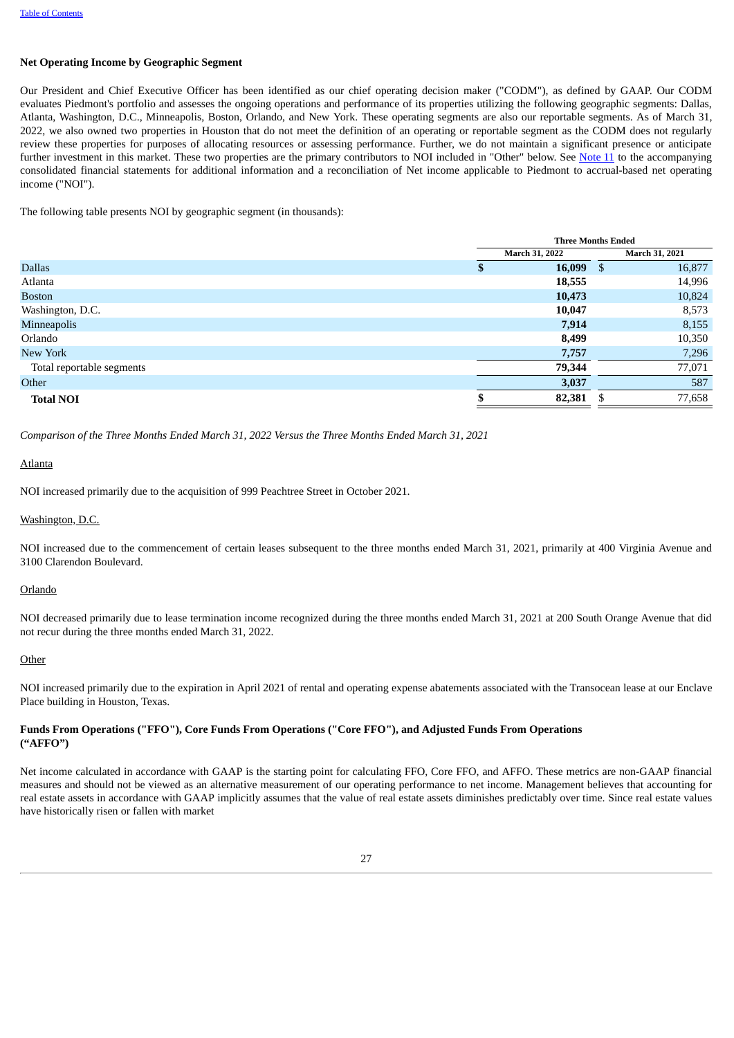**Net Operating Income by Geographic Segment**

Our President and Chief Executive Officer has been identified as our chief operating decision maker ("CODM"), as defined by GAAP. Our CODM evaluates Piedmont's portfolio and assesses the ongoing operations and performance of its properties utilizing the following geographic segments: Dallas, Atlanta, Washington, D.C., Minneapolis, Boston, Orlando, and New York. These operating segments are also our reportable segments. As of March 31, 2022, we also owned two properties in Houston that do not meet the definition of an operating or reportable segment as the CODM does not regularly review these properties for purposes of allocating resources or assessing performance. Further, we do not maintain a significant presence or anticipate further investment in this market. These two properties are the primary contributors to NOI included in "Other" below. See Note 11 to the accompanying consolidated financial statements for additional information and a reconciliation of Net income applicable to Piedmont to accrual-based net operating income ("NOI").

The following table presents NOI by geographic segment (in thousands):

| | Three Months Ended | |
|---|---|---|
| | March 31, 2022 | March 31, 2021 |
| Dallas | **$ 16,099** | $ 16,877 |
| Atlanta | **18,555** | 14,996 |
| Boston | **10,473** | 10,824 |
| Washington, D.C. | **10,047** | 8,573 |
| Minneapolis | **7,914** | 8,155 |
| Orlando | **8,499** | 10,350 |
| New York | **7,757** | 7,296 |
| Total reportable segments | **79,344** | 77,071 |
| Other | **3,037** | 587 |
| **Total NOI** | **$ 82,381** | $ 77,658 |

*Comparison of the Three Months Ended March 31, 2022 Versus the Three Months Ended March 31, 2021*

Atlanta

NOI increased primarily due to the acquisition of 999 Peachtree Street in October 2021.

Washington, D.C.

NOI increased due to the commencement of certain leases subsequent to the three months ended March 31, 2021, primarily at 400 Virginia Avenue and 3100 Clarendon Boulevard.

Orlando

NOI decreased primarily due to lease termination income recognized during the three months ended March 31, 2021 at 200 South Orange Avenue that did not recur during the three months ended March 31, 2022.

Other

NOI increased primarily due to the expiration in April 2021 of rental and operating expense abatements associated with the Transocean lease at our Enclave Place building in Houston, Texas.

**Funds From Operations ("FFO"), Core Funds From Operations ("Core FFO"), and Adjusted Funds From Operations ("AFFO")**

Net income calculated in accordance with GAAP is the starting point for calculating FFO, Core FFO, and AFFO. These metrics are non-GAAP financial measures and should not be viewed as an alternative measurement of our operating performance to net income. Management believes that accounting for real estate assets in accordance with GAAP implicitly assumes that the value of real estate assets diminishes predictably over time. Since real estate values have historically risen or fallen with market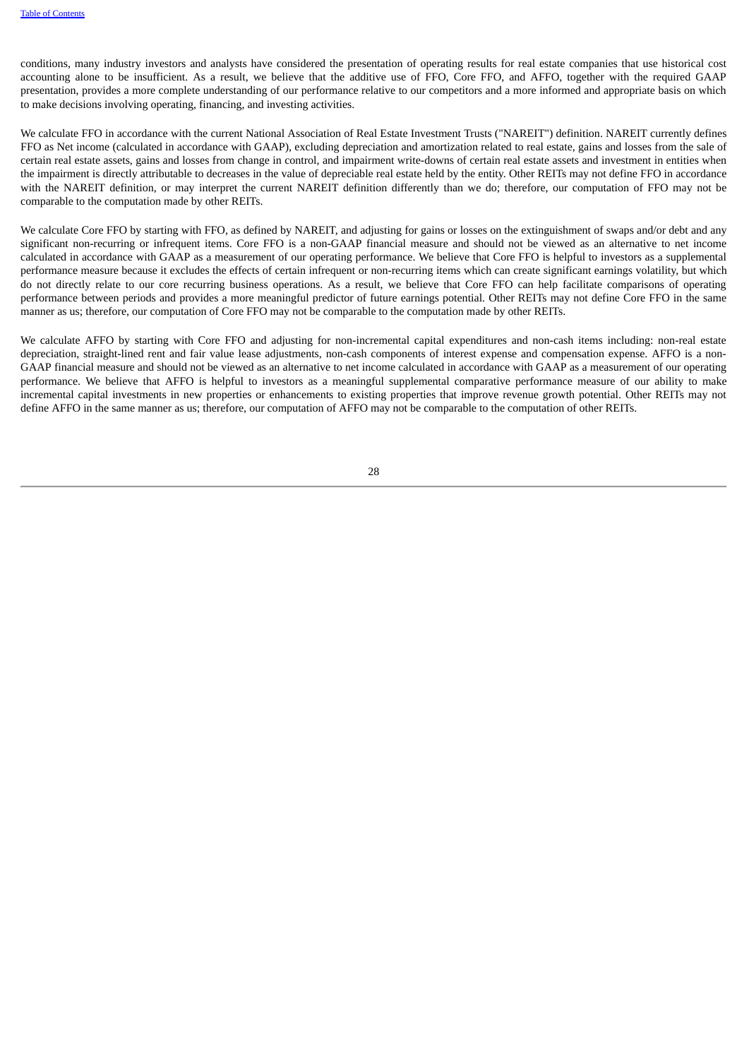conditions, many industry investors and analysts have considered the presentation of operating results for real estate companies that use historical cost accounting alone to be insufficient. As a result, we believe that the additive use of FFO, Core FFO, and AFFO, together with the required GAAP presentation, provides a more complete understanding of our performance relative to our competitors and a more informed and appropriate basis on which to make decisions involving operating, financing, and investing activities.

We calculate FFO in accordance with the current National Association of Real Estate Investment Trusts ("NAREIT") definition. NAREIT currently defines FFO as Net income (calculated in accordance with GAAP), excluding depreciation and amortization related to real estate, gains and losses from the sale of certain real estate assets, gains and losses from change in control, and impairment write-downs of certain real estate assets and investment in entities when the impairment is directly attributable to decreases in the value of depreciable real estate held by the entity. Other REITs may not define FFO in accordance with the NAREIT definition, or may interpret the current NAREIT definition differently than we do; therefore, our computation of FFO may not be comparable to the computation made by other REITs.

We calculate Core FFO by starting with FFO, as defined by NAREIT, and adjusting for gains or losses on the extinguishment of swaps and/or debt and any significant non-recurring or infrequent items. Core FFO is a non-GAAP financial measure and should not be viewed as an alternative to net income calculated in accordance with GAAP as a measurement of our operating performance. We believe that Core FFO is helpful to investors as a supplemental performance measure because it excludes the effects of certain infrequent or non-recurring items which can create significant earnings volatility, but which do not directly relate to our core recurring business operations. As a result, we believe that Core FFO can help facilitate comparisons of operating performance between periods and provides a more meaningful predictor of future earnings potential. Other REITs may not define Core FFO in the same manner as us; therefore, our computation of Core FFO may not be comparable to the computation made by other REITs.

We calculate AFFO by starting with Core FFO and adjusting for non-incremental capital expenditures and non-cash items including: non-real estate depreciation, straight-lined rent and fair value lease adjustments, non-cash components of interest expense and compensation expense. AFFO is a non-GAAP financial measure and should not be viewed as an alternative to net income calculated in accordance with GAAP as a measurement of our operating performance. We believe that AFFO is helpful to investors as a meaningful supplemental comparative performance measure of our ability to make incremental capital investments in new properties or enhancements to existing properties that improve revenue growth potential. Other REITs may not define AFFO in the same manner as us; therefore, our computation of AFFO may not be comparable to the computation of other REITs.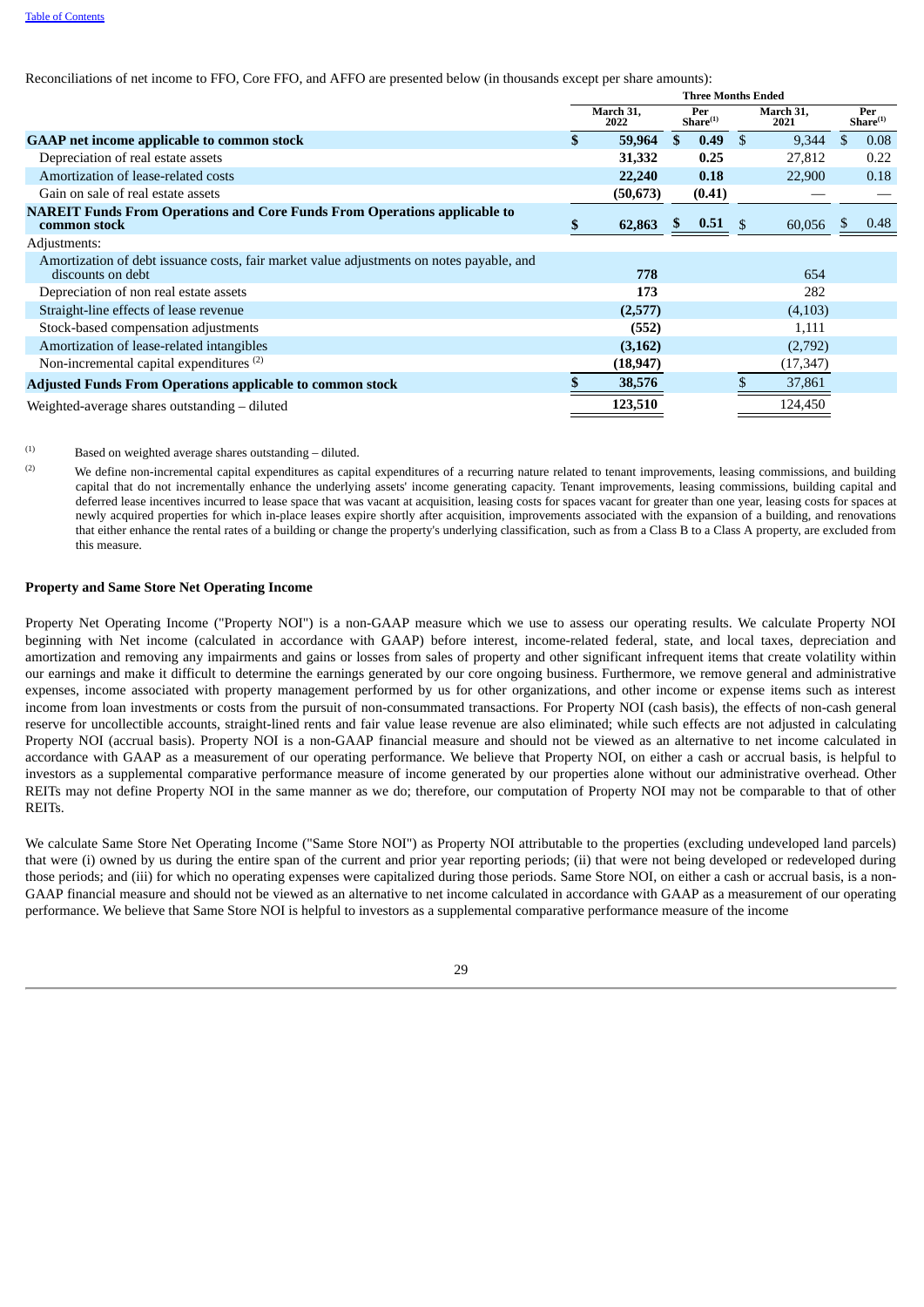Reconciliations of net income to FFO, Core FFO, and AFFO are presented below (in thousands except per share amounts):

| | Three Months Ended | | | |
|---|---|---|---|---|
| | March 31, 2022 | Per Share[1] | March 31, 2021 | Per Share[1] |
| **GAAP net income applicable to common stock** | **$ 59,964** | **$ 0.49** | $ 9,344 | $ 0.08 |
| Depreciation of real estate assets | **31,332** | **0.25** | 27,812 | 0.22 |
| Amortization of lease-related costs | **22,240** | **0.18** | 22,900 | 0.18 |
| Gain on sale of real estate assets | **(50,673)** | **(0.41)** | — | — |
| **NAREIT Funds From Operations and Core Funds From Operations applicable to common stock** | **$ 62,863** | **$ 0.51** | $ 60,056 | $ 0.48 |
| Adjustments: | | | | |
| Amortization of debt issuance costs, fair market value adjustments on notes payable, and discounts on debt | **778** | | 654 | |
| Depreciation of non real estate assets | **173** | | 282 | |
| Straight-line effects of lease revenue | **(2,577)** | | (4,103) | |
| Stock-based compensation adjustments | **(552)** | | 1,111 | |
| Amortization of lease-related intangibles | **(3,162)** | | (2,792) | |
| Non-incremental capital expenditures [2] | **(18,947)** | | (17,347) | |
| **Adjusted Funds From Operations applicable to common stock** | **$ 38,576** | | $ 37,861 | |
| Weighted-average shares outstanding – diluted | **123,510** | | 124,450 | |

(1) Based on weighted average shares outstanding – diluted.

(2) We define non-incremental capital expenditures as capital expenditures of a recurring nature related to tenant improvements, leasing commissions, and building capital that do not incrementally enhance the underlying assets' income generating capacity. Tenant improvements, leasing commissions, building capital and deferred lease incentives incurred to lease space that was vacant at acquisition, leasing costs for spaces vacant for greater than one year, leasing costs for spaces at newly acquired properties for which in-place leases expire shortly after acquisition, improvements associated with the expansion of a building, and renovations that either enhance the rental rates of a building or change the property's underlying classification, such as from a Class B to a Class A property, are excluded from this measure.

**Property and Same Store Net Operating Income**

Property Net Operating Income ("Property NOI") is a non-GAAP measure which we use to assess our operating results. We calculate Property NOI beginning with Net income (calculated in accordance with GAAP) before interest, income-related federal, state, and local taxes, depreciation and amortization and removing any impairments and gains or losses from sales of property and other significant infrequent items that create volatility within our earnings and make it difficult to determine the earnings generated by our core ongoing business. Furthermore, we remove general and administrative expenses, income associated with property management performed by us for other organizations, and other income or expense items such as interest income from loan investments or costs from the pursuit of non-consummated transactions. For Property NOI (cash basis), the effects of non-cash general reserve for uncollectible accounts, straight-lined rents and fair value lease revenue are also eliminated; while such effects are not adjusted in calculating Property NOI (accrual basis). Property NOI is a non-GAAP financial measure and should not be viewed as an alternative to net income calculated in accordance with GAAP as a measurement of our operating performance. We believe that Property NOI, on either a cash or accrual basis, is helpful to investors as a supplemental comparative performance measure of income generated by our properties alone without our administrative overhead. Other REITs may not define Property NOI in the same manner as we do; therefore, our computation of Property NOI may not be comparable to that of other REITs.

We calculate Same Store Net Operating Income ("Same Store NOI") as Property NOI attributable to the properties (excluding undeveloped land parcels) that were (i) owned by us during the entire span of the current and prior year reporting periods; (ii) that were not being developed or redeveloped during those periods; and (iii) for which no operating expenses were capitalized during those periods. Same Store NOI, on either a cash or accrual basis, is a non-GAAP financial measure and should not be viewed as an alternative to net income calculated in accordance with GAAP as a measurement of our operating performance. We believe that Same Store NOI is helpful to investors as a supplemental comparative performance measure of the income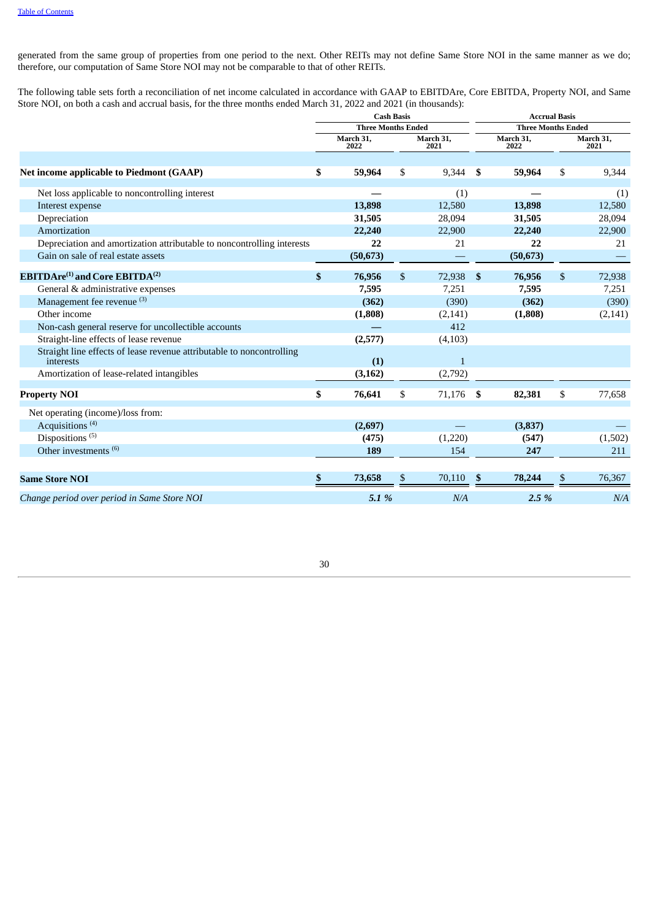generated from the same group of properties from one period to the next. Other REITs may not define Same Store NOI in the same manner as we do; therefore, our computation of Same Store NOI may not be comparable to that of other REITs.

The following table sets forth a reconciliation of net income calculated in accordance with GAAP to EBITDAre, Core EBITDA, Property NOI, and Same Store NOI, on both a cash and accrual basis, for the three months ended March 31, 2022 and 2021 (in thousands):

| | Cash Basis | | Accrual Basis | |
|---|---|---|---|---|
| | Three Months Ended | | Three Months Ended | |
| | March 31, 2022 | March 31, 2021 | March 31, 2022 | March 31, 2021 |
| **Net income applicable to Piedmont (GAAP)** | **$ 59,964** | $ 9,344 | **$ 59,964** | $ 9,344 |
| Net loss applicable to noncontrolling interest | **—** | (1) | **—** | (1) |
| Interest expense | **13,898** | 12,580 | **13,898** | 12,580 |
| Depreciation | **31,505** | 28,094 | **31,505** | 28,094 |
| Amortization | **22,240** | 22,900 | **22,240** | 22,900 |
| Depreciation and amortization attributable to noncontrolling interests | **22** | 21 | **22** | 21 |
| Gain on sale of real estate assets | **(50,673)** | — | **(50,673)** | — |
| **EBITDAre[(1)] and Core EBITDA[(2)]** | **$ 76,956** | $ 72,938 | **$ 76,956** | $ 72,938 |
| General & administrative expenses | **7,595** | 7,251 | **7,595** | 7,251 |
| Management fee revenue [(3)] | **(362)** | (390) | **(362)** | (390) |
| Other income | **(1,808)** | (2,141) | **(1,808)** | (2,141) |
| Non-cash general reserve for uncollectible accounts | **—** | 412 | | |
| Straight-line effects of lease revenue | **(2,577)** | (4,103) | | |
| Straight line effects of lease revenue attributable to noncontrolling interests | **(1)** | 1 | | |
| Amortization of lease-related intangibles | **(3,162)** | (2,792) | | |
| **Property NOI** | **$ 76,641** | $ 71,176 | **$ 82,381** | $ 77,658 |
| Net operating (income)/loss from: | | | | |
| Acquisitions [(4)] | **(2,697)** | — | **(3,837)** | — |
| Dispositions [(5)] | **(475)** | (1,220) | **(547)** | (1,502) |
| Other investments [(6)] | **189** | 154 | **247** | 211 |
| **Same Store NOI** | **$ 73,658** | $ 70,110 | **$ 78,244** | $ 76,367 |
| *Change period over period in Same Store NOI* | ***5.1 %*** | *N/A* | ***2.5 %*** | *N/A* |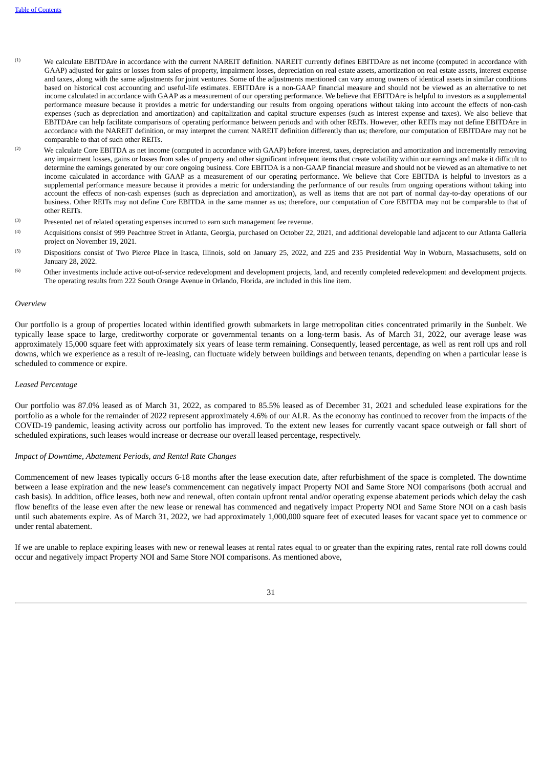(1) We calculate EBITDAre in accordance with the current NAREIT definition. NAREIT currently defines EBITDAre as net income (computed in accordance with GAAP) adjusted for gains or losses from sales of property, impairment losses, depreciation on real estate assets, amortization on real estate assets, interest expense and taxes, along with the same adjustments for joint ventures. Some of the adjustments mentioned can vary among owners of identical assets in similar conditions based on historical cost accounting and useful-life estimates. EBITDAre is a non-GAAP financial measure and should not be viewed as an alternative to net income calculated in accordance with GAAP as a measurement of our operating performance. We believe that EBITDAre is helpful to investors as a supplemental performance measure because it provides a metric for understanding our results from ongoing operations without taking into account the effects of non-cash expenses (such as depreciation and amortization) and capitalization and capital structure expenses (such as interest expense and taxes). We also believe that EBITDAre can help facilitate comparisons of operating performance between periods and with other REITs. However, other REITs may not define EBITDAre in accordance with the NAREIT definition, or may interpret the current NAREIT definition differently than us; therefore, our computation of EBITDAre may not be comparable to that of such other REITs.

(2) We calculate Core EBITDA as net income (computed in accordance with GAAP) before interest, taxes, depreciation and amortization and incrementally removing any impairment losses, gains or losses from sales of property and other significant infrequent items that create volatility within our earnings and make it difficult to determine the earnings generated by our core ongoing business. Core EBITDA is a non-GAAP financial measure and should not be viewed as an alternative to net income calculated in accordance with GAAP as a measurement of our operating performance. We believe that Core EBITDA is helpful to investors as a supplemental performance measure because it provides a metric for understanding the performance of our results from ongoing operations without taking into account the effects of non-cash expenses (such as depreciation and amortization), as well as items that are not part of normal day-to-day operations of our business. Other REITs may not define Core EBITDA in the same manner as us; therefore, our computation of Core EBITDA may not be comparable to that of other REITs.

(3) Presented net of related operating expenses incurred to earn such management fee revenue.

(4) Acquisitions consist of 999 Peachtree Street in Atlanta, Georgia, purchased on October 22, 2021, and additional developable land adjacent to our Atlanta Galleria project on November 19, 2021.

(5) Dispositions consist of Two Pierce Place in Itasca, Illinois, sold on January 25, 2022, and 225 and 235 Presidential Way in Woburn, Massachusetts, sold on January 28, 2022.

(6) Other investments include active out-of-service redevelopment and development projects, land, and recently completed redevelopment and development projects. The operating results from 222 South Orange Avenue in Orlando, Florida, are included in this line item.

*Overview*

Our portfolio is a group of properties located within identified growth submarkets in large metropolitan cities concentrated primarily in the Sunbelt. We typically lease space to large, creditworthy corporate or governmental tenants on a long-term basis. As of March 31, 2022, our average lease was approximately 15,000 square feet with approximately six years of lease term remaining. Consequently, leased percentage, as well as rent roll ups and roll downs, which we experience as a result of re-leasing, can fluctuate widely between buildings and between tenants, depending on when a particular lease is scheduled to commence or expire.

*Leased Percentage*

Our portfolio was 87.0% leased as of March 31, 2022, as compared to 85.5% leased as of December 31, 2021 and scheduled lease expirations for the portfolio as a whole for the remainder of 2022 represent approximately 4.6% of our ALR. As the economy has continued to recover from the impacts of the COVID-19 pandemic, leasing activity across our portfolio has improved. To the extent new leases for currently vacant space outweigh or fall short of scheduled expirations, such leases would increase or decrease our overall leased percentage, respectively.

*Impact of Downtime, Abatement Periods, and Rental Rate Changes*

Commencement of new leases typically occurs 6-18 months after the lease execution date, after refurbishment of the space is completed. The downtime between a lease expiration and the new lease's commencement can negatively impact Property NOI and Same Store NOI comparisons (both accrual and cash basis). In addition, office leases, both new and renewal, often contain upfront rental and/or operating expense abatement periods which delay the cash flow benefits of the lease even after the new lease or renewal has commenced and negatively impact Property NOI and Same Store NOI on a cash basis until such abatements expire. As of March 31, 2022, we had approximately 1,000,000 square feet of executed leases for vacant space yet to commence or under rental abatement.

If we are unable to replace expiring leases with new or renewal leases at rental rates equal to or greater than the expiring rates, rental rate roll downs could occur and negatively impact Property NOI and Same Store NOI comparisons. As mentioned above,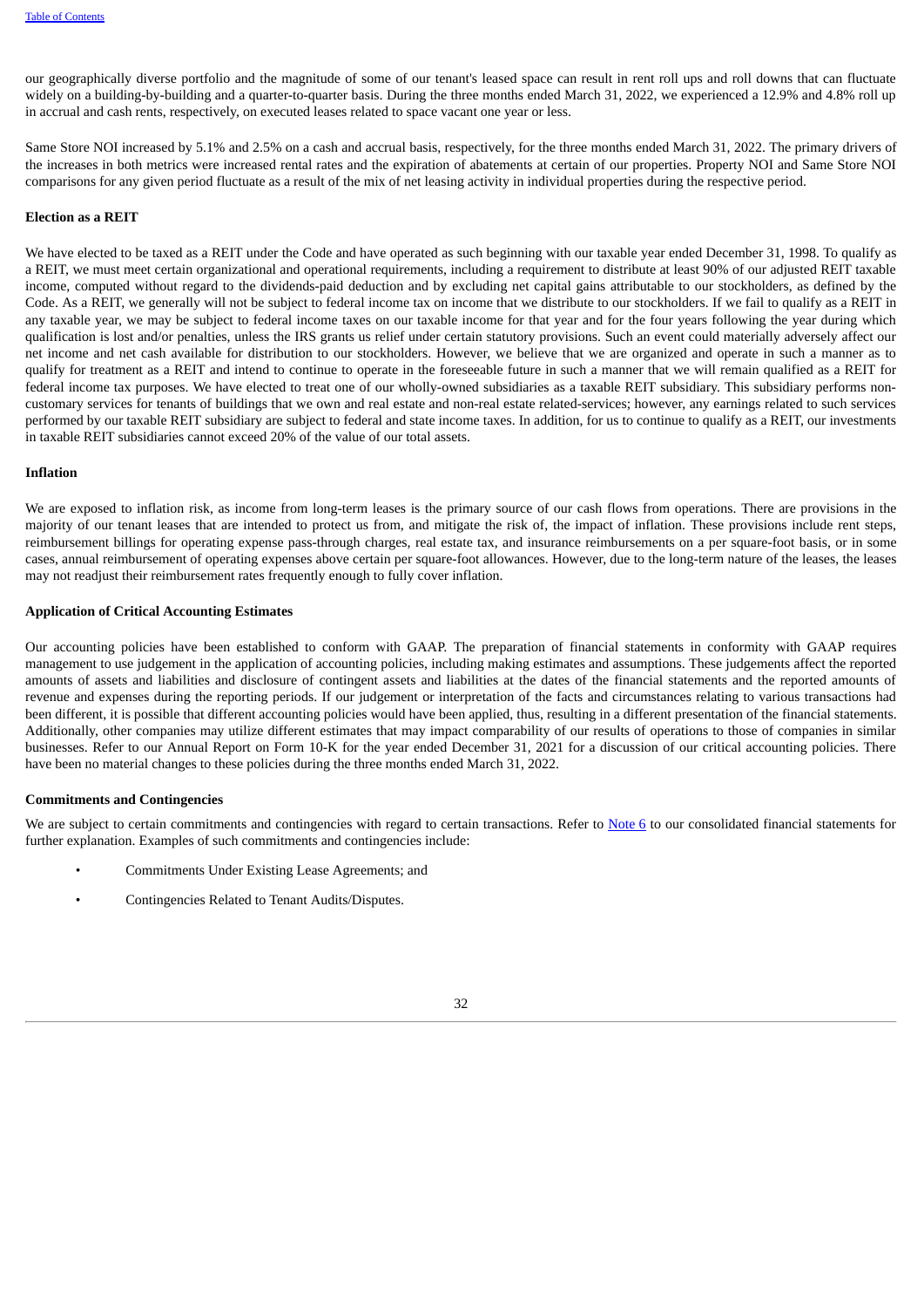our geographically diverse portfolio and the magnitude of some of our tenant's leased space can result in rent roll ups and roll downs that can fluctuate widely on a building-by-building and a quarter-to-quarter basis. During the three months ended March 31, 2022, we experienced a 12.9% and 4.8% roll up in accrual and cash rents, respectively, on executed leases related to space vacant one year or less.

Same Store NOI increased by 5.1% and 2.5% on a cash and accrual basis, respectively, for the three months ended March 31, 2022. The primary drivers of the increases in both metrics were increased rental rates and the expiration of abatements at certain of our properties. Property NOI and Same Store NOI comparisons for any given period fluctuate as a result of the mix of net leasing activity in individual properties during the respective period.

**Election as a REIT**

We have elected to be taxed as a REIT under the Code and have operated as such beginning with our taxable year ended December 31, 1998. To qualify as a REIT, we must meet certain organizational and operational requirements, including a requirement to distribute at least 90% of our adjusted REIT taxable income, computed without regard to the dividends-paid deduction and by excluding net capital gains attributable to our stockholders, as defined by the Code. As a REIT, we generally will not be subject to federal income tax on income that we distribute to our stockholders. If we fail to qualify as a REIT in any taxable year, we may be subject to federal income taxes on our taxable income for that year and for the four years following the year during which qualification is lost and/or penalties, unless the IRS grants us relief under certain statutory provisions. Such an event could materially adversely affect our net income and net cash available for distribution to our stockholders. However, we believe that we are organized and operate in such a manner as to qualify for treatment as a REIT and intend to continue to operate in the foreseeable future in such a manner that we will remain qualified as a REIT for federal income tax purposes. We have elected to treat one of our wholly-owned subsidiaries as a taxable REIT subsidiary. This subsidiary performs non-customary services for tenants of buildings that we own and real estate and non-real estate related-services; however, any earnings related to such services performed by our taxable REIT subsidiary are subject to federal and state income taxes. In addition, for us to continue to qualify as a REIT, our investments in taxable REIT subsidiaries cannot exceed 20% of the value of our total assets.

**Inflation**

We are exposed to inflation risk, as income from long-term leases is the primary source of our cash flows from operations. There are provisions in the majority of our tenant leases that are intended to protect us from, and mitigate the risk of, the impact of inflation. These provisions include rent steps, reimbursement billings for operating expense pass-through charges, real estate tax, and insurance reimbursements on a per square-foot basis, or in some cases, annual reimbursement of operating expenses above certain per square-foot allowances. However, due to the long-term nature of the leases, the leases may not readjust their reimbursement rates frequently enough to fully cover inflation.

**Application of Critical Accounting Estimates**

Our accounting policies have been established to conform with GAAP. The preparation of financial statements in conformity with GAAP requires management to use judgement in the application of accounting policies, including making estimates and assumptions. These judgements affect the reported amounts of assets and liabilities and disclosure of contingent assets and liabilities at the dates of the financial statements and the reported amounts of revenue and expenses during the reporting periods. If our judgement or interpretation of the facts and circumstances relating to various transactions had been different, it is possible that different accounting policies would have been applied, thus, resulting in a different presentation of the financial statements. Additionally, other companies may utilize different estimates that may impact comparability of our results of operations to those of companies in similar businesses. Refer to our Annual Report on Form 10-K for the year ended December 31, 2021 for a discussion of our critical accounting policies. There have been no material changes to these policies during the three months ended March 31, 2022.

**Commitments and Contingencies**

We are subject to certain commitments and contingencies with regard to certain transactions. Refer to Note 6 to our consolidated financial statements for further explanation. Examples of such commitments and contingencies include:

- Commitments Under Existing Lease Agreements; and
- Contingencies Related to Tenant Audits/Disputes.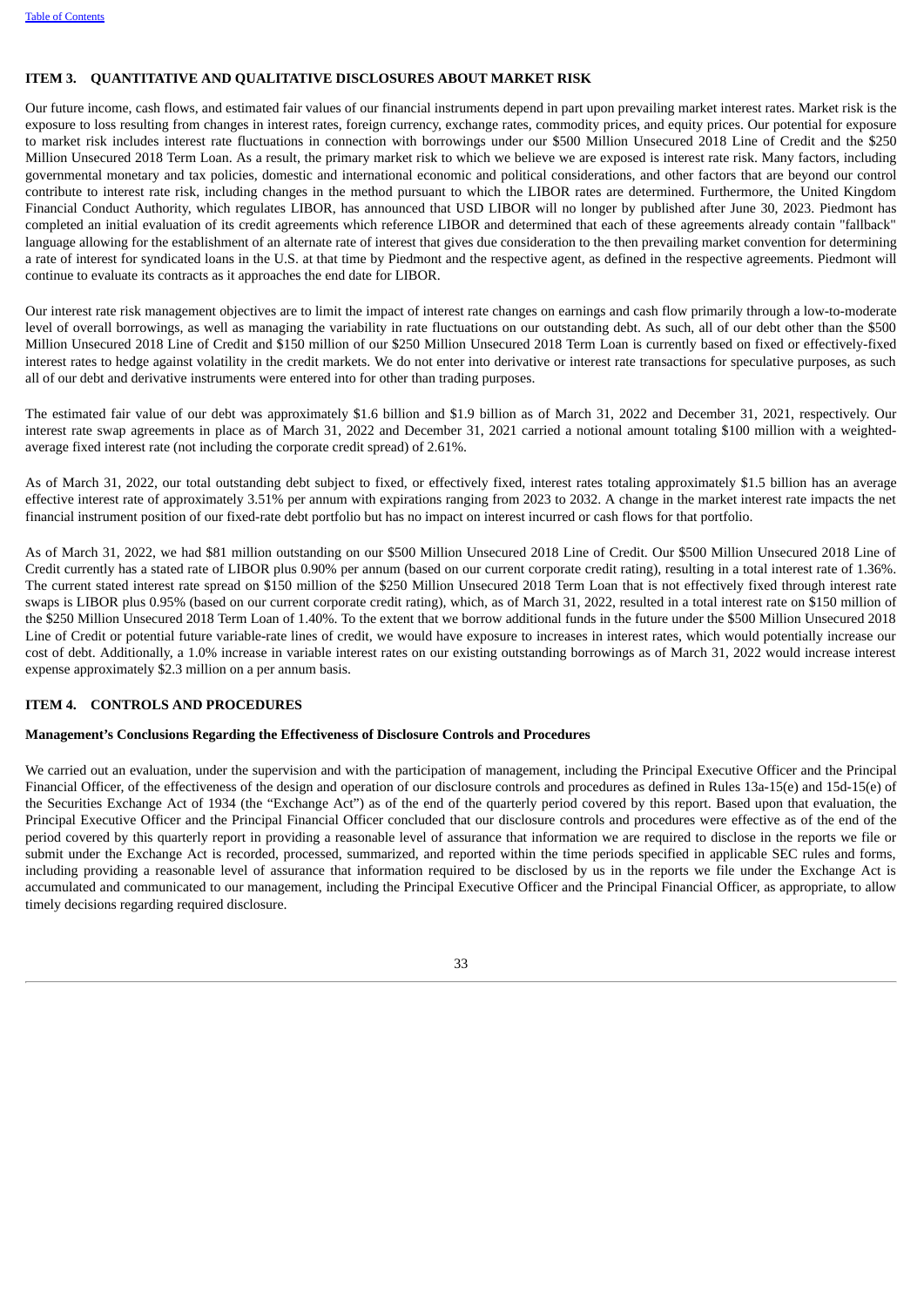## ITEM 3. QUANTITATIVE AND QUALITATIVE DISCLOSURES ABOUT MARKET RISK

Our future income, cash flows, and estimated fair values of our financial instruments depend in part upon prevailing market interest rates. Market risk is the exposure to loss resulting from changes in interest rates, foreign currency, exchange rates, commodity prices, and equity prices. Our potential for exposure to market risk includes interest rate fluctuations in connection with borrowings under our $500 Million Unsecured 2018 Line of Credit and the $250 Million Unsecured 2018 Term Loan. As a result, the primary market risk to which we believe we are exposed is interest rate risk. Many factors, including governmental monetary and tax policies, domestic and international economic and political considerations, and other factors that are beyond our control contribute to interest rate risk, including changes in the method pursuant to which the LIBOR rates are determined. Furthermore, the United Kingdom Financial Conduct Authority, which regulates LIBOR, has announced that USD LIBOR will no longer by published after June 30, 2023. Piedmont has completed an initial evaluation of its credit agreements which reference LIBOR and determined that each of these agreements already contain "fallback" language allowing for the establishment of an alternate rate of interest that gives due consideration to the then prevailing market convention for determining a rate of interest for syndicated loans in the U.S. at that time by Piedmont and the respective agent, as defined in the respective agreements. Piedmont will continue to evaluate its contracts as it approaches the end date for LIBOR.

Our interest rate risk management objectives are to limit the impact of interest rate changes on earnings and cash flow primarily through a low-to-moderate level of overall borrowings, as well as managing the variability in rate fluctuations on our outstanding debt. As such, all of our debt other than the $500 Million Unsecured 2018 Line of Credit and $150 million of our $250 Million Unsecured 2018 Term Loan is currently based on fixed or effectively-fixed interest rates to hedge against volatility in the credit markets. We do not enter into derivative or interest rate transactions for speculative purposes, as such all of our debt and derivative instruments were entered into for other than trading purposes.

The estimated fair value of our debt was approximately $1.6 billion and $1.9 billion as of March 31, 2022 and December 31, 2021, respectively. Our interest rate swap agreements in place as of March 31, 2022 and December 31, 2021 carried a notional amount totaling $100 million with a weighted-average fixed interest rate (not including the corporate credit spread) of 2.61%.

As of March 31, 2022, our total outstanding debt subject to fixed, or effectively fixed, interest rates totaling approximately $1.5 billion has an average effective interest rate of approximately 3.51% per annum with expirations ranging from 2023 to 2032. A change in the market interest rate impacts the net financial instrument position of our fixed-rate debt portfolio but has no impact on interest incurred or cash flows for that portfolio.

As of March 31, 2022, we had $81 million outstanding on our $500 Million Unsecured 2018 Line of Credit. Our $500 Million Unsecured 2018 Line of Credit currently has a stated rate of LIBOR plus 0.90% per annum (based on our current corporate credit rating), resulting in a total interest rate of 1.36%. The current stated interest rate spread on $150 million of the $250 Million Unsecured 2018 Term Loan that is not effectively fixed through interest rate swaps is LIBOR plus 0.95% (based on our current corporate credit rating), which, as of March 31, 2022, resulted in a total interest rate on $150 million of the $250 Million Unsecured 2018 Term Loan of 1.40%. To the extent that we borrow additional funds in the future under the $500 Million Unsecured 2018 Line of Credit or potential future variable-rate lines of credit, we would have exposure to increases in interest rates, which would potentially increase our cost of debt. Additionally, a 1.0% increase in variable interest rates on our existing outstanding borrowings as of March 31, 2022 would increase interest expense approximately $2.3 million on a per annum basis.

## ITEM 4. CONTROLS AND PROCEDURES

### Management's Conclusions Regarding the Effectiveness of Disclosure Controls and Procedures

We carried out an evaluation, under the supervision and with the participation of management, including the Principal Executive Officer and the Principal Financial Officer, of the effectiveness of the design and operation of our disclosure controls and procedures as defined in Rules 13a-15(e) and 15d-15(e) of the Securities Exchange Act of 1934 (the "Exchange Act") as of the end of the quarterly period covered by this report. Based upon that evaluation, the Principal Executive Officer and the Principal Financial Officer concluded that our disclosure controls and procedures were effective as of the end of the period covered by this quarterly report in providing a reasonable level of assurance that information we are required to disclose in the reports we file or submit under the Exchange Act is recorded, processed, summarized, and reported within the time periods specified in applicable SEC rules and forms, including providing a reasonable level of assurance that information required to be disclosed by us in the reports we file under the Exchange Act is accumulated and communicated to our management, including the Principal Executive Officer and the Principal Financial Officer, as appropriate, to allow timely decisions regarding required disclosure.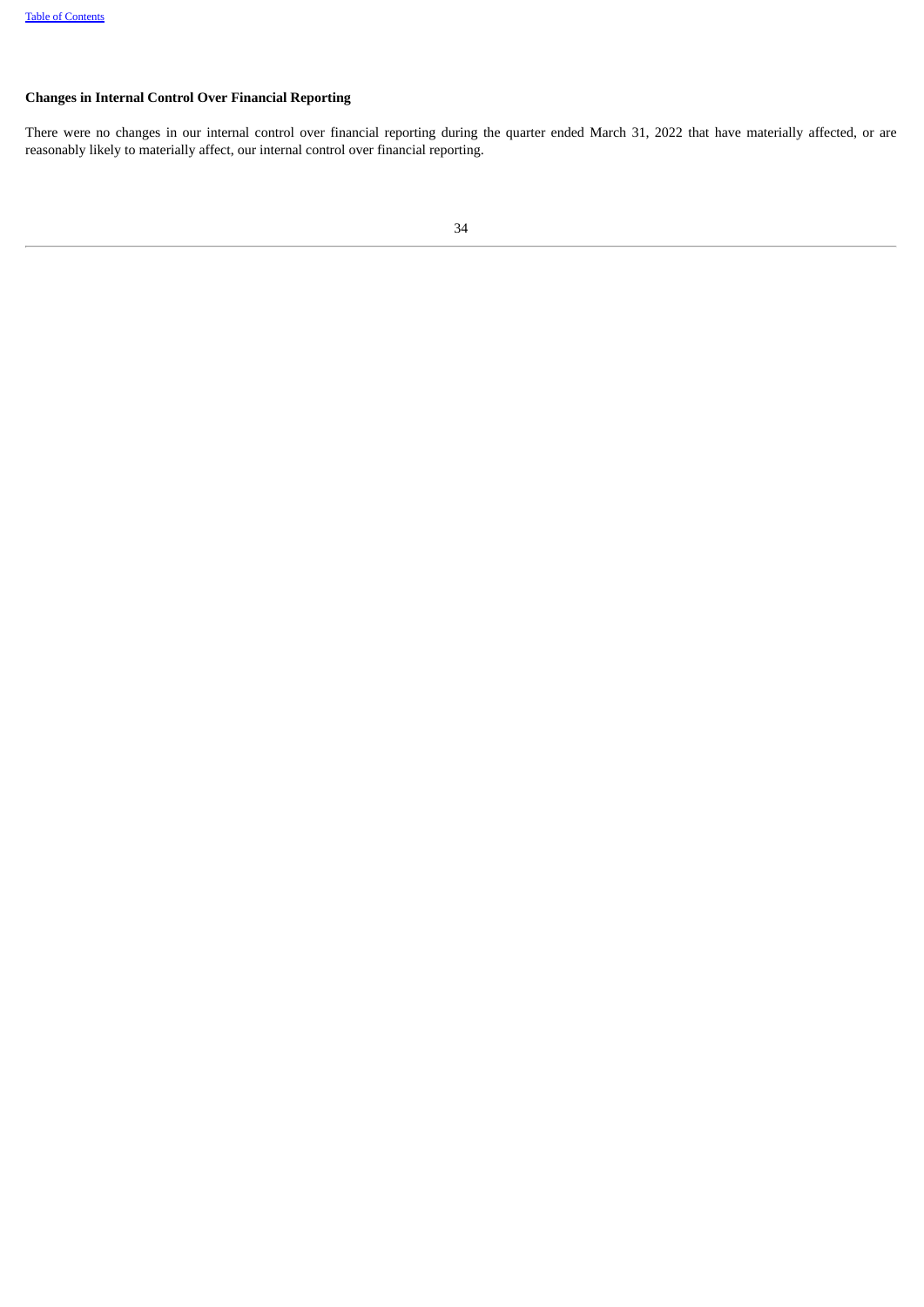**Changes in Internal Control Over Financial Reporting**

There were no changes in our internal control over financial reporting during the quarter ended March 31, 2022 that have materially affected, or are reasonably likely to materially affect, our internal control over financial reporting.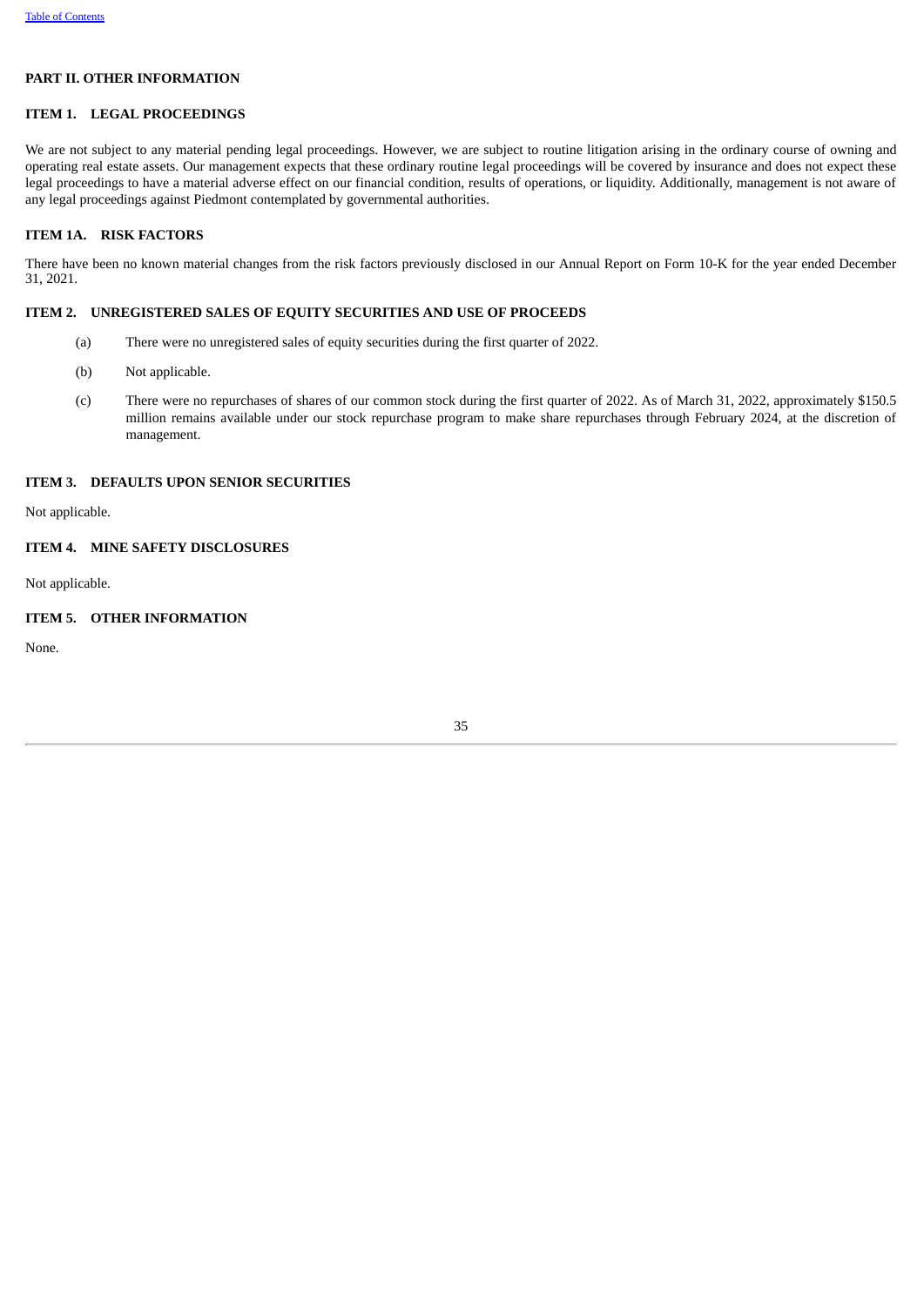## PART II. OTHER INFORMATION

### ITEM 1. LEGAL PROCEEDINGS

We are not subject to any material pending legal proceedings. However, we are subject to routine litigation arising in the ordinary course of owning and operating real estate assets. Our management expects that these ordinary routine legal proceedings will be covered by insurance and does not expect these legal proceedings to have a material adverse effect on our financial condition, results of operations, or liquidity. Additionally, management is not aware of any legal proceedings against Piedmont contemplated by governmental authorities.

### ITEM 1A. RISK FACTORS

There have been no known material changes from the risk factors previously disclosed in our Annual Report on Form 10-K for the year ended December 31, 2021.

### ITEM 2. UNREGISTERED SALES OF EQUITY SECURITIES AND USE OF PROCEEDS

(a) There were no unregistered sales of equity securities during the first quarter of 2022.

(b) Not applicable.

(c) There were no repurchases of shares of our common stock during the first quarter of 2022. As of March 31, 2022, approximately $150.5 million remains available under our stock repurchase program to make share repurchases through February 2024, at the discretion of management.

### ITEM 3. DEFAULTS UPON SENIOR SECURITIES

Not applicable.

### ITEM 4. MINE SAFETY DISCLOSURES

Not applicable.

### ITEM 5. OTHER INFORMATION

None.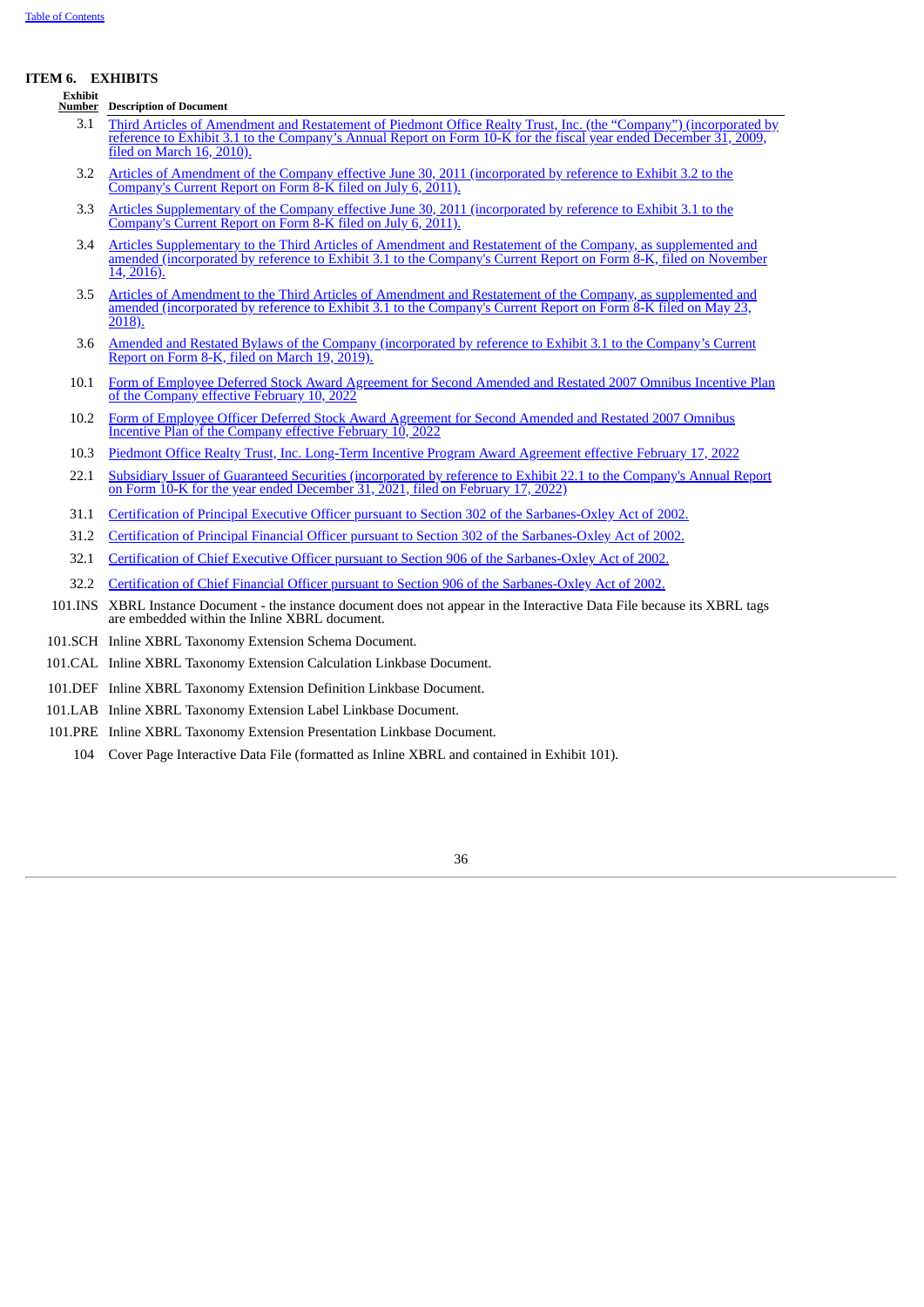## ITEM 6. EXHIBITS

| Exhibit Number | Description of Document |
|---|---|
| 3.1 | Third Articles of Amendment and Restatement of Piedmont Office Realty Trust, Inc. (the "Company") (incorporated by reference to Exhibit 3.1 to the Company's Annual Report on Form 10-K for the fiscal year ended December 31, 2009, filed on March 16, 2010). |
| 3.2 | Articles of Amendment of the Company effective June 30, 2011 (incorporated by reference to Exhibit 3.2 to the Company's Current Report on Form 8-K filed on July 6, 2011). |
| 3.3 | Articles Supplementary of the Company effective June 30, 2011 (incorporated by reference to Exhibit 3.1 to the Company's Current Report on Form 8-K filed on July 6, 2011). |
| 3.4 | Articles Supplementary to the Third Articles of Amendment and Restatement of the Company, as supplemented and amended (incorporated by reference to Exhibit 3.1 to the Company's Current Report on Form 8-K, filed on November 14, 2016). |
| 3.5 | Articles of Amendment to the Third Articles of Amendment and Restatement of the Company, as supplemented and amended (incorporated by reference to Exhibit 3.1 to the Company's Current Report on Form 8-K filed on May 23, 2018). |
| 3.6 | Amended and Restated Bylaws of the Company (incorporated by reference to Exhibit 3.1 to the Company's Current Report on Form 8-K, filed on March 19, 2019). |
| 10.1 | Form of Employee Deferred Stock Award Agreement for Second Amended and Restated 2007 Omnibus Incentive Plan of the Company effective February 10, 2022 |
| 10.2 | Form of Employee Officer Deferred Stock Award Agreement for Second Amended and Restated 2007 Omnibus Incentive Plan of the Company effective February 10, 2022 |
| 10.3 | Piedmont Office Realty Trust, Inc. Long-Term Incentive Program Award Agreement effective February 17, 2022 |
| 22.1 | Subsidiary Issuer of Guaranteed Securities (incorporated by reference to Exhibit 22.1 to the Company's Annual Report on Form 10-K for the year ended December 31, 2021, filed on February 17, 2022) |
| 31.1 | Certification of Principal Executive Officer pursuant to Section 302 of the Sarbanes-Oxley Act of 2002. |
| 31.2 | Certification of Principal Financial Officer pursuant to Section 302 of the Sarbanes-Oxley Act of 2002. |
| 32.1 | Certification of Chief Executive Officer pursuant to Section 906 of the Sarbanes-Oxley Act of 2002. |
| 32.2 | Certification of Chief Financial Officer pursuant to Section 906 of the Sarbanes-Oxley Act of 2002. |
| 101.INS | XBRL Instance Document - the instance document does not appear in the Interactive Data File because its XBRL tags are embedded within the Inline XBRL document. |
| 101.SCH | Inline XBRL Taxonomy Extension Schema Document. |
| 101.CAL | Inline XBRL Taxonomy Extension Calculation Linkbase Document. |
| 101.DEF | Inline XBRL Taxonomy Extension Definition Linkbase Document. |
| 101.LAB | Inline XBRL Taxonomy Extension Label Linkbase Document. |
| 101.PRE | Inline XBRL Taxonomy Extension Presentation Linkbase Document. |
| 104 | Cover Page Interactive Data File (formatted as Inline XBRL and contained in Exhibit 101). |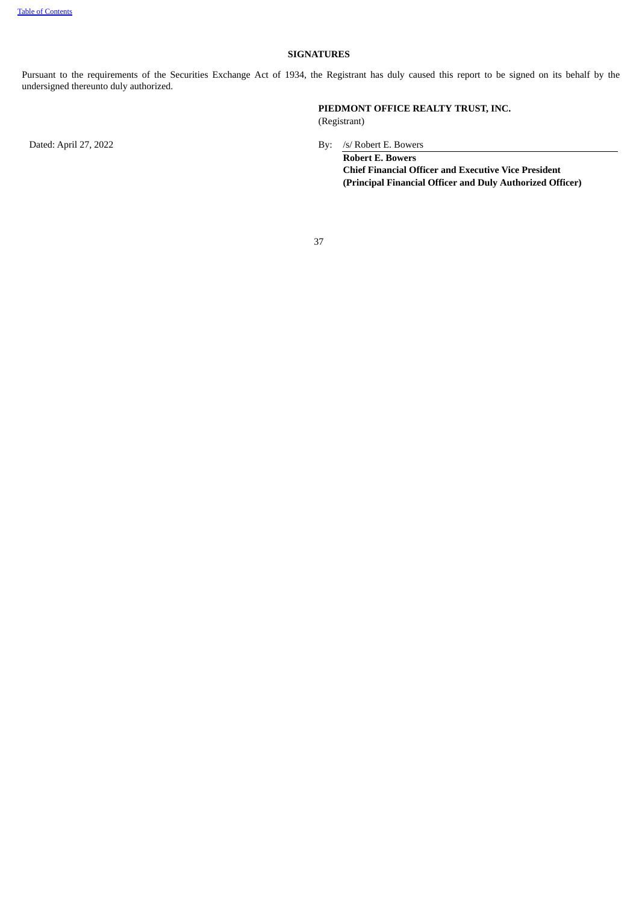## SIGNATURES

Pursuant to the requirements of the Securities Exchange Act of 1934, the Registrant has duly caused this report to be signed on its behalf by the undersigned thereunto duly authorized.

**PIEDMONT OFFICE REALTY TRUST, INC.**
(Registrant)

Dated: April 27, 2022

By: /s/ Robert E. Bowers

**Robert E. Bowers**
**Chief Financial Officer and Executive Vice President**
**(Principal Financial Officer and Duly Authorized Officer)**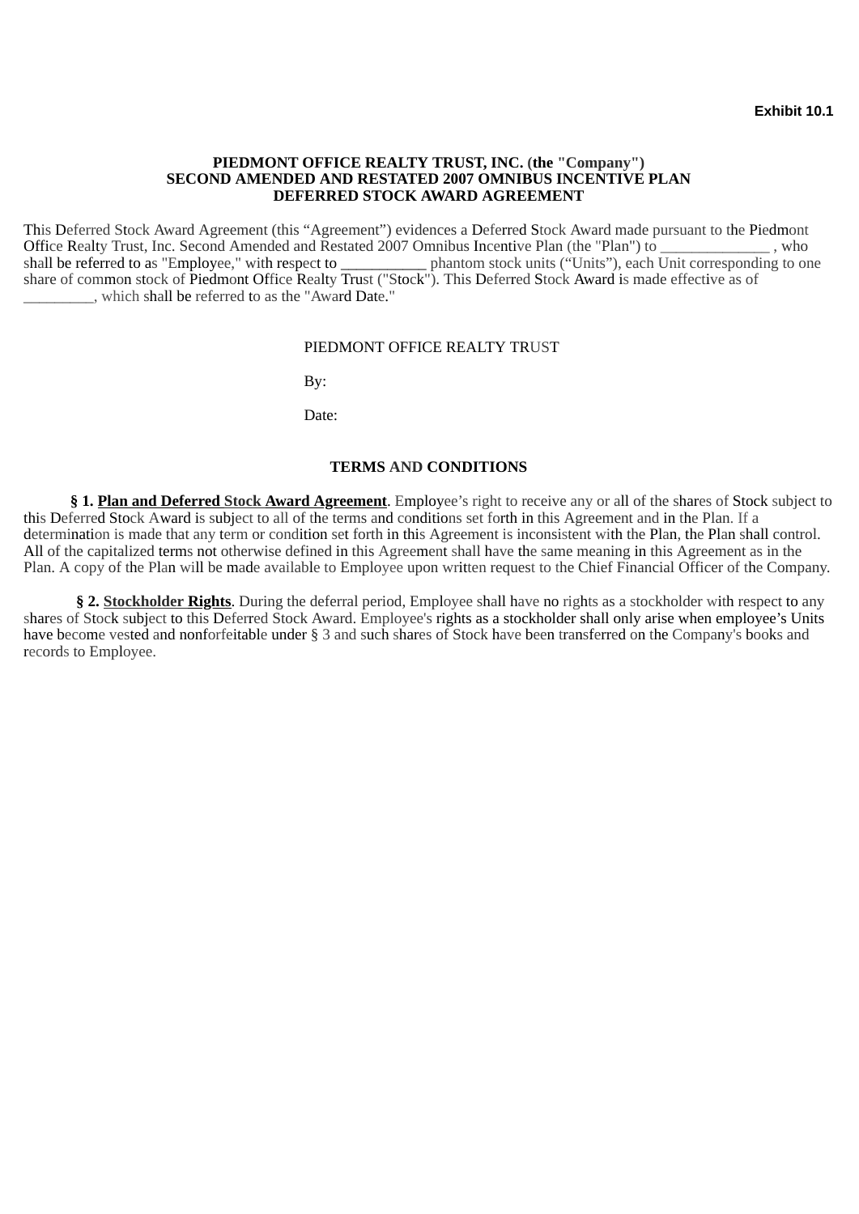**Exhibit 10.1**

**PIEDMONT OFFICE REALTY TRUST, INC. (the "Company")**
**SECOND AMENDED AND RESTATED 2007 OMNIBUS INCENTIVE PLAN**
**DEFERRED STOCK AWARD AGREEMENT**

This Deferred Stock Award Agreement (this “Agreement”) evidences a Deferred Stock Award made pursuant to the Piedmont Office Realty Trust, Inc. Second Amended and Restated 2007 Omnibus Incentive Plan (the "Plan") to ______________ , who shall be referred to as "Employee," with respect to ___________ phantom stock units (“Units”), each Unit corresponding to one share of common stock of Piedmont Office Realty Trust ("Stock"). This Deferred Stock Award is made effective as of _________, which shall be referred to as the "Award Date."

PIEDMONT OFFICE REALTY TRUST

By:

Date:

**TERMS AND CONDITIONS**

**§ 1. Plan and Deferred Stock Award Agreement**. Employee’s right to receive any or all of the shares of Stock subject to this Deferred Stock Award is subject to all of the terms and conditions set forth in this Agreement and in the Plan. If a determination is made that any term or condition set forth in this Agreement is inconsistent with the Plan, the Plan shall control. All of the capitalized terms not otherwise defined in this Agreement shall have the same meaning in this Agreement as in the Plan. A copy of the Plan will be made available to Employee upon written request to the Chief Financial Officer of the Company.

**§ 2. Stockholder Rights**. During the deferral period, Employee shall have no rights as a stockholder with respect to any shares of Stock subject to this Deferred Stock Award. Employee's rights as a stockholder shall only arise when employee’s Units have become vested and nonforfeitable under § 3 and such shares of Stock have been transferred on the Company's books and records to Employee.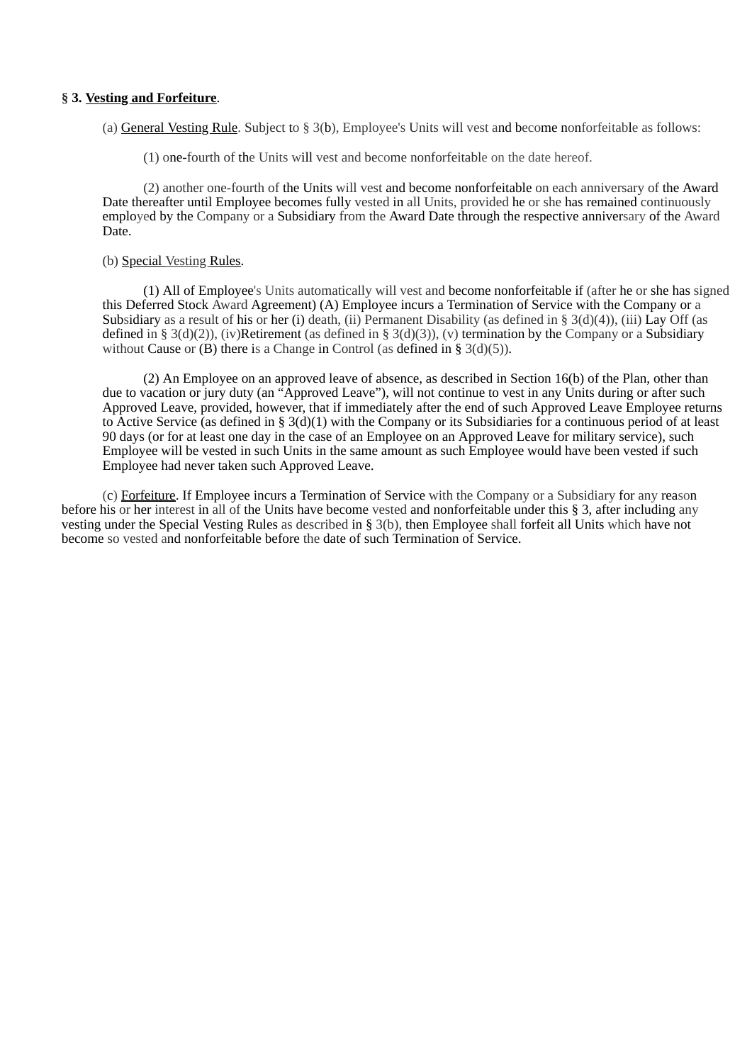**§ 3. Vesting and Forfeiture**.

(a) General Vesting Rule. Subject to § 3(b), Employee's Units will vest and become nonforfeitable as follows:

(1) one-fourth of the Units will vest and become nonforfeitable on the date hereof.

(2) another one-fourth of the Units will vest and become nonforfeitable on each anniversary of the Award Date thereafter until Employee becomes fully vested in all Units, provided he or she has remained continuously employed by the Company or a Subsidiary from the Award Date through the respective anniversary of the Award Date.

(b) Special Vesting Rules.

(1) All of Employee's Units automatically will vest and become nonforfeitable if (after he or she has signed this Deferred Stock Award Agreement) (A) Employee incurs a Termination of Service with the Company or a Subsidiary as a result of his or her (i) death, (ii) Permanent Disability (as defined in § 3(d)(4)), (iii) Lay Off (as defined in § 3(d)(2)), (iv)Retirement (as defined in § 3(d)(3)), (v) termination by the Company or a Subsidiary without Cause or (B) there is a Change in Control (as defined in § 3(d)(5)).

(2) An Employee on an approved leave of absence, as described in Section 16(b) of the Plan, other than due to vacation or jury duty (an "Approved Leave"), will not continue to vest in any Units during or after such Approved Leave, provided, however, that if immediately after the end of such Approved Leave Employee returns to Active Service (as defined in § 3(d)(1) with the Company or its Subsidiaries for a continuous period of at least 90 days (or for at least one day in the case of an Employee on an Approved Leave for military service), such Employee will be vested in such Units in the same amount as such Employee would have been vested if such Employee had never taken such Approved Leave.

(c) Forfeiture. If Employee incurs a Termination of Service with the Company or a Subsidiary for any reason before his or her interest in all of the Units have become vested and nonforfeitable under this § 3, after including any vesting under the Special Vesting Rules as described in § 3(b), then Employee shall forfeit all Units which have not become so vested and nonforfeitable before the date of such Termination of Service.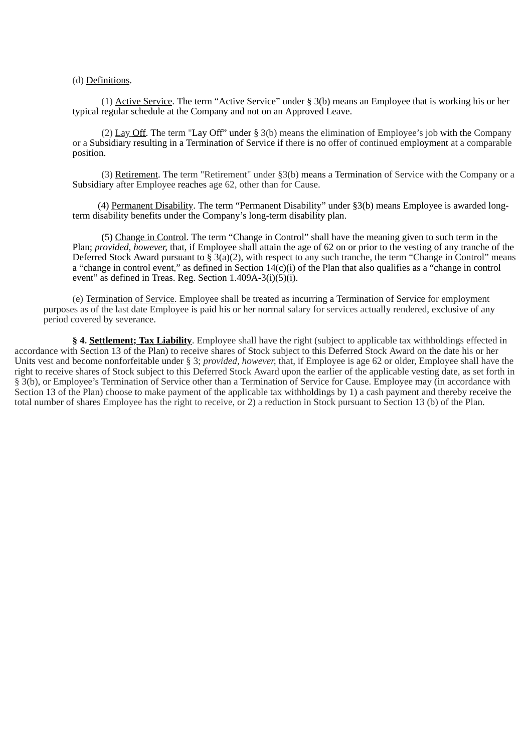(d) Definitions.

(1) Active Service. The term "Active Service" under § 3(b) means an Employee that is working his or her typical regular schedule at the Company and not on an Approved Leave.

(2) Lay Off. The term "Lay Off" under § 3(b) means the elimination of Employee's job with the Company or a Subsidiary resulting in a Termination of Service if there is no offer of continued employment at a comparable position.

(3) Retirement. The term "Retirement" under §3(b) means a Termination of Service with the Company or a Subsidiary after Employee reaches age 62, other than for Cause.

(4) Permanent Disability. The term "Permanent Disability" under §3(b) means Employee is awarded long-term disability benefits under the Company's long-term disability plan.

(5) Change in Control. The term "Change in Control" shall have the meaning given to such term in the Plan; *provided, however,* that, if Employee shall attain the age of 62 on or prior to the vesting of any tranche of the Deferred Stock Award pursuant to § 3(a)(2), with respect to any such tranche, the term "Change in Control" means a "change in control event," as defined in Section 14(c)(i) of the Plan that also qualifies as a "change in control event" as defined in Treas. Reg. Section 1.409A-3(i)(5)(i).

(e) Termination of Service. Employee shall be treated as incurring a Termination of Service for employment purposes as of the last date Employee is paid his or her normal salary for services actually rendered, exclusive of any period covered by severance.

**§ 4. Settlement; Tax Liability**. Employee shall have the right (subject to applicable tax withholdings effected in accordance with Section 13 of the Plan) to receive shares of Stock subject to this Deferred Stock Award on the date his or her Units vest and become nonforfeitable under § 3; *provided, however,* that, if Employee is age 62 or older, Employee shall have the right to receive shares of Stock subject to this Deferred Stock Award upon the earlier of the applicable vesting date, as set forth in § 3(b), or Employee's Termination of Service other than a Termination of Service for Cause. Employee may (in accordance with Section 13 of the Plan) choose to make payment of the applicable tax withholdings by 1) a cash payment and thereby receive the total number of shares Employee has the right to receive, or 2) a reduction in Stock pursuant to Section 13 (b) of the Plan.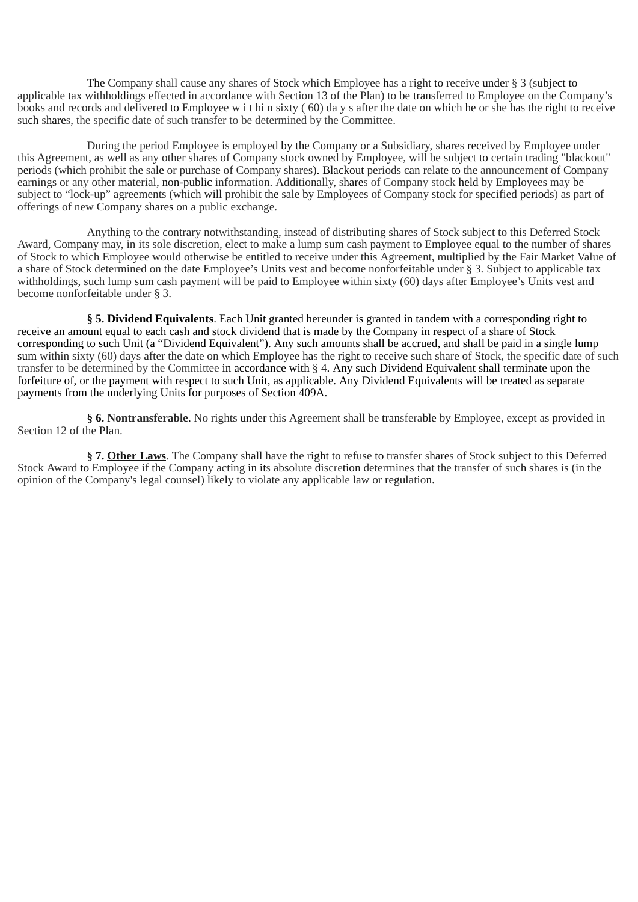The Company shall cause any shares of Stock which Employee has a right to receive under § 3 (subject to applicable tax withholdings effected in accordance with Section 13 of the Plan) to be transferred to Employee on the Company's books and records and delivered to Employee within sixty (60) days after the date on which he or she has the right to receive such shares, the specific date of such transfer to be determined by the Committee.

During the period Employee is employed by the Company or a Subsidiary, shares received by Employee under this Agreement, as well as any other shares of Company stock owned by Employee, will be subject to certain trading "blackout" periods (which prohibit the sale or purchase of Company shares). Blackout periods can relate to the announcement of Company earnings or any other material, non-public information. Additionally, shares of Company stock held by Employees may be subject to "lock-up" agreements (which will prohibit the sale by Employees of Company stock for specified periods) as part of offerings of new Company shares on a public exchange.

Anything to the contrary notwithstanding, instead of distributing shares of Stock subject to this Deferred Stock Award, Company may, in its sole discretion, elect to make a lump sum cash payment to Employee equal to the number of shares of Stock to which Employee would otherwise be entitled to receive under this Agreement, multiplied by the Fair Market Value of a share of Stock determined on the date Employee's Units vest and become nonforfeitable under § 3. Subject to applicable tax withholdings, such lump sum cash payment will be paid to Employee within sixty (60) days after Employee's Units vest and become nonforfeitable under § 3.

**§ 5. Dividend Equivalents**. Each Unit granted hereunder is granted in tandem with a corresponding right to receive an amount equal to each cash and stock dividend that is made by the Company in respect of a share of Stock corresponding to such Unit (a "Dividend Equivalent"). Any such amounts shall be accrued, and shall be paid in a single lump sum within sixty (60) days after the date on which Employee has the right to receive such share of Stock, the specific date of such transfer to be determined by the Committee in accordance with § 4. Any such Dividend Equivalent shall terminate upon the forfeiture of, or the payment with respect to such Unit, as applicable. Any Dividend Equivalents will be treated as separate payments from the underlying Units for purposes of Section 409A.

**§ 6. Nontransferable**. No rights under this Agreement shall be transferable by Employee, except as provided in Section 12 of the Plan.

**§ 7. Other Laws**. The Company shall have the right to refuse to transfer shares of Stock subject to this Deferred Stock Award to Employee if the Company acting in its absolute discretion determines that the transfer of such shares is (in the opinion of the Company's legal counsel) likely to violate any applicable law or regulation.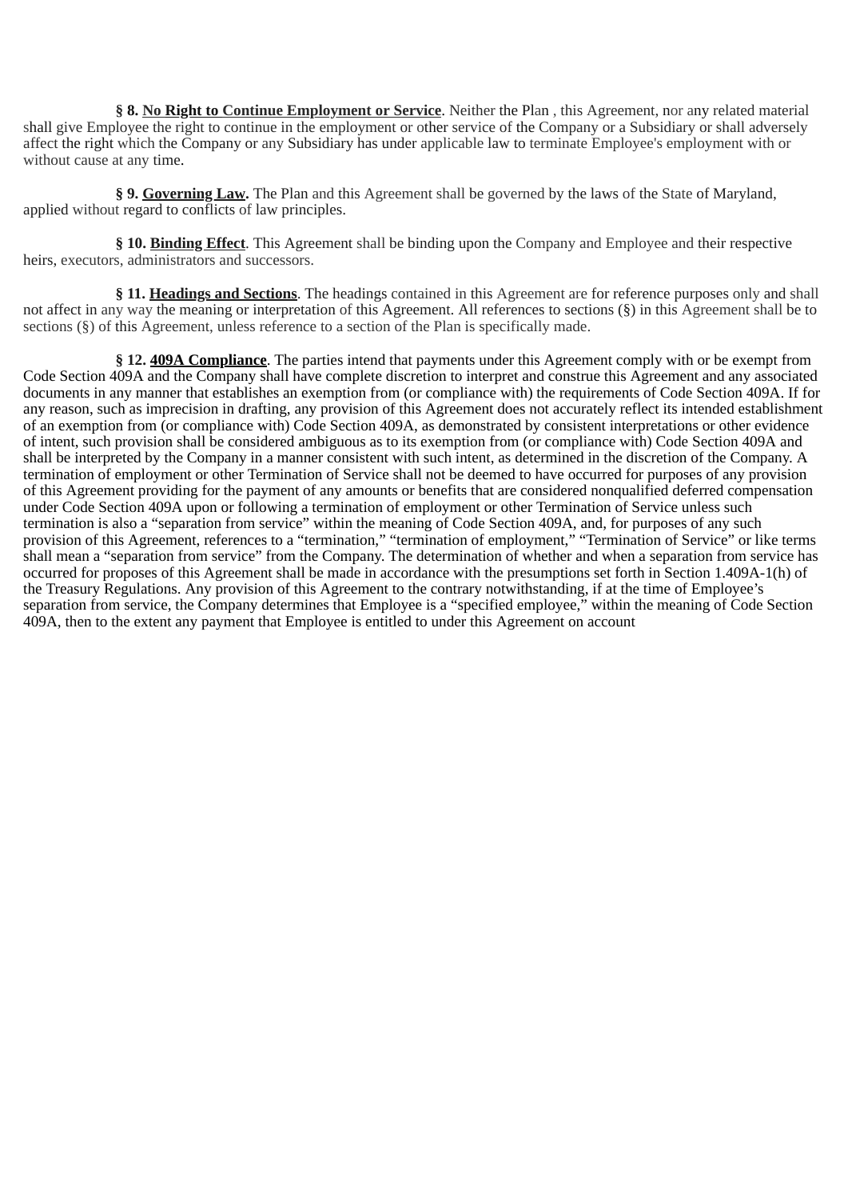**§ 8. <u>No Right to Continue Employment or Service</u>**. Neither the Plan , this Agreement, nor any related material shall give Employee the right to continue in the employment or other service of the Company or a Subsidiary or shall adversely affect the right which the Company or any Subsidiary has under applicable law to terminate Employee's employment with or without cause at any time.

**§ 9. <u>Governing Law</u>.** The Plan and this Agreement shall be governed by the laws of the State of Maryland, applied without regard to conflicts of law principles.

**§ 10. <u>Binding Effect</u>**. This Agreement shall be binding upon the Company and Employee and their respective heirs, executors, administrators and successors.

**§ 11. <u>Headings and Sections</u>**. The headings contained in this Agreement are for reference purposes only and shall not affect in any way the meaning or interpretation of this Agreement. All references to sections (§) in this Agreement shall be to sections (§) of this Agreement, unless reference to a section of the Plan is specifically made.

**§ 12. <u>409A Compliance</u>**. The parties intend that payments under this Agreement comply with or be exempt from Code Section 409A and the Company shall have complete discretion to interpret and construe this Agreement and any associated documents in any manner that establishes an exemption from (or compliance with) the requirements of Code Section 409A. If for any reason, such as imprecision in drafting, any provision of this Agreement does not accurately reflect its intended establishment of an exemption from (or compliance with) Code Section 409A, as demonstrated by consistent interpretations or other evidence of intent, such provision shall be considered ambiguous as to its exemption from (or compliance with) Code Section 409A and shall be interpreted by the Company in a manner consistent with such intent, as determined in the discretion of the Company. A termination of employment or other Termination of Service shall not be deemed to have occurred for purposes of any provision of this Agreement providing for the payment of any amounts or benefits that are considered nonqualified deferred compensation under Code Section 409A upon or following a termination of employment or other Termination of Service unless such termination is also a "separation from service" within the meaning of Code Section 409A, and, for purposes of any such provision of this Agreement, references to a "termination," "termination of employment," "Termination of Service" or like terms shall mean a "separation from service" from the Company. The determination of whether and when a separation from service has occurred for proposes of this Agreement shall be made in accordance with the presumptions set forth in Section 1.409A-1(h) of the Treasury Regulations. Any provision of this Agreement to the contrary notwithstanding, if at the time of Employee's separation from service, the Company determines that Employee is a "specified employee," within the meaning of Code Section 409A, then to the extent any payment that Employee is entitled to under this Agreement on account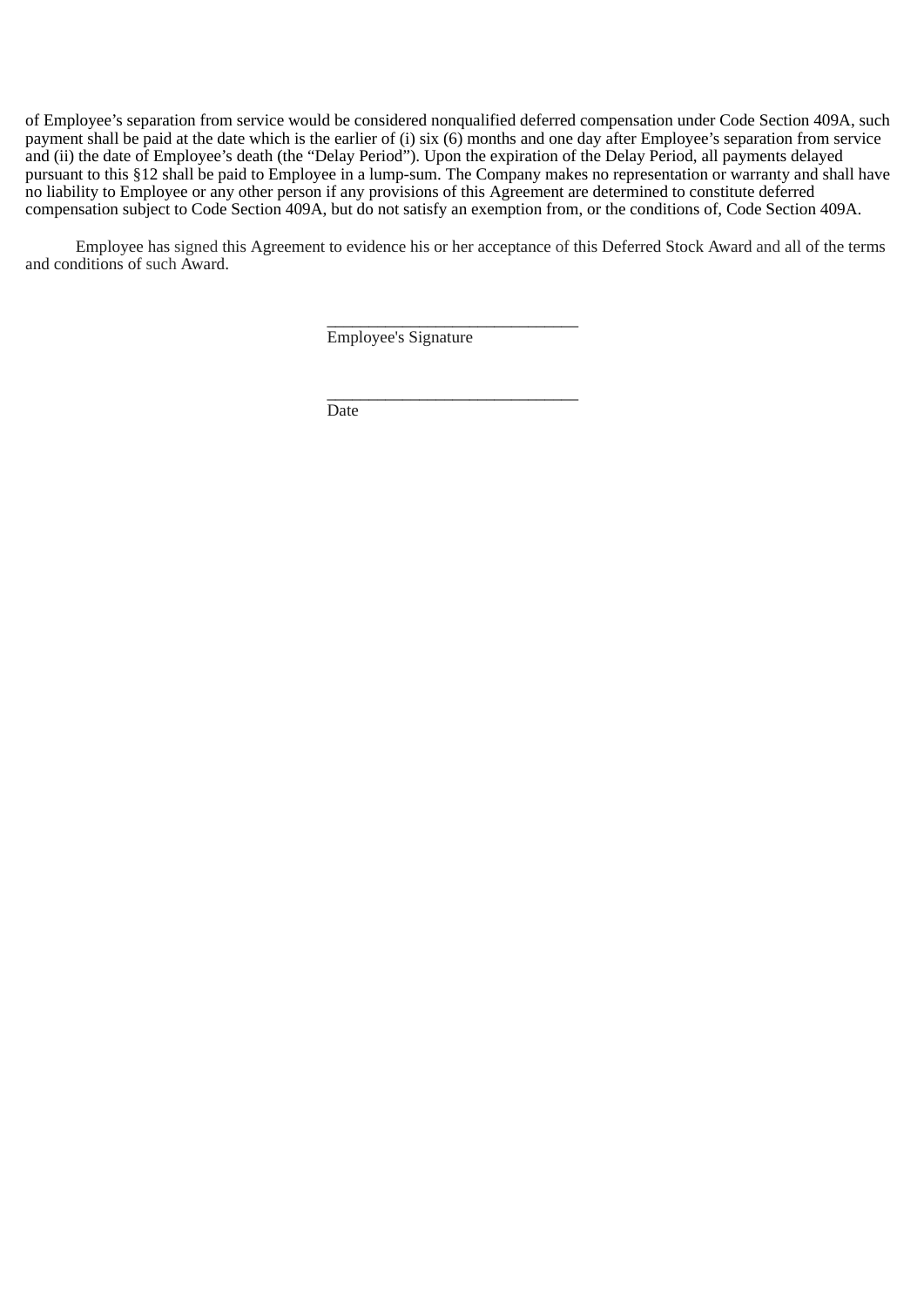of Employee's separation from service would be considered nonqualified deferred compensation under Code Section 409A, such payment shall be paid at the date which is the earlier of (i) six (6) months and one day after Employee's separation from service and (ii) the date of Employee's death (the "Delay Period"). Upon the expiration of the Delay Period, all payments delayed pursuant to this §12 shall be paid to Employee in a lump-sum. The Company makes no representation or warranty and shall have no liability to Employee or any other person if any provisions of this Agreement are determined to constitute deferred compensation subject to Code Section 409A, but do not satisfy an exemption from, or the conditions of, Code Section 409A.

Employee has signed this Agreement to evidence his or her acceptance of this Deferred Stock Award and all of the terms and conditions of such Award.

______________________________
Employee's Signature

______________________________
Date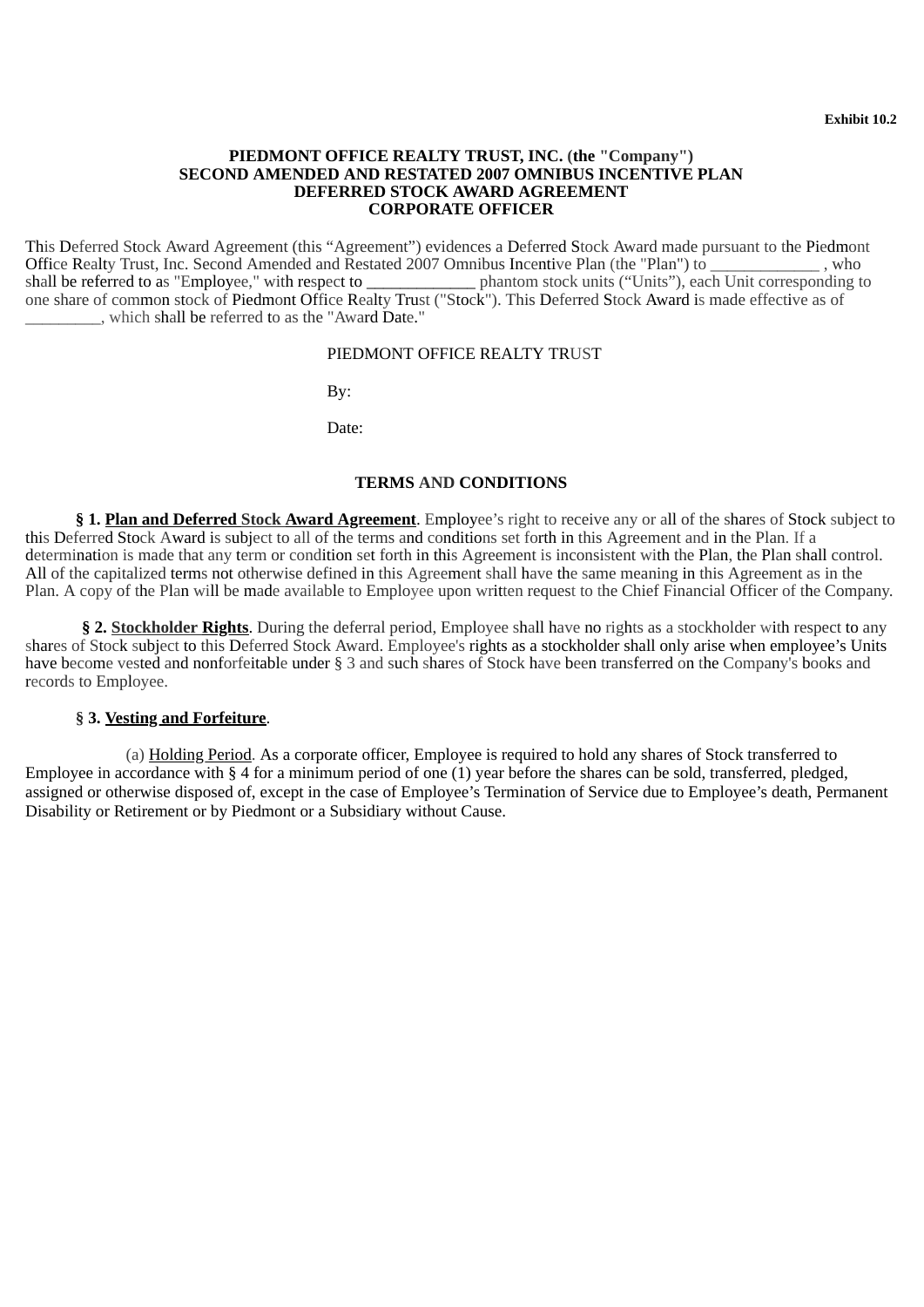**Exhibit 10.2**

**PIEDMONT OFFICE REALTY TRUST, INC. (the "Company")**
**SECOND AMENDED AND RESTATED 2007 OMNIBUS INCENTIVE PLAN**
**DEFERRED STOCK AWARD AGREEMENT**
**CORPORATE OFFICER**

This Deferred Stock Award Agreement (this “Agreement”) evidences a Deferred Stock Award made pursuant to the Piedmont Office Realty Trust, Inc. Second Amended and Restated 2007 Omnibus Incentive Plan (the "Plan") to _____________ , who shall be referred to as "Employee," with respect to _____________ phantom stock units (“Units”), each Unit corresponding to one share of common stock of Piedmont Office Realty Trust ("Stock"). This Deferred Stock Award is made effective as of _________, which shall be referred to as the "Award Date."

PIEDMONT OFFICE REALTY TRUST

By:

Date:

**TERMS AND CONDITIONS**

**§ 1. Plan and Deferred Stock Award Agreement**. Employee’s right to receive any or all of the shares of Stock subject to this Deferred Stock Award is subject to all of the terms and conditions set forth in this Agreement and in the Plan. If a determination is made that any term or condition set forth in this Agreement is inconsistent with the Plan, the Plan shall control. All of the capitalized terms not otherwise defined in this Agreement shall have the same meaning in this Agreement as in the Plan. A copy of the Plan will be made available to Employee upon written request to the Chief Financial Officer of the Company.

**§ 2. Stockholder Rights**. During the deferral period, Employee shall have no rights as a stockholder with respect to any shares of Stock subject to this Deferred Stock Award. Employee's rights as a stockholder shall only arise when employee’s Units have become vested and nonforfeitable under § 3 and such shares of Stock have been transferred on the Company's books and records to Employee.

**§ 3. Vesting and Forfeiture**.

(a) Holding Period. As a corporate officer, Employee is required to hold any shares of Stock transferred to Employee in accordance with § 4 for a minimum period of one (1) year before the shares can be sold, transferred, pledged, assigned or otherwise disposed of, except in the case of Employee’s Termination of Service due to Employee’s death, Permanent Disability or Retirement or by Piedmont or a Subsidiary without Cause.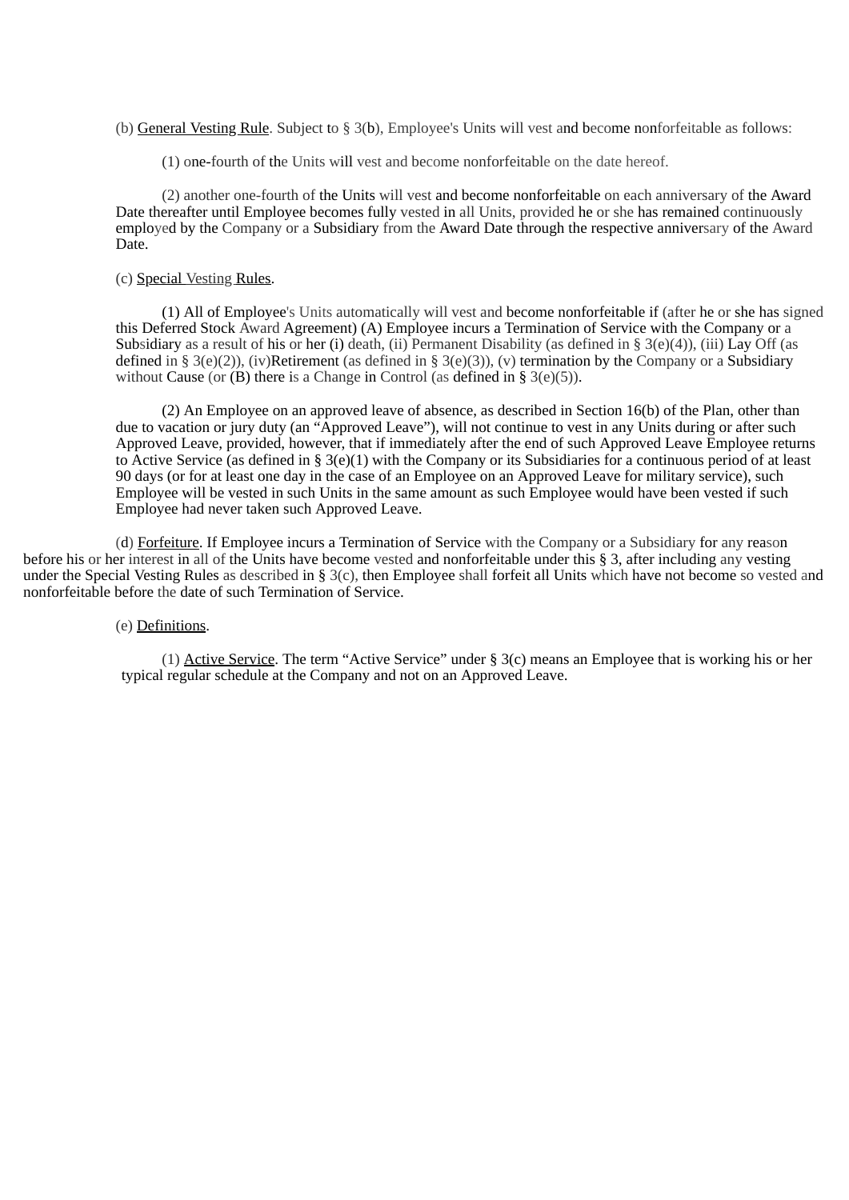(b) General Vesting Rule. Subject to § 3(b), Employee's Units will vest and become nonforfeitable as follows:

(1) one-fourth of the Units will vest and become nonforfeitable on the date hereof.

(2) another one-fourth of the Units will vest and become nonforfeitable on each anniversary of the Award Date thereafter until Employee becomes fully vested in all Units, provided he or she has remained continuously employed by the Company or a Subsidiary from the Award Date through the respective anniversary of the Award Date.

(c) Special Vesting Rules.

(1) All of Employee's Units automatically will vest and become nonforfeitable if (after he or she has signed this Deferred Stock Award Agreement) (A) Employee incurs a Termination of Service with the Company or a Subsidiary as a result of his or her (i) death, (ii) Permanent Disability (as defined in § 3(e)(4)), (iii) Lay Off (as defined in § 3(e)(2)), (iv)Retirement (as defined in § 3(e)(3)), (v) termination by the Company or a Subsidiary without Cause (or (B) there is a Change in Control (as defined in § 3(e)(5)).

(2) An Employee on an approved leave of absence, as described in Section 16(b) of the Plan, other than due to vacation or jury duty (an "Approved Leave"), will not continue to vest in any Units during or after such Approved Leave, provided, however, that if immediately after the end of such Approved Leave Employee returns to Active Service (as defined in § 3(e)(1) with the Company or its Subsidiaries for a continuous period of at least 90 days (or for at least one day in the case of an Employee on an Approved Leave for military service), such Employee will be vested in such Units in the same amount as such Employee would have been vested if such Employee had never taken such Approved Leave.

(d) Forfeiture. If Employee incurs a Termination of Service with the Company or a Subsidiary for any reason before his or her interest in all of the Units have become vested and nonforfeitable under this § 3, after including any vesting under the Special Vesting Rules as described in § 3(c), then Employee shall forfeit all Units which have not become so vested and nonforfeitable before the date of such Termination of Service.

(e) Definitions.

(1) Active Service. The term "Active Service" under § 3(c) means an Employee that is working his or her typical regular schedule at the Company and not on an Approved Leave.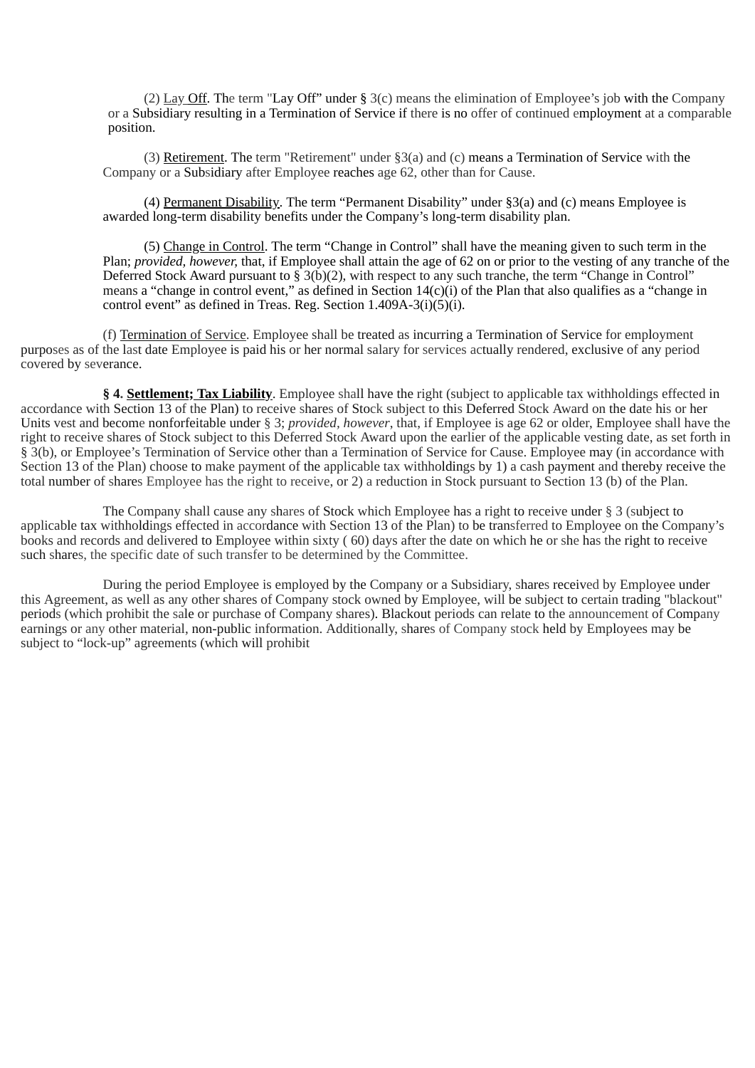(2) Lay Off. The term "Lay Off" under § 3(c) means the elimination of Employee's job with the Company or a Subsidiary resulting in a Termination of Service if there is no offer of continued employment at a comparable position.

(3) Retirement. The term "Retirement" under §3(a) and (c) means a Termination of Service with the Company or a Subsidiary after Employee reaches age 62, other than for Cause.

(4) Permanent Disability. The term "Permanent Disability" under §3(a) and (c) means Employee is awarded long-term disability benefits under the Company's long-term disability plan.

(5) Change in Control. The term "Change in Control" shall have the meaning given to such term in the Plan; *provided, however,* that, if Employee shall attain the age of 62 on or prior to the vesting of any tranche of the Deferred Stock Award pursuant to § 3(b)(2), with respect to any such tranche, the term "Change in Control" means a "change in control event," as defined in Section 14(c)(i) of the Plan that also qualifies as a "change in control event" as defined in Treas. Reg. Section 1.409A-3(i)(5)(i).

(f) Termination of Service. Employee shall be treated as incurring a Termination of Service for employment purposes as of the last date Employee is paid his or her normal salary for services actually rendered, exclusive of any period covered by severance.

**§ 4. Settlement; Tax Liability**. Employee shall have the right (subject to applicable tax withholdings effected in accordance with Section 13 of the Plan) to receive shares of Stock subject to this Deferred Stock Award on the date his or her Units vest and become nonforfeitable under § 3; *provided, however*, that, if Employee is age 62 or older, Employee shall have the right to receive shares of Stock subject to this Deferred Stock Award upon the earlier of the applicable vesting date, as set forth in § 3(b), or Employee's Termination of Service other than a Termination of Service for Cause. Employee may (in accordance with Section 13 of the Plan) choose to make payment of the applicable tax withholdings by 1) a cash payment and thereby receive the total number of shares Employee has the right to receive, or 2) a reduction in Stock pursuant to Section 13 (b) of the Plan.

The Company shall cause any shares of Stock which Employee has a right to receive under § 3 (subject to applicable tax withholdings effected in accordance with Section 13 of the Plan) to be transferred to Employee on the Company's books and records and delivered to Employee within sixty ( 60) days after the date on which he or she has the right to receive such shares, the specific date of such transfer to be determined by the Committee.

During the period Employee is employed by the Company or a Subsidiary, shares received by Employee under this Agreement, as well as any other shares of Company stock owned by Employee, will be subject to certain trading "blackout" periods (which prohibit the sale or purchase of Company shares). Blackout periods can relate to the announcement of Company earnings or any other material, non-public information. Additionally, shares of Company stock held by Employees may be subject to "lock-up" agreements (which will prohibit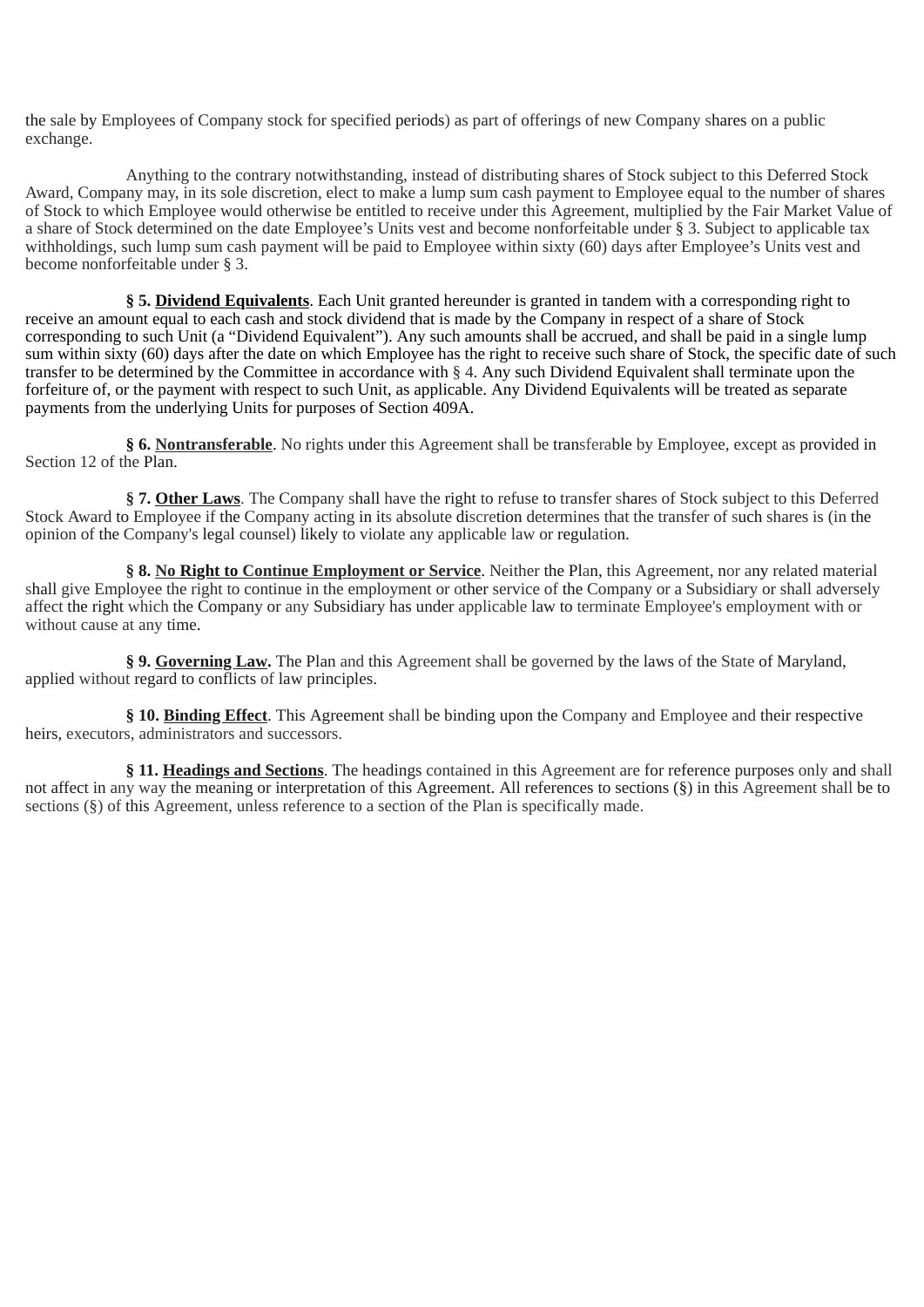the sale by Employees of Company stock for specified periods) as part of offerings of new Company shares on a public exchange.

Anything to the contrary notwithstanding, instead of distributing shares of Stock subject to this Deferred Stock Award, Company may, in its sole discretion, elect to make a lump sum cash payment to Employee equal to the number of shares of Stock to which Employee would otherwise be entitled to receive under this Agreement, multiplied by the Fair Market Value of a share of Stock determined on the date Employee’s Units vest and become nonforfeitable under § 3. Subject to applicable tax withholdings, such lump sum cash payment will be paid to Employee within sixty (60) days after Employee’s Units vest and become nonforfeitable under § 3.

**§ 5. Dividend Equivalents**. Each Unit granted hereunder is granted in tandem with a corresponding right to receive an amount equal to each cash and stock dividend that is made by the Company in respect of a share of Stock corresponding to such Unit (a “Dividend Equivalent”). Any such amounts shall be accrued, and shall be paid in a single lump sum within sixty (60) days after the date on which Employee has the right to receive such share of Stock, the specific date of such transfer to be determined by the Committee in accordance with § 4. Any such Dividend Equivalent shall terminate upon the forfeiture of, or the payment with respect to such Unit, as applicable. Any Dividend Equivalents will be treated as separate payments from the underlying Units for purposes of Section 409A.

**§ 6. Nontransferable**. No rights under this Agreement shall be transferable by Employee, except as provided in Section 12 of the Plan.

**§ 7. Other Laws**. The Company shall have the right to refuse to transfer shares of Stock subject to this Deferred Stock Award to Employee if the Company acting in its absolute discretion determines that the transfer of such shares is (in the opinion of the Company's legal counsel) likely to violate any applicable law or regulation.

**§ 8. No Right to Continue Employment or Service**. Neither the Plan, this Agreement, nor any related material shall give Employee the right to continue in the employment or other service of the Company or a Subsidiary or shall adversely affect the right which the Company or any Subsidiary has under applicable law to terminate Employee's employment with or without cause at any time.

**§ 9. Governing Law.** The Plan and this Agreement shall be governed by the laws of the State of Maryland, applied without regard to conflicts of law principles.

**§ 10. Binding Effect**. This Agreement shall be binding upon the Company and Employee and their respective heirs, executors, administrators and successors.

**§ 11. Headings and Sections**. The headings contained in this Agreement are for reference purposes only and shall not affect in any way the meaning or interpretation of this Agreement. All references to sections (§) in this Agreement shall be to sections (§) of this Agreement, unless reference to a section of the Plan is specifically made.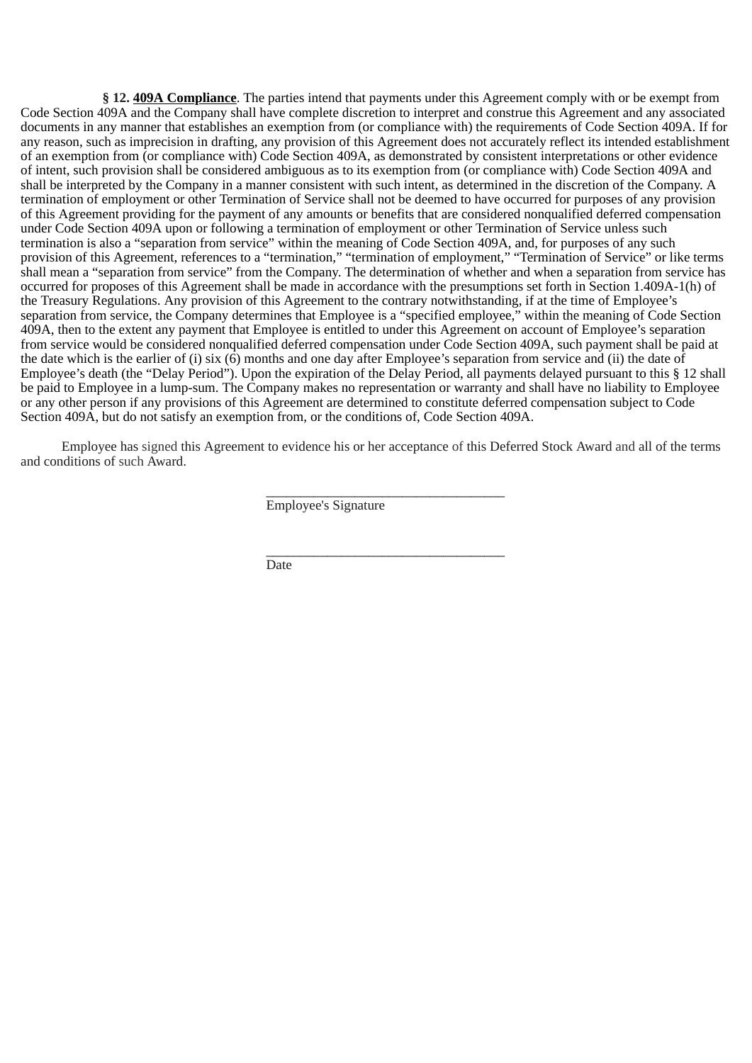**§ 12. <u>409A Compliance</u>**. The parties intend that payments under this Agreement comply with or be exempt from Code Section 409A and the Company shall have complete discretion to interpret and construe this Agreement and any associated documents in any manner that establishes an exemption from (or compliance with) the requirements of Code Section 409A. If for any reason, such as imprecision in drafting, any provision of this Agreement does not accurately reflect its intended establishment of an exemption from (or compliance with) Code Section 409A, as demonstrated by consistent interpretations or other evidence of intent, such provision shall be considered ambiguous as to its exemption from (or compliance with) Code Section 409A and shall be interpreted by the Company in a manner consistent with such intent, as determined in the discretion of the Company. A termination of employment or other Termination of Service shall not be deemed to have occurred for purposes of any provision of this Agreement providing for the payment of any amounts or benefits that are considered nonqualified deferred compensation under Code Section 409A upon or following a termination of employment or other Termination of Service unless such termination is also a "separation from service" within the meaning of Code Section 409A, and, for purposes of any such provision of this Agreement, references to a "termination," "termination of employment," "Termination of Service" or like terms shall mean a "separation from service" from the Company. The determination of whether and when a separation from service has occurred for proposes of this Agreement shall be made in accordance with the presumptions set forth in Section 1.409A-1(h) of the Treasury Regulations. Any provision of this Agreement to the contrary notwithstanding, if at the time of Employee's separation from service, the Company determines that Employee is a "specified employee," within the meaning of Code Section 409A, then to the extent any payment that Employee is entitled to under this Agreement on account of Employee's separation from service would be considered nonqualified deferred compensation under Code Section 409A, such payment shall be paid at the date which is the earlier of (i) six (6) months and one day after Employee's separation from service and (ii) the date of Employee's death (the "Delay Period"). Upon the expiration of the Delay Period, all payments delayed pursuant to this § 12 shall be paid to Employee in a lump-sum. The Company makes no representation or warranty and shall have no liability to Employee or any other person if any provisions of this Agreement are determined to constitute deferred compensation subject to Code Section 409A, but do not satisfy an exemption from, or the conditions of, Code Section 409A.

Employee has signed this Agreement to evidence his or her acceptance of this Deferred Stock Award and all of the terms and conditions of such Award.

\_\_\_\_\_\_\_\_\_\_\_\_\_\_\_\_\_\_\_\_\_\_\_\_\_\_\_\_\_\_\_\_\_\_\_
Employee's Signature

\_\_\_\_\_\_\_\_\_\_\_\_\_\_\_\_\_\_\_\_\_\_\_\_\_\_\_\_\_\_\_\_\_\_\_
Date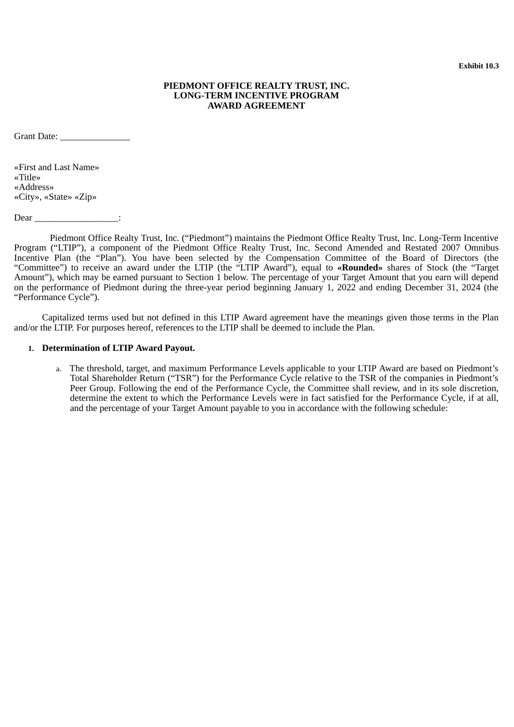**Exhibit 10.3**

**PIEDMONT OFFICE REALTY TRUST, INC.**
**LONG-TERM INCENTIVE PROGRAM**
**AWARD AGREEMENT**

Grant Date: _______________

«First and Last Name»
«Title»
«Address»
«City», «State» «Zip»

Dear __________________:

Piedmont Office Realty Trust, Inc. ("Piedmont") maintains the Piedmont Office Realty Trust, Inc. Long-Term Incentive Program ("LTIP"), a component of the Piedmont Office Realty Trust, Inc. Second Amended and Restated 2007 Omnibus Incentive Plan (the "Plan"). You have been selected by the Compensation Committee of the Board of Directors (the "Committee") to receive an award under the LTIP (the "LTIP Award"), equal to **«Rounded»** shares of Stock (the "Target Amount"), which may be earned pursuant to Section 1 below. The percentage of your Target Amount that you earn will depend on the performance of Piedmont during the three-year period beginning January 1, 2022 and ending December 31, 2024 (the "Performance Cycle").

Capitalized terms used but not defined in this LTIP Award agreement have the meanings given those terms in the Plan and/or the LTIP. For purposes hereof, references to the LTIP shall be deemed to include the Plan.

1. **Determination of LTIP Award Payout.**

   a. The threshold, target, and maximum Performance Levels applicable to your LTIP Award are based on Piedmont's Total Shareholder Return ("TSR") for the Performance Cycle relative to the TSR of the companies in Piedmont's Peer Group. Following the end of the Performance Cycle, the Committee shall review, and in its sole discretion, determine the extent to which the Performance Levels were in fact satisfied for the Performance Cycle, if at all, and the percentage of your Target Amount payable to you in accordance with the following schedule: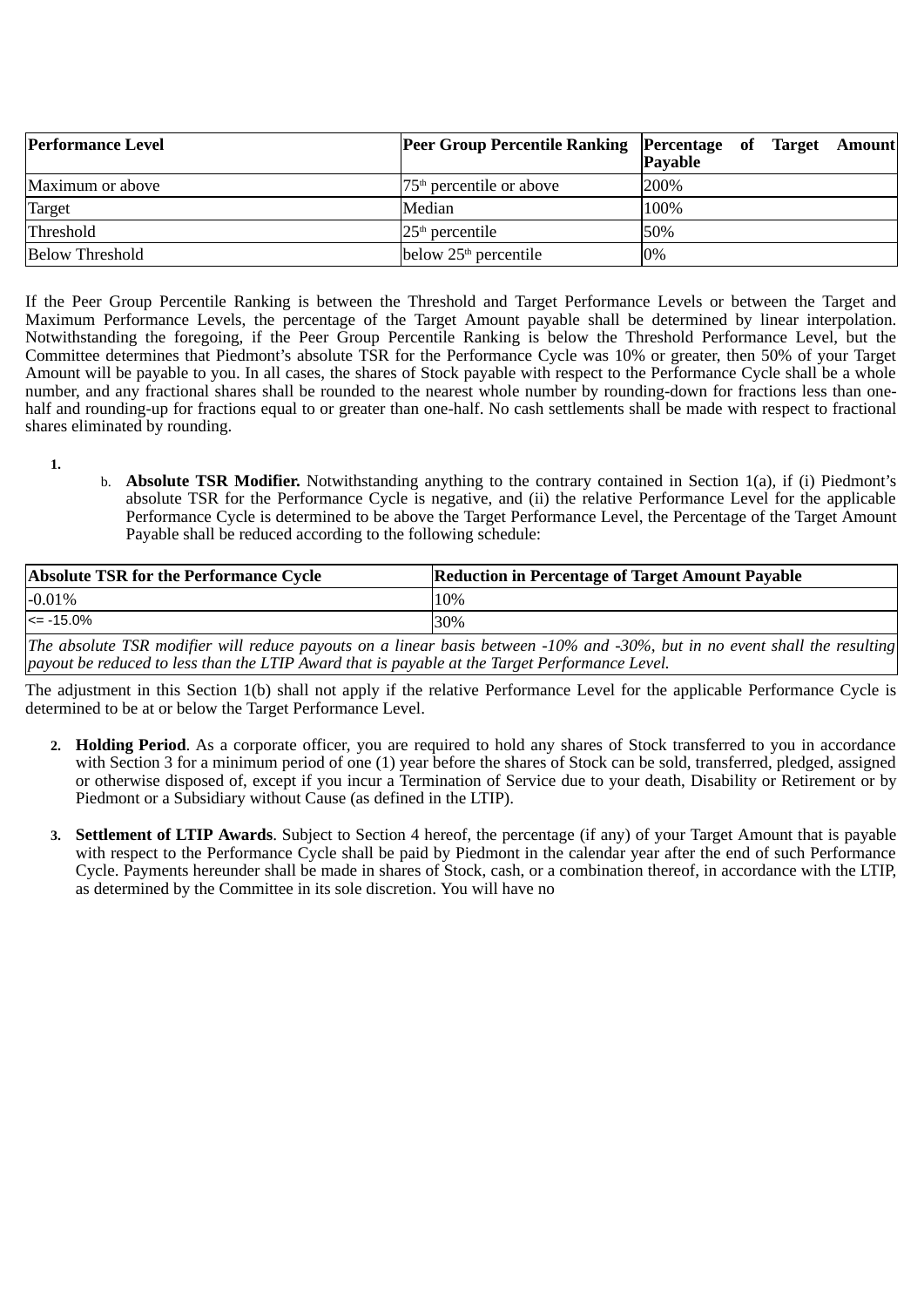| Performance Level | Peer Group Percentile Ranking | Percentage of Target Amount Payable |
|---|---|---|
| Maximum or above | 75th percentile or above | 200% |
| Target | Median | 100% |
| Threshold | 25th percentile | 50% |
| Below Threshold | below 25th percentile | 0% |

If the Peer Group Percentile Ranking is between the Threshold and Target Performance Levels or between the Target and Maximum Performance Levels, the percentage of the Target Amount payable shall be determined by linear interpolation. Notwithstanding the foregoing, if the Peer Group Percentile Ranking is below the Threshold Performance Level, but the Committee determines that Piedmont's absolute TSR for the Performance Cycle was 10% or greater, then 50% of your Target Amount will be payable to you. In all cases, the shares of Stock payable with respect to the Performance Cycle shall be a whole number, and any fractional shares shall be rounded to the nearest whole number by rounding-down for fractions less than one-half and rounding-up for fractions equal to or greater than one-half. No cash settlements shall be made with respect to fractional shares eliminated by rounding.

1.

   b. **Absolute TSR Modifier.** Notwithstanding anything to the contrary contained in Section 1(a), if (i) Piedmont's absolute TSR for the Performance Cycle is negative, and (ii) the relative Performance Level for the applicable Performance Cycle is determined to be above the Target Performance Level, the Percentage of the Target Amount Payable shall be reduced according to the following schedule:

| Absolute TSR for the Performance Cycle | Reduction in Percentage of Target Amount Payable |
|---|---|
| -0.01% | 10% |
| <= -15.0% | 30% |
| *The absolute TSR modifier will reduce payouts on a linear basis between -10% and -30%, but in no event shall the resulting payout be reduced to less than the LTIP Award that is payable at the Target Performance Level.* | |

The adjustment in this Section 1(b) shall not apply if the relative Performance Level for the applicable Performance Cycle is determined to be at or below the Target Performance Level.

2. **Holding Period**. As a corporate officer, you are required to hold any shares of Stock transferred to you in accordance with Section 3 for a minimum period of one (1) year before the shares of Stock can be sold, transferred, pledged, assigned or otherwise disposed of, except if you incur a Termination of Service due to your death, Disability or Retirement or by Piedmont or a Subsidiary without Cause (as defined in the LTIP).

3. **Settlement of LTIP Awards**. Subject to Section 4 hereof, the percentage (if any) of your Target Amount that is payable with respect to the Performance Cycle shall be paid by Piedmont in the calendar year after the end of such Performance Cycle. Payments hereunder shall be made in shares of Stock, cash, or a combination thereof, in accordance with the LTIP, as determined by the Committee in its sole discretion. You will have no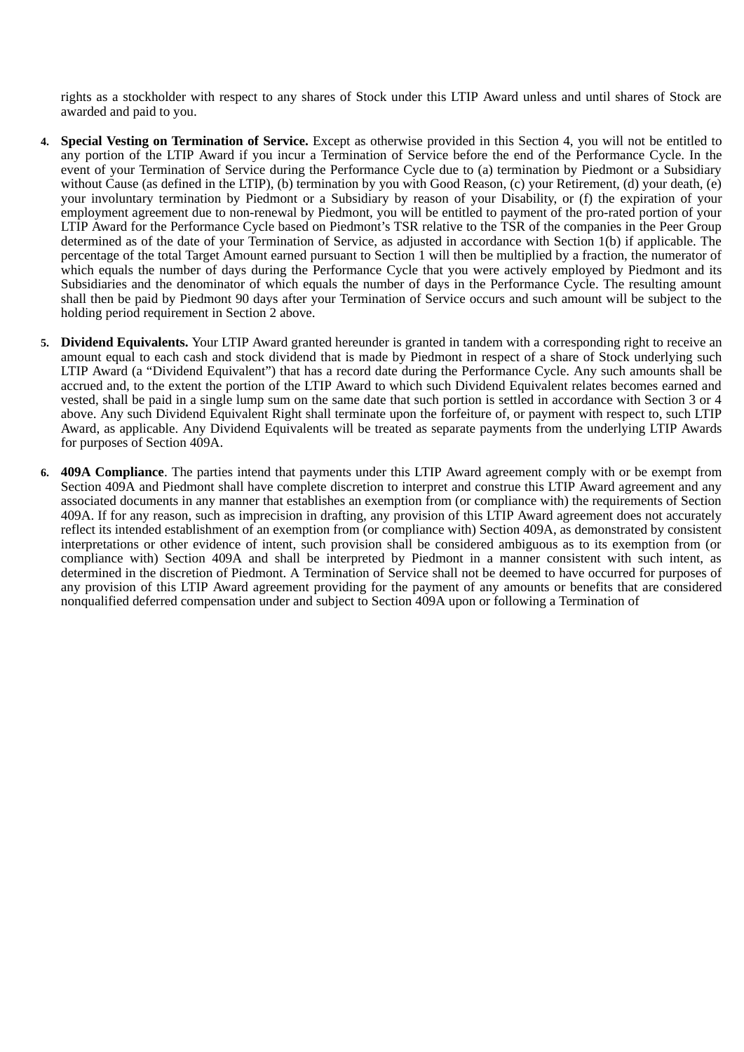rights as a stockholder with respect to any shares of Stock under this LTIP Award unless and until shares of Stock are awarded and paid to you.

4. **Special Vesting on Termination of Service.** Except as otherwise provided in this Section 4, you will not be entitled to any portion of the LTIP Award if you incur a Termination of Service before the end of the Performance Cycle. In the event of your Termination of Service during the Performance Cycle due to (a) termination by Piedmont or a Subsidiary without Cause (as defined in the LTIP), (b) termination by you with Good Reason, (c) your Retirement, (d) your death, (e) your involuntary termination by Piedmont or a Subsidiary by reason of your Disability, or (f) the expiration of your employment agreement due to non-renewal by Piedmont, you will be entitled to payment of the pro-rated portion of your LTIP Award for the Performance Cycle based on Piedmont's TSR relative to the TSR of the companies in the Peer Group determined as of the date of your Termination of Service, as adjusted in accordance with Section 1(b) if applicable. The percentage of the total Target Amount earned pursuant to Section 1 will then be multiplied by a fraction, the numerator of which equals the number of days during the Performance Cycle that you were actively employed by Piedmont and its Subsidiaries and the denominator of which equals the number of days in the Performance Cycle. The resulting amount shall then be paid by Piedmont 90 days after your Termination of Service occurs and such amount will be subject to the holding period requirement in Section 2 above.

5. **Dividend Equivalents.** Your LTIP Award granted hereunder is granted in tandem with a corresponding right to receive an amount equal to each cash and stock dividend that is made by Piedmont in respect of a share of Stock underlying such LTIP Award (a "Dividend Equivalent") that has a record date during the Performance Cycle. Any such amounts shall be accrued and, to the extent the portion of the LTIP Award to which such Dividend Equivalent relates becomes earned and vested, shall be paid in a single lump sum on the same date that such portion is settled in accordance with Section 3 or 4 above. Any such Dividend Equivalent Right shall terminate upon the forfeiture of, or payment with respect to, such LTIP Award, as applicable. Any Dividend Equivalents will be treated as separate payments from the underlying LTIP Awards for purposes of Section 409A.

6. **409A Compliance**. The parties intend that payments under this LTIP Award agreement comply with or be exempt from Section 409A and Piedmont shall have complete discretion to interpret and construe this LTIP Award agreement and any associated documents in any manner that establishes an exemption from (or compliance with) the requirements of Section 409A. If for any reason, such as imprecision in drafting, any provision of this LTIP Award agreement does not accurately reflect its intended establishment of an exemption from (or compliance with) Section 409A, as demonstrated by consistent interpretations or other evidence of intent, such provision shall be considered ambiguous as to its exemption from (or compliance with) Section 409A and shall be interpreted by Piedmont in a manner consistent with such intent, as determined in the discretion of Piedmont. A Termination of Service shall not be deemed to have occurred for purposes of any provision of this LTIP Award agreement providing for the payment of any amounts or benefits that are considered nonqualified deferred compensation under and subject to Section 409A upon or following a Termination of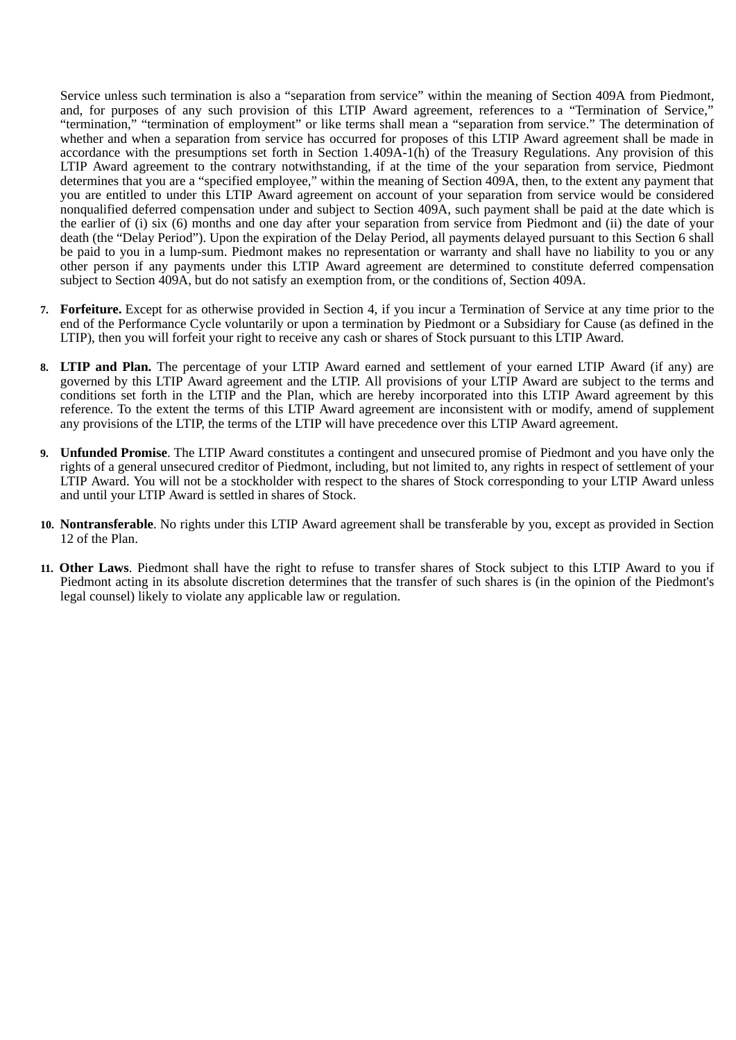Service unless such termination is also a "separation from service" within the meaning of Section 409A from Piedmont, and, for purposes of any such provision of this LTIP Award agreement, references to a "Termination of Service," "termination," "termination of employment" or like terms shall mean a "separation from service." The determination of whether and when a separation from service has occurred for proposes of this LTIP Award agreement shall be made in accordance with the presumptions set forth in Section 1.409A-1(h) of the Treasury Regulations. Any provision of this LTIP Award agreement to the contrary notwithstanding, if at the time of the your separation from service, Piedmont determines that you are a "specified employee," within the meaning of Section 409A, then, to the extent any payment that you are entitled to under this LTIP Award agreement on account of your separation from service would be considered nonqualified deferred compensation under and subject to Section 409A, such payment shall be paid at the date which is the earlier of (i) six (6) months and one day after your separation from service from Piedmont and (ii) the date of your death (the "Delay Period"). Upon the expiration of the Delay Period, all payments delayed pursuant to this Section 6 shall be paid to you in a lump-sum. Piedmont makes no representation or warranty and shall have no liability to you or any other person if any payments under this LTIP Award agreement are determined to constitute deferred compensation subject to Section 409A, but do not satisfy an exemption from, or the conditions of, Section 409A.

7. **Forfeiture.** Except for as otherwise provided in Section 4, if you incur a Termination of Service at any time prior to the end of the Performance Cycle voluntarily or upon a termination by Piedmont or a Subsidiary for Cause (as defined in the LTIP), then you will forfeit your right to receive any cash or shares of Stock pursuant to this LTIP Award.

8. **LTIP and Plan.** The percentage of your LTIP Award earned and settlement of your earned LTIP Award (if any) are governed by this LTIP Award agreement and the LTIP. All provisions of your LTIP Award are subject to the terms and conditions set forth in the LTIP and the Plan, which are hereby incorporated into this LTIP Award agreement by this reference. To the extent the terms of this LTIP Award agreement are inconsistent with or modify, amend of supplement any provisions of the LTIP, the terms of the LTIP will have precedence over this LTIP Award agreement.

9. **Unfunded Promise**. The LTIP Award constitutes a contingent and unsecured promise of Piedmont and you have only the rights of a general unsecured creditor of Piedmont, including, but not limited to, any rights in respect of settlement of your LTIP Award. You will not be a stockholder with respect to the shares of Stock corresponding to your LTIP Award unless and until your LTIP Award is settled in shares of Stock.

10. **Nontransferable**. No rights under this LTIP Award agreement shall be transferable by you, except as provided in Section 12 of the Plan.

11. **Other Laws**. Piedmont shall have the right to refuse to transfer shares of Stock subject to this LTIP Award to you if Piedmont acting in its absolute discretion determines that the transfer of such shares is (in the opinion of the Piedmont's legal counsel) likely to violate any applicable law or regulation.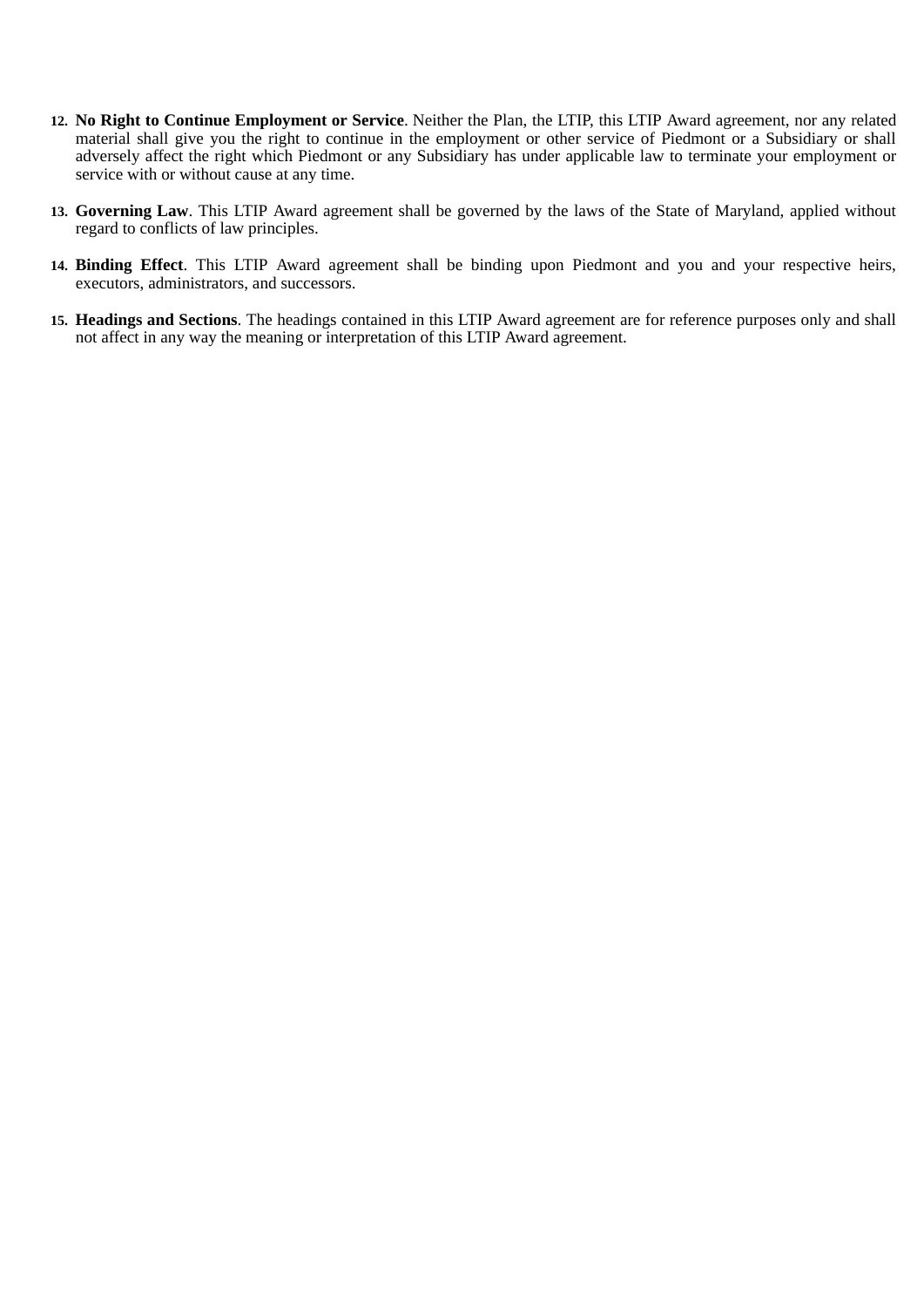12. **No Right to Continue Employment or Service**. Neither the Plan, the LTIP, this LTIP Award agreement, nor any related material shall give you the right to continue in the employment or other service of Piedmont or a Subsidiary or shall adversely affect the right which Piedmont or any Subsidiary has under applicable law to terminate your employment or service with or without cause at any time.

13. **Governing Law**. This LTIP Award agreement shall be governed by the laws of the State of Maryland, applied without regard to conflicts of law principles.

14. **Binding Effect**. This LTIP Award agreement shall be binding upon Piedmont and you and your respective heirs, executors, administrators, and successors.

15. **Headings and Sections**. The headings contained in this LTIP Award agreement are for reference purposes only and shall not affect in any way the meaning or interpretation of this LTIP Award agreement.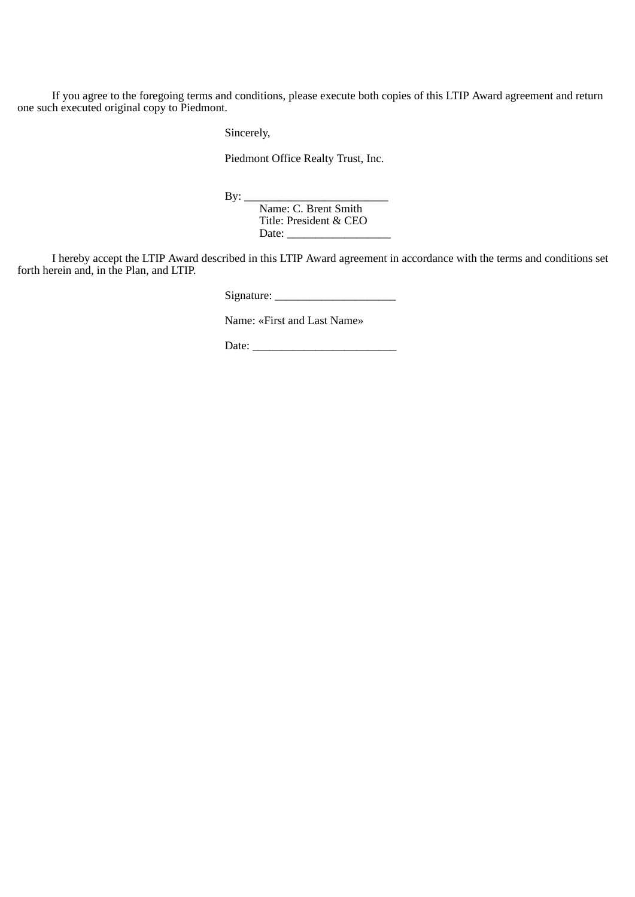If you agree to the foregoing terms and conditions, please execute both copies of this LTIP Award agreement and return one such executed original copy to Piedmont.

Sincerely,

Piedmont Office Realty Trust, Inc.

By: _________________________
Name: C. Brent Smith
Title: President & CEO
Date: __________________

I hereby accept the LTIP Award described in this LTIP Award agreement in accordance with the terms and conditions set forth herein and, in the Plan, and LTIP.

Signature: _____________________

Name: «First and Last Name»

Date: _________________________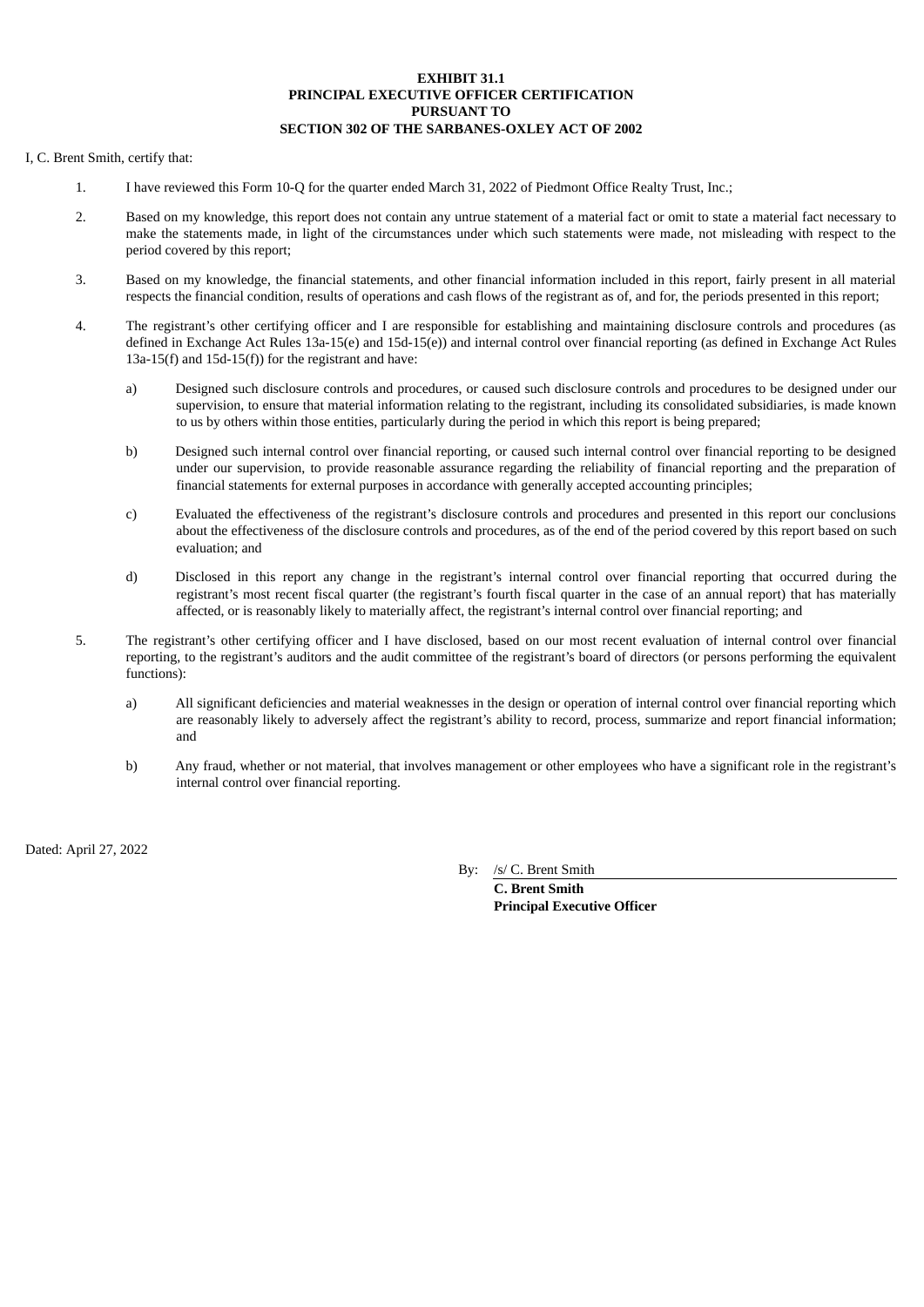**EXHIBIT 31.1**
**PRINCIPAL EXECUTIVE OFFICER CERTIFICATION**
**PURSUANT TO**
**SECTION 302 OF THE SARBANES-OXLEY ACT OF 2002**

I, C. Brent Smith, certify that:

1. I have reviewed this Form 10-Q for the quarter ended March 31, 2022 of Piedmont Office Realty Trust, Inc.;

2. Based on my knowledge, this report does not contain any untrue statement of a material fact or omit to state a material fact necessary to make the statements made, in light of the circumstances under which such statements were made, not misleading with respect to the period covered by this report;

3. Based on my knowledge, the financial statements, and other financial information included in this report, fairly present in all material respects the financial condition, results of operations and cash flows of the registrant as of, and for, the periods presented in this report;

4. The registrant's other certifying officer and I are responsible for establishing and maintaining disclosure controls and procedures (as defined in Exchange Act Rules 13a-15(e) and 15d-15(e)) and internal control over financial reporting (as defined in Exchange Act Rules 13a-15(f) and 15d-15(f)) for the registrant and have:

   a) Designed such disclosure controls and procedures, or caused such disclosure controls and procedures to be designed under our supervision, to ensure that material information relating to the registrant, including its consolidated subsidiaries, is made known to us by others within those entities, particularly during the period in which this report is being prepared;

   b) Designed such internal control over financial reporting, or caused such internal control over financial reporting to be designed under our supervision, to provide reasonable assurance regarding the reliability of financial reporting and the preparation of financial statements for external purposes in accordance with generally accepted accounting principles;

   c) Evaluated the effectiveness of the registrant's disclosure controls and procedures and presented in this report our conclusions about the effectiveness of the disclosure controls and procedures, as of the end of the period covered by this report based on such evaluation; and

   d) Disclosed in this report any change in the registrant's internal control over financial reporting that occurred during the registrant's most recent fiscal quarter (the registrant's fourth fiscal quarter in the case of an annual report) that has materially affected, or is reasonably likely to materially affect, the registrant's internal control over financial reporting; and

5. The registrant's other certifying officer and I have disclosed, based on our most recent evaluation of internal control over financial reporting, to the registrant's auditors and the audit committee of the registrant's board of directors (or persons performing the equivalent functions):

   a) All significant deficiencies and material weaknesses in the design or operation of internal control over financial reporting which are reasonably likely to adversely affect the registrant's ability to record, process, summarize and report financial information; and

   b) Any fraud, whether or not material, that involves management or other employees who have a significant role in the registrant's internal control over financial reporting.

Dated: April 27, 2022

By: /s/ C. Brent Smith
**C. Brent Smith**
**Principal Executive Officer**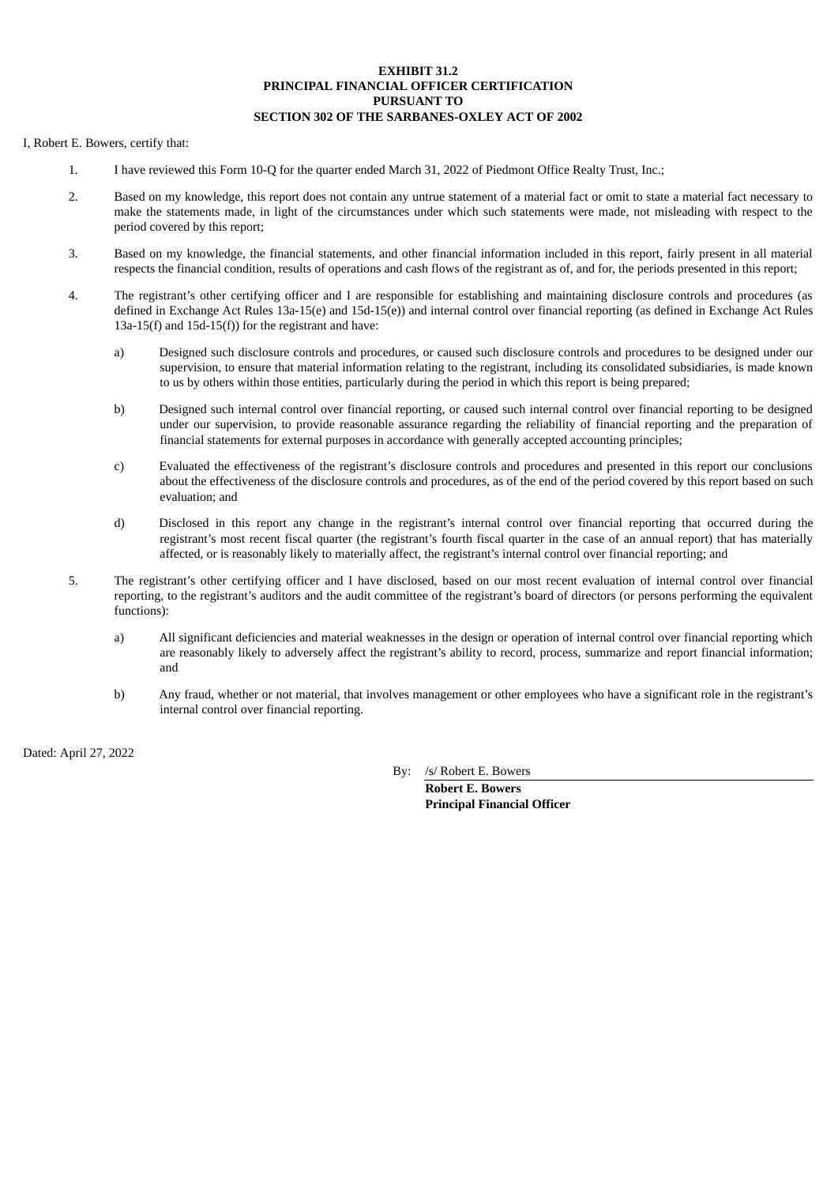**EXHIBIT 31.2**
**PRINCIPAL FINANCIAL OFFICER CERTIFICATION**
**PURSUANT TO**
**SECTION 302 OF THE SARBANES-OXLEY ACT OF 2002**

I, Robert E. Bowers, certify that:

1. I have reviewed this Form 10-Q for the quarter ended March 31, 2022 of Piedmont Office Realty Trust, Inc.;

2. Based on my knowledge, this report does not contain any untrue statement of a material fact or omit to state a material fact necessary to make the statements made, in light of the circumstances under which such statements were made, not misleading with respect to the period covered by this report;

3. Based on my knowledge, the financial statements, and other financial information included in this report, fairly present in all material respects the financial condition, results of operations and cash flows of the registrant as of, and for, the periods presented in this report;

4. The registrant's other certifying officer and I are responsible for establishing and maintaining disclosure controls and procedures (as defined in Exchange Act Rules 13a-15(e) and 15d-15(e)) and internal control over financial reporting (as defined in Exchange Act Rules 13a-15(f) and 15d-15(f)) for the registrant and have:

   a) Designed such disclosure controls and procedures, or caused such disclosure controls and procedures to be designed under our supervision, to ensure that material information relating to the registrant, including its consolidated subsidiaries, is made known to us by others within those entities, particularly during the period in which this report is being prepared;

   b) Designed such internal control over financial reporting, or caused such internal control over financial reporting to be designed under our supervision, to provide reasonable assurance regarding the reliability of financial reporting and the preparation of financial statements for external purposes in accordance with generally accepted accounting principles;

   c) Evaluated the effectiveness of the registrant's disclosure controls and procedures and presented in this report our conclusions about the effectiveness of the disclosure controls and procedures, as of the end of the period covered by this report based on such evaluation; and

   d) Disclosed in this report any change in the registrant's internal control over financial reporting that occurred during the registrant's most recent fiscal quarter (the registrant's fourth fiscal quarter in the case of an annual report) that has materially affected, or is reasonably likely to materially affect, the registrant's internal control over financial reporting; and

5. The registrant's other certifying officer and I have disclosed, based on our most recent evaluation of internal control over financial reporting, to the registrant's auditors and the audit committee of the registrant's board of directors (or persons performing the equivalent functions):

   a) All significant deficiencies and material weaknesses in the design or operation of internal control over financial reporting which are reasonably likely to adversely affect the registrant's ability to record, process, summarize and report financial information; and

   b) Any fraud, whether or not material, that involves management or other employees who have a significant role in the registrant's internal control over financial reporting.

Dated: April 27, 2022

By: /s/ Robert E. Bowers
**Robert E. Bowers**
**Principal Financial Officer**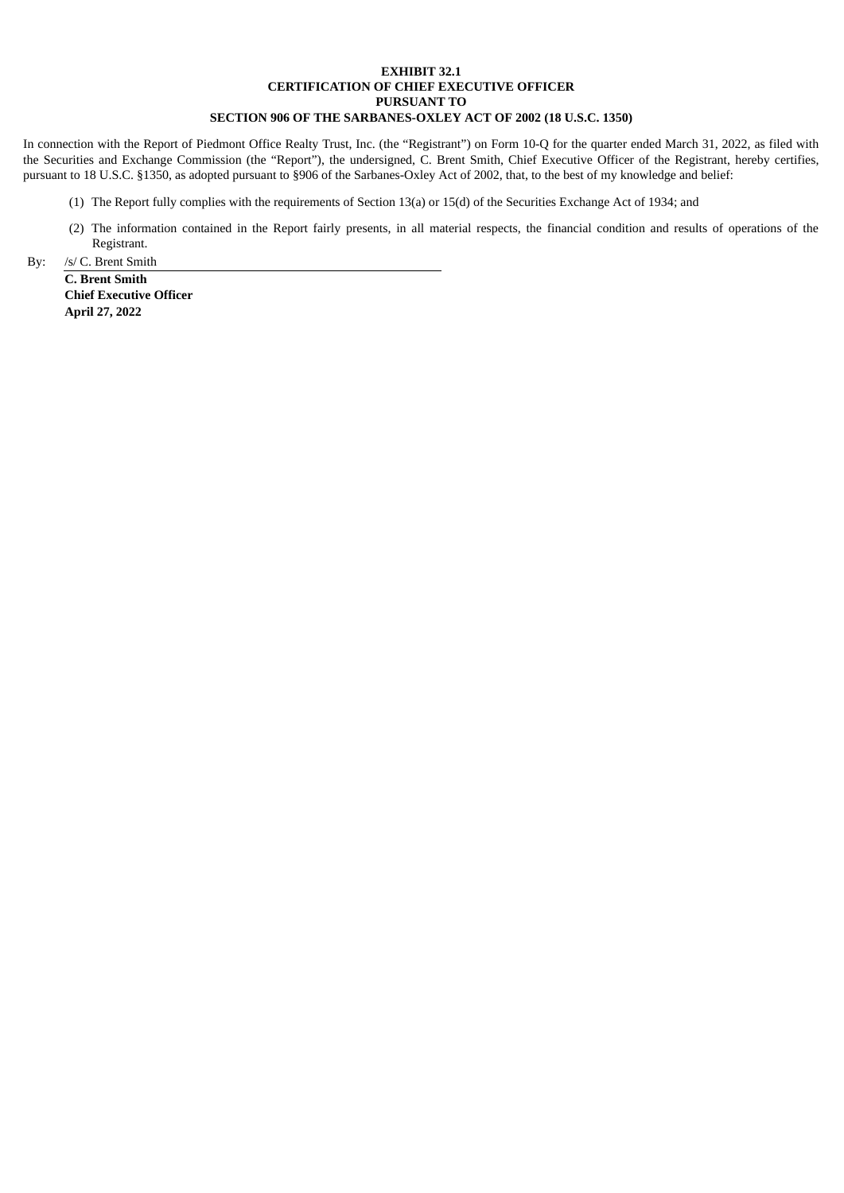**EXHIBIT 32.1**
**CERTIFICATION OF CHIEF EXECUTIVE OFFICER**
**PURSUANT TO**
**SECTION 906 OF THE SARBANES-OXLEY ACT OF 2002 (18 U.S.C. 1350)**

In connection with the Report of Piedmont Office Realty Trust, Inc. (the "Registrant") on Form 10-Q for the quarter ended March 31, 2022, as filed with the Securities and Exchange Commission (the "Report"), the undersigned, C. Brent Smith, Chief Executive Officer of the Registrant, hereby certifies, pursuant to 18 U.S.C. §1350, as adopted pursuant to §906 of the Sarbanes-Oxley Act of 2002, that, to the best of my knowledge and belief:

(1) The Report fully complies with the requirements of Section 13(a) or 15(d) of the Securities Exchange Act of 1934; and

(2) The information contained in the Report fairly presents, in all material respects, the financial condition and results of operations of the Registrant.

By: /s/ C. Brent Smith

**C. Brent Smith**
**Chief Executive Officer**
**April 27, 2022**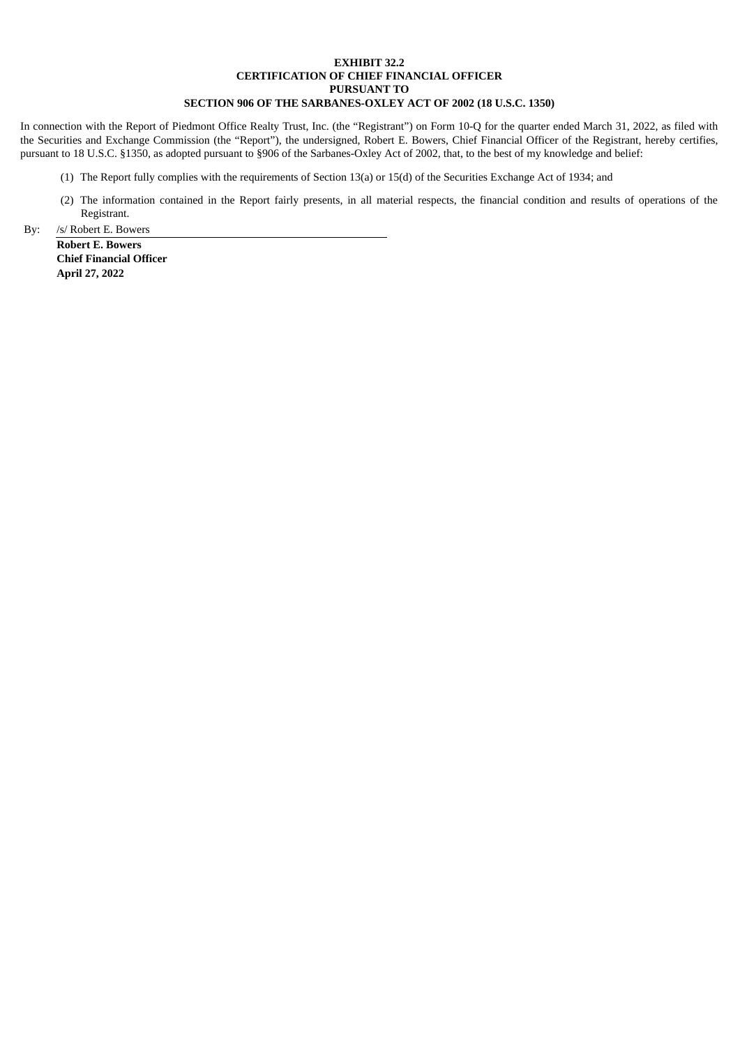# EXHIBIT 32.2
# CERTIFICATION OF CHIEF FINANCIAL OFFICER
# PURSUANT TO
# SECTION 906 OF THE SARBANES-OXLEY ACT OF 2002 (18 U.S.C. 1350)

In connection with the Report of Piedmont Office Realty Trust, Inc. (the "Registrant") on Form 10-Q for the quarter ended March 31, 2022, as filed with the Securities and Exchange Commission (the "Report"), the undersigned, Robert E. Bowers, Chief Financial Officer of the Registrant, hereby certifies, pursuant to 18 U.S.C. §1350, as adopted pursuant to §906 of the Sarbanes-Oxley Act of 2002, that, to the best of my knowledge and belief:

(1) The Report fully complies with the requirements of Section 13(a) or 15(d) of the Securities Exchange Act of 1934; and

(2) The information contained in the Report fairly presents, in all material respects, the financial condition and results of operations of the Registrant.

By: /s/ Robert E. Bowers

**Robert E. Bowers**
**Chief Financial Officer**
**April 27, 2022**